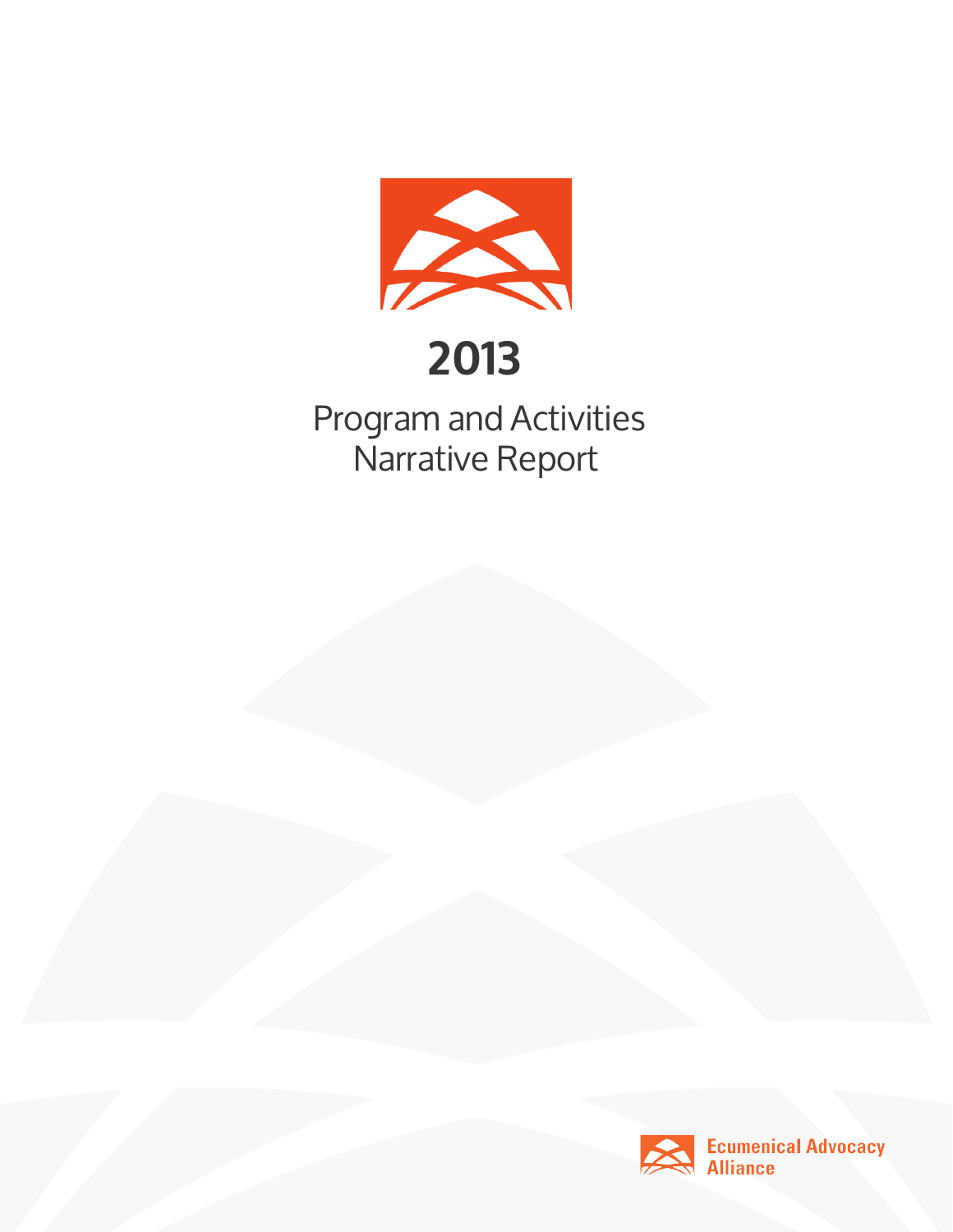# 2013

## Program and Activities Narrative Report

Ecumenical Advocacy Alliance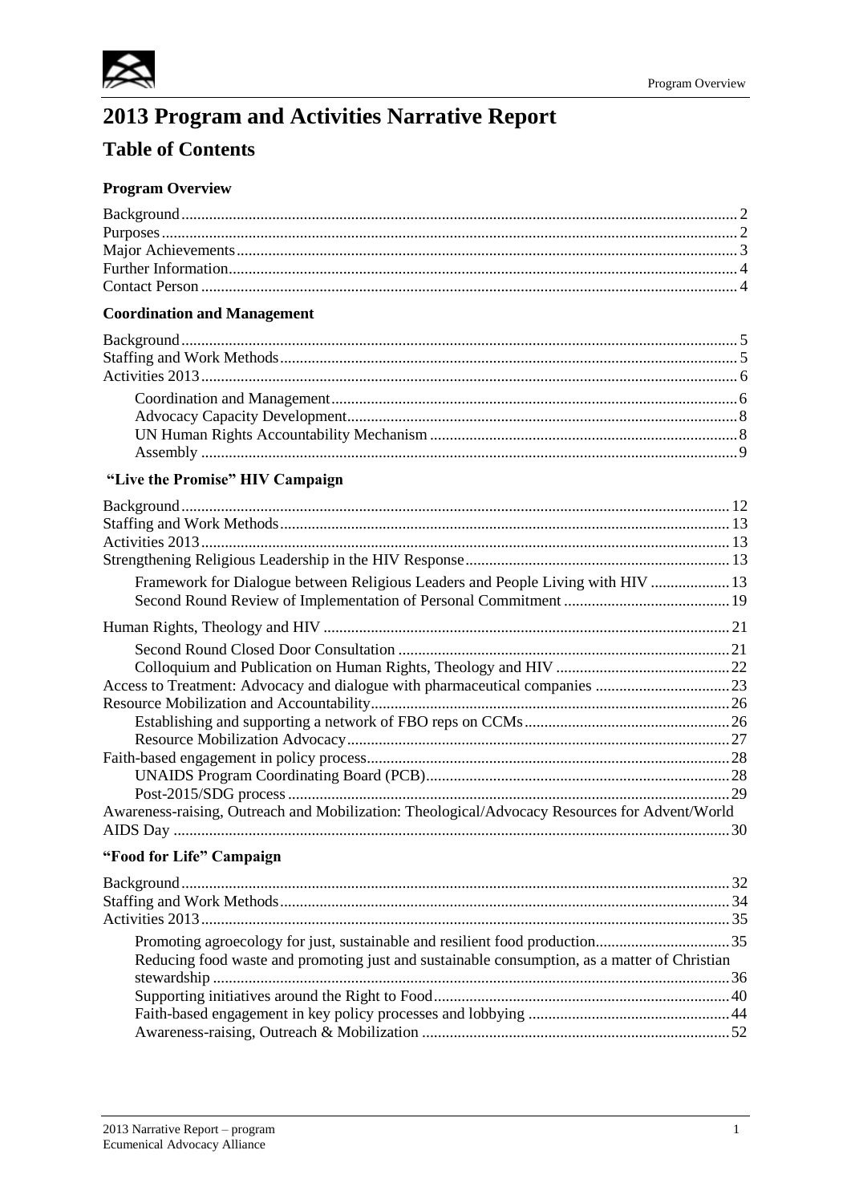# 2013 Program and Activities Narrative Report

## Table of Contents

### Program Overview

Background .......... 2
Purposes .......... 2
Major Achievements .......... 3
Further Information .......... 4
Contact Person .......... 4

### Coordination and Management

Background .......... 5
Staffing and Work Methods .......... 5
Activities 2013 .......... 6

- Coordination and Management .......... 6
- Advocacy Capacity Development .......... 8
- UN Human Rights Accountability Mechanism .......... 8
- Assembly .......... 9

### "Live the Promise" HIV Campaign

Background .......... 12
Staffing and Work Methods .......... 13
Activities 2013 .......... 13
Strengthening Religious Leadership in the HIV Response .......... 13

- Framework for Dialogue between Religious Leaders and People Living with HIV .......... 13
- Second Round Review of Implementation of Personal Commitment .......... 19

Human Rights, Theology and HIV .......... 21

- Second Round Closed Door Consultation .......... 21
- Colloquium and Publication on Human Rights, Theology and HIV .......... 22

Access to Treatment: Advocacy and dialogue with pharmaceutical companies .......... 23
Resource Mobilization and Accountability .......... 26

- Establishing and supporting a network of FBO reps on CCMs .......... 26
- Resource Mobilization Advocacy .......... 27

Faith-based engagement in policy process .......... 28

- UNAIDS Program Coordinating Board (PCB) .......... 28
- Post-2015/SDG process .......... 29

Awareness-raising, Outreach and Mobilization: Theological/Advocacy Resources for Advent/World AIDS Day .......... 30

### "Food for Life" Campaign

Background .......... 32
Staffing and Work Methods .......... 34
Activities 2013 .......... 35

- Promoting agroecology for just, sustainable and resilient food production .......... 35
- Reducing food waste and promoting just and sustainable consumption, as a matter of Christian stewardship .......... 36
- Supporting initiatives around the Right to Food .......... 40
- Faith-based engagement in key policy processes and lobbying .......... 44
- Awareness-raising, Outreach & Mobilization .......... 52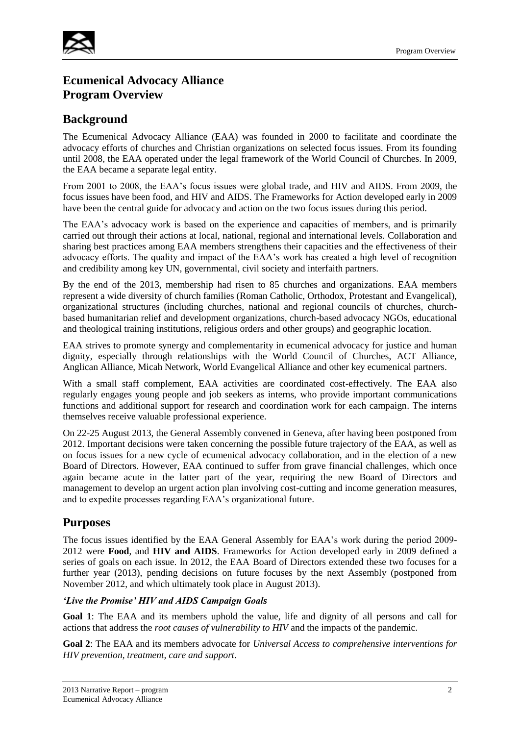## Ecumenical Advocacy Alliance
## Program Overview

## Background

The Ecumenical Advocacy Alliance (EAA) was founded in 2000 to facilitate and coordinate the advocacy efforts of churches and Christian organizations on selected focus issues. From its founding until 2008, the EAA operated under the legal framework of the World Council of Churches. In 2009, the EAA became a separate legal entity.

From 2001 to 2008, the EAA's focus issues were global trade, and HIV and AIDS. From 2009, the focus issues have been food, and HIV and AIDS. The Frameworks for Action developed early in 2009 have been the central guide for advocacy and action on the two focus issues during this period.

The EAA's advocacy work is based on the experience and capacities of members, and is primarily carried out through their actions at local, national, regional and international levels. Collaboration and sharing best practices among EAA members strengthens their capacities and the effectiveness of their advocacy efforts. The quality and impact of the EAA's work has created a high level of recognition and credibility among key UN, governmental, civil society and interfaith partners.

By the end of the 2013, membership had risen to 85 churches and organizations. EAA members represent a wide diversity of church families (Roman Catholic, Orthodox, Protestant and Evangelical), organizational structures (including churches, national and regional councils of churches, church-based humanitarian relief and development organizations, church-based advocacy NGOs, educational and theological training institutions, religious orders and other groups) and geographic location.

EAA strives to promote synergy and complementarity in ecumenical advocacy for justice and human dignity, especially through relationships with the World Council of Churches, ACT Alliance, Anglican Alliance, Micah Network, World Evangelical Alliance and other key ecumenical partners.

With a small staff complement, EAA activities are coordinated cost-effectively. The EAA also regularly engages young people and job seekers as interns, who provide important communications functions and additional support for research and coordination work for each campaign. The interns themselves receive valuable professional experience.

On 22-25 August 2013, the General Assembly convened in Geneva, after having been postponed from 2012. Important decisions were taken concerning the possible future trajectory of the EAA, as well as on focus issues for a new cycle of ecumenical advocacy collaboration, and in the election of a new Board of Directors. However, EAA continued to suffer from grave financial challenges, which once again became acute in the latter part of the year, requiring the new Board of Directors and management to develop an urgent action plan involving cost-cutting and income generation measures, and to expedite processes regarding EAA's organizational future.

## Purposes

The focus issues identified by the EAA General Assembly for EAA's work during the period 2009-2012 were **Food**, and **HIV and AIDS**. Frameworks for Action developed early in 2009 defined a series of goals on each issue. In 2012, the EAA Board of Directors extended these two focuses for a further year (2013), pending decisions on future focuses by the next Assembly (postponed from November 2012, and which ultimately took place in August 2013).

### *'Live the Promise' HIV and AIDS Campaign Goals*

**Goal 1**: The EAA and its members uphold the value, life and dignity of all persons and call for actions that address the *root causes of vulnerability to HIV* and the impacts of the pandemic.

**Goal 2**: The EAA and its members advocate for *Universal Access to comprehensive interventions for HIV prevention, treatment, care and support.*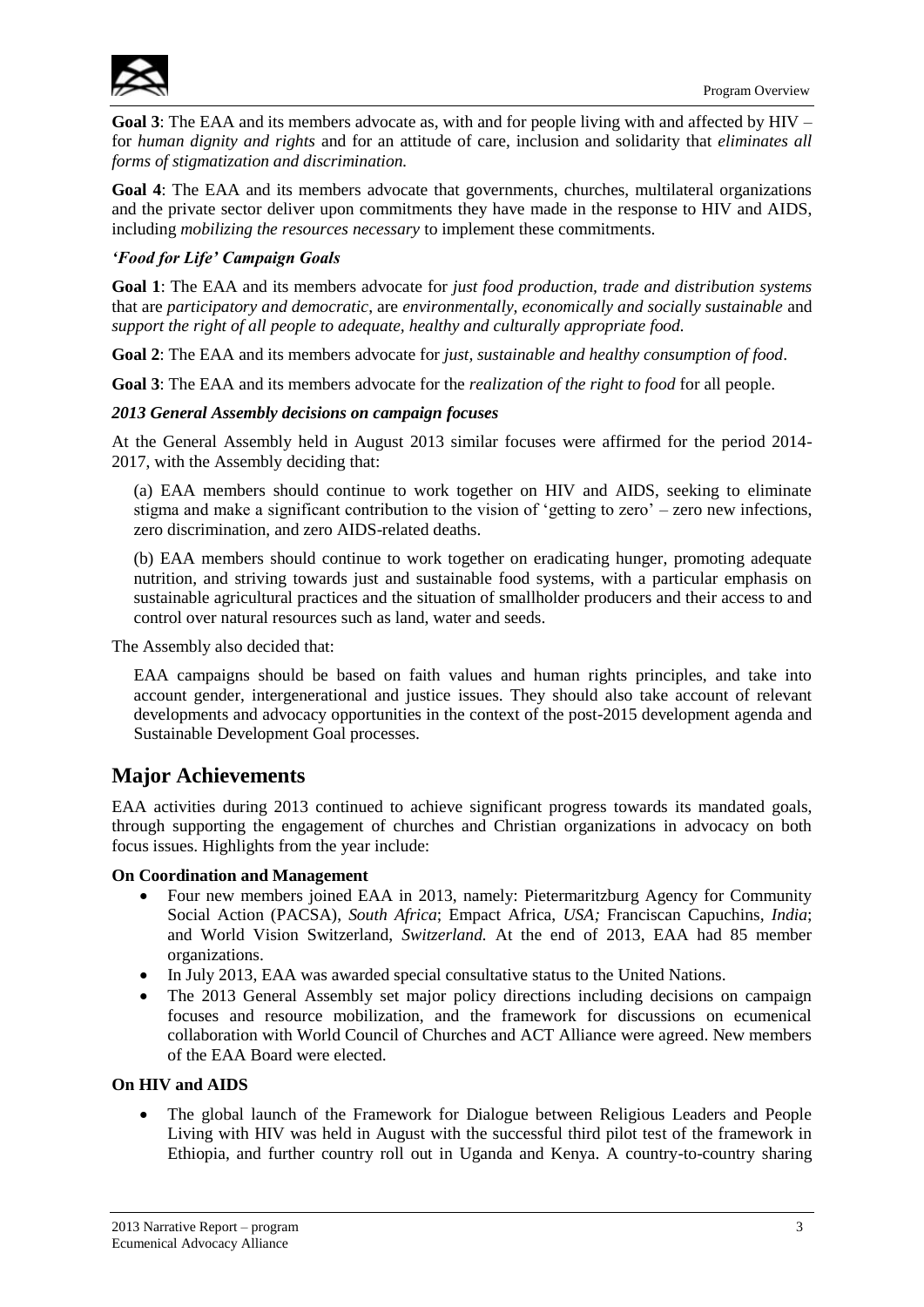**Goal 3**: The EAA and its members advocate as, with and for people living with and affected by HIV – for *human dignity and rights* and for an attitude of care, inclusion and solidarity that *eliminates all forms of stigmatization and discrimination.*

**Goal 4**: The EAA and its members advocate that governments, churches, multilateral organizations and the private sector deliver upon commitments they have made in the response to HIV and AIDS, including *mobilizing the resources necessary* to implement these commitments.

***'Food for Life' Campaign Goals***

**Goal 1**: The EAA and its members advocate for *just food production, trade and distribution systems* that are *participatory and democratic*, are *environmentally, economically and socially sustainable* and *support the right of all people to adequate, healthy and culturally appropriate food.*

**Goal 2**: The EAA and its members advocate for *just, sustainable and healthy consumption of food*.

**Goal 3**: The EAA and its members advocate for the *realization of the right to food* for all people.

***2013 General Assembly decisions on campaign focuses***

At the General Assembly held in August 2013 similar focuses were affirmed for the period 2014-2017, with the Assembly deciding that:

> (a) EAA members should continue to work together on HIV and AIDS, seeking to eliminate stigma and make a significant contribution to the vision of 'getting to zero' – zero new infections, zero discrimination, and zero AIDS-related deaths.
>
> (b) EAA members should continue to work together on eradicating hunger, promoting adequate nutrition, and striving towards just and sustainable food systems, with a particular emphasis on sustainable agricultural practices and the situation of smallholder producers and their access to and control over natural resources such as land, water and seeds.

The Assembly also decided that:

> EAA campaigns should be based on faith values and human rights principles, and take into account gender, intergenerational and justice issues. They should also take account of relevant developments and advocacy opportunities in the context of the post-2015 development agenda and Sustainable Development Goal processes.

## Major Achievements

EAA activities during 2013 continued to achieve significant progress towards its mandated goals, through supporting the engagement of churches and Christian organizations in advocacy on both focus issues. Highlights from the year include:

**On Coordination and Management**

- Four new members joined EAA in 2013, namely: Pietermaritzburg Agency for Community Social Action (PACSA), *South Africa*; Empact Africa, *USA;* Franciscan Capuchins, *India*; and World Vision Switzerland, *Switzerland.* At the end of 2013, EAA had 85 member organizations.
- In July 2013, EAA was awarded special consultative status to the United Nations.
- The 2013 General Assembly set major policy directions including decisions on campaign focuses and resource mobilization, and the framework for discussions on ecumenical collaboration with World Council of Churches and ACT Alliance were agreed. New members of the EAA Board were elected.

**On HIV and AIDS**

- The global launch of the Framework for Dialogue between Religious Leaders and People Living with HIV was held in August with the successful third pilot test of the framework in Ethiopia, and further country roll out in Uganda and Kenya. A country-to-country sharing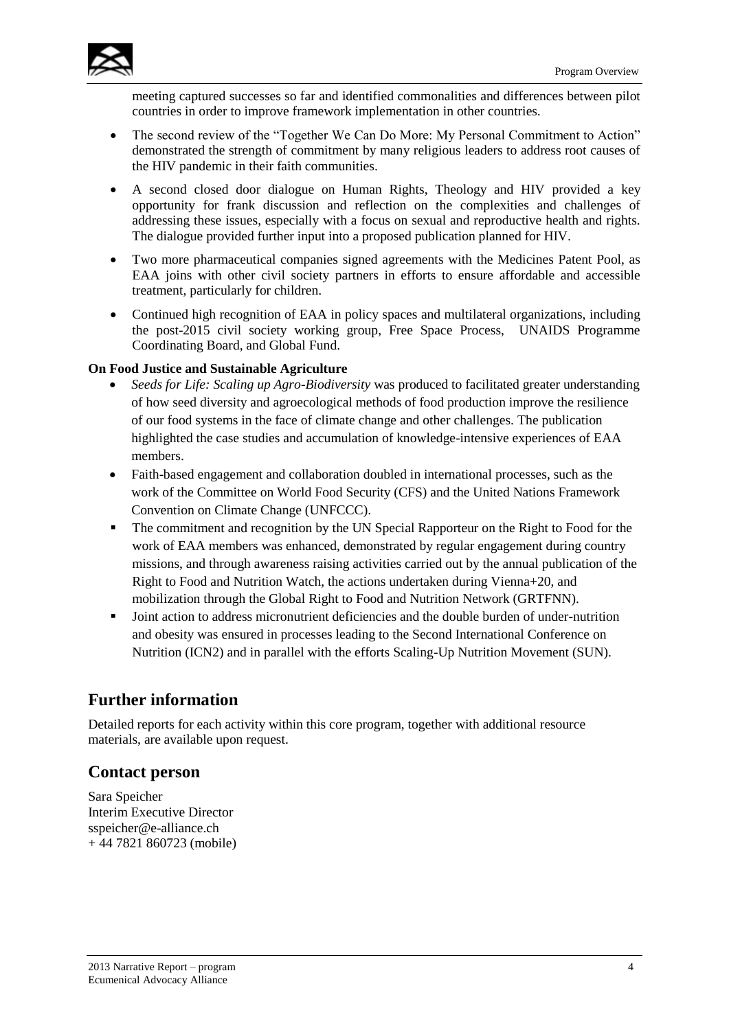meeting captured successes so far and identified commonalities and differences between pilot countries in order to improve framework implementation in other countries.

- The second review of the "Together We Can Do More: My Personal Commitment to Action" demonstrated the strength of commitment by many religious leaders to address root causes of the HIV pandemic in their faith communities.
- A second closed door dialogue on Human Rights, Theology and HIV provided a key opportunity for frank discussion and reflection on the complexities and challenges of addressing these issues, especially with a focus on sexual and reproductive health and rights. The dialogue provided further input into a proposed publication planned for HIV.
- Two more pharmaceutical companies signed agreements with the Medicines Patent Pool, as EAA joins with other civil society partners in efforts to ensure affordable and accessible treatment, particularly for children.
- Continued high recognition of EAA in policy spaces and multilateral organizations, including the post-2015 civil society working group, Free Space Process, UNAIDS Programme Coordinating Board, and Global Fund.

**On Food Justice and Sustainable Agriculture**

- *Seeds for Life: Scaling up Agro-Biodiversity* was produced to facilitated greater understanding of how seed diversity and agroecological methods of food production improve the resilience of our food systems in the face of climate change and other challenges. The publication highlighted the case studies and accumulation of knowledge-intensive experiences of EAA members.
- Faith-based engagement and collaboration doubled in international processes, such as the work of the Committee on World Food Security (CFS) and the United Nations Framework Convention on Climate Change (UNFCCC).
- The commitment and recognition by the UN Special Rapporteur on the Right to Food for the work of EAA members was enhanced, demonstrated by regular engagement during country missions, and through awareness raising activities carried out by the annual publication of the Right to Food and Nutrition Watch, the actions undertaken during Vienna+20, and mobilization through the Global Right to Food and Nutrition Network (GRTFNN).
- Joint action to address micronutrient deficiencies and the double burden of under-nutrition and obesity was ensured in processes leading to the Second International Conference on Nutrition (ICN2) and in parallel with the efforts Scaling-Up Nutrition Movement (SUN).

## Further information

Detailed reports for each activity within this core program, together with additional resource materials, are available upon request.

## Contact person

Sara Speicher  
Interim Executive Director  
sspeicher@e-alliance.ch  
+ 44 7821 860723 (mobile)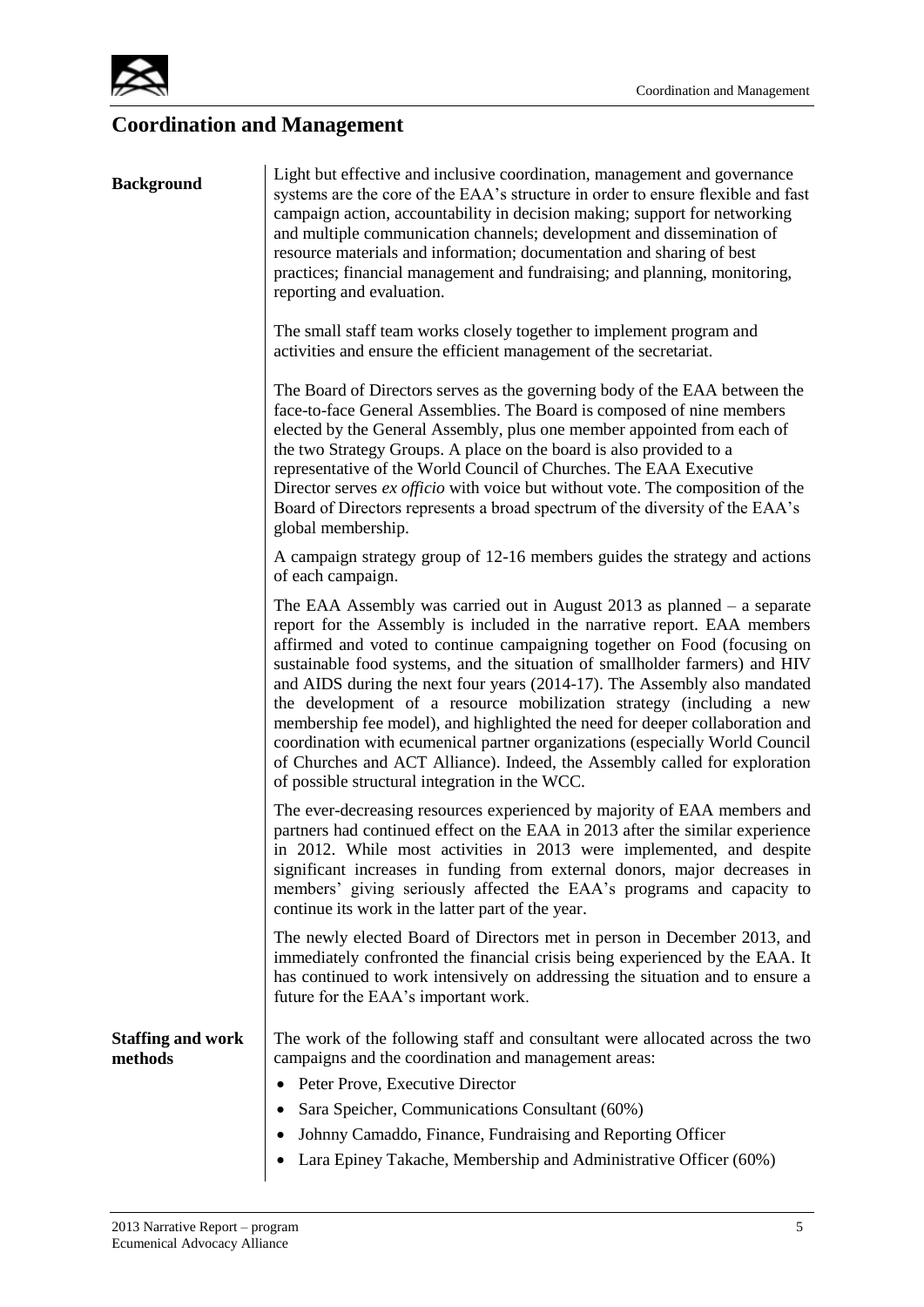# Coordination and Management

**Background**

Light but effective and inclusive coordination, management and governance systems are the core of the EAA's structure in order to ensure flexible and fast campaign action, accountability in decision making; support for networking and multiple communication channels; development and dissemination of resource materials and information; documentation and sharing of best practices; financial management and fundraising; and planning, monitoring, reporting and evaluation.

The small staff team works closely together to implement program and activities and ensure the efficient management of the secretariat.

The Board of Directors serves as the governing body of the EAA between the face-to-face General Assemblies. The Board is composed of nine members elected by the General Assembly, plus one member appointed from each of the two Strategy Groups. A place on the board is also provided to a representative of the World Council of Churches. The EAA Executive Director serves *ex officio* with voice but without vote. The composition of the Board of Directors represents a broad spectrum of the diversity of the EAA's global membership.

A campaign strategy group of 12-16 members guides the strategy and actions of each campaign.

The EAA Assembly was carried out in August 2013 as planned – a separate report for the Assembly is included in the narrative report. EAA members affirmed and voted to continue campaigning together on Food (focusing on sustainable food systems, and the situation of smallholder farmers) and HIV and AIDS during the next four years (2014-17). The Assembly also mandated the development of a resource mobilization strategy (including a new membership fee model), and highlighted the need for deeper collaboration and coordination with ecumenical partner organizations (especially World Council of Churches and ACT Alliance). Indeed, the Assembly called for exploration of possible structural integration in the WCC.

The ever-decreasing resources experienced by majority of EAA members and partners had continued effect on the EAA in 2013 after the similar experience in 2012. While most activities in 2013 were implemented, and despite significant increases in funding from external donors, major decreases in members' giving seriously affected the EAA's programs and capacity to continue its work in the latter part of the year.

The newly elected Board of Directors met in person in December 2013, and immediately confronted the financial crisis being experienced by the EAA. It has continued to work intensively on addressing the situation and to ensure a future for the EAA's important work.

**Staffing and work methods**

The work of the following staff and consultant were allocated across the two campaigns and the coordination and management areas:

- Peter Prove, Executive Director
- Sara Speicher, Communications Consultant (60%)
- Johnny Camaddo, Finance, Fundraising and Reporting Officer
- Lara Epiney Takache, Membership and Administrative Officer (60%)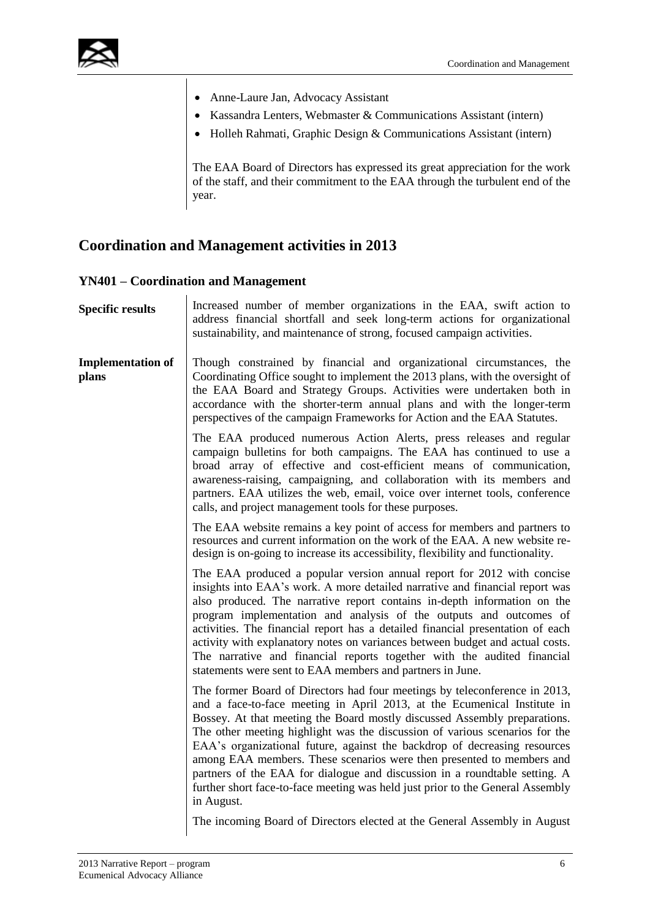- Anne-Laure Jan, Advocacy Assistant
- Kassandra Lenters, Webmaster & Communications Assistant (intern)
- Holleh Rahmati, Graphic Design & Communications Assistant (intern)

The EAA Board of Directors has expressed its great appreciation for the work of the staff, and their commitment to the EAA through the turbulent end of the year.

## Coordination and Management activities in 2013

### YN401 – Coordination and Management

**Specific results**

Increased number of member organizations in the EAA, swift action to address financial shortfall and seek long-term actions for organizational sustainability, and maintenance of strong, focused campaign activities.

**Implementation of plans**

Though constrained by financial and organizational circumstances, the Coordinating Office sought to implement the 2013 plans, with the oversight of the EAA Board and Strategy Groups. Activities were undertaken both in accordance with the shorter-term annual plans and with the longer-term perspectives of the campaign Frameworks for Action and the EAA Statutes.

The EAA produced numerous Action Alerts, press releases and regular campaign bulletins for both campaigns. The EAA has continued to use a broad array of effective and cost-efficient means of communication, awareness-raising, campaigning, and collaboration with its members and partners. EAA utilizes the web, email, voice over internet tools, conference calls, and project management tools for these purposes.

The EAA website remains a key point of access for members and partners to resources and current information on the work of the EAA. A new website re-design is on-going to increase its accessibility, flexibility and functionality.

The EAA produced a popular version annual report for 2012 with concise insights into EAA's work. A more detailed narrative and financial report was also produced. The narrative report contains in-depth information on the program implementation and analysis of the outputs and outcomes of activities. The financial report has a detailed financial presentation of each activity with explanatory notes on variances between budget and actual costs. The narrative and financial reports together with the audited financial statements were sent to EAA members and partners in June.

The former Board of Directors had four meetings by teleconference in 2013, and a face-to-face meeting in April 2013, at the Ecumenical Institute in Bossey. At that meeting the Board mostly discussed Assembly preparations. The other meeting highlight was the discussion of various scenarios for the EAA's organizational future, against the backdrop of decreasing resources among EAA members. These scenarios were then presented to members and partners of the EAA for dialogue and discussion in a roundtable setting. A further short face-to-face meeting was held just prior to the General Assembly in August.

The incoming Board of Directors elected at the General Assembly in August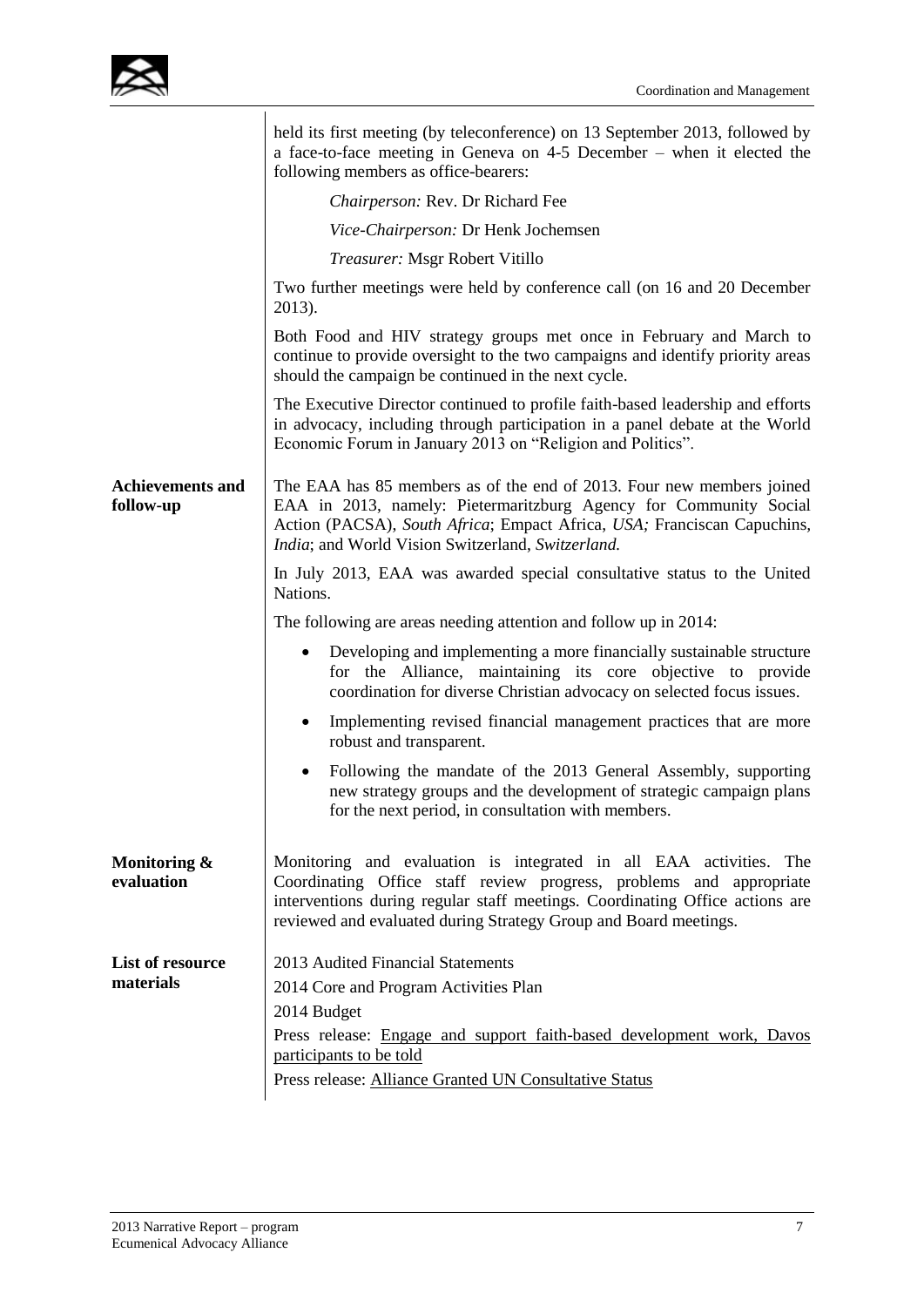held its first meeting (by teleconference) on 13 September 2013, followed by a face-to-face meeting in Geneva on 4-5 December – when it elected the following members as office-bearers:

*Chairperson:* Rev. Dr Richard Fee

*Vice-Chairperson:* Dr Henk Jochemsen

*Treasurer:* Msgr Robert Vitillo

Two further meetings were held by conference call (on 16 and 20 December 2013).

Both Food and HIV strategy groups met once in February and March to continue to provide oversight to the two campaigns and identify priority areas should the campaign be continued in the next cycle.

The Executive Director continued to profile faith-based leadership and efforts in advocacy, including through participation in a panel debate at the World Economic Forum in January 2013 on "Religion and Politics".

**Achievements and follow-up**

The EAA has 85 members as of the end of 2013. Four new members joined EAA in 2013, namely: Pietermaritzburg Agency for Community Social Action (PACSA), *South Africa*; Empact Africa, *USA;* Franciscan Capuchins, *India*; and World Vision Switzerland, *Switzerland.*

In July 2013, EAA was awarded special consultative status to the United Nations.

The following are areas needing attention and follow up in 2014:

- Developing and implementing a more financially sustainable structure for the Alliance, maintaining its core objective to provide coordination for diverse Christian advocacy on selected focus issues.
- Implementing revised financial management practices that are more robust and transparent.
- Following the mandate of the 2013 General Assembly, supporting new strategy groups and the development of strategic campaign plans for the next period, in consultation with members.

**Monitoring & evaluation**

Monitoring and evaluation is integrated in all EAA activities. The Coordinating Office staff review progress, problems and appropriate interventions during regular staff meetings. Coordinating Office actions are reviewed and evaluated during Strategy Group and Board meetings.

**List of resource materials**

2013 Audited Financial Statements

2014 Core and Program Activities Plan

2014 Budget

Press release: Engage and support faith-based development work, Davos participants to be told

Press release: Alliance Granted UN Consultative Status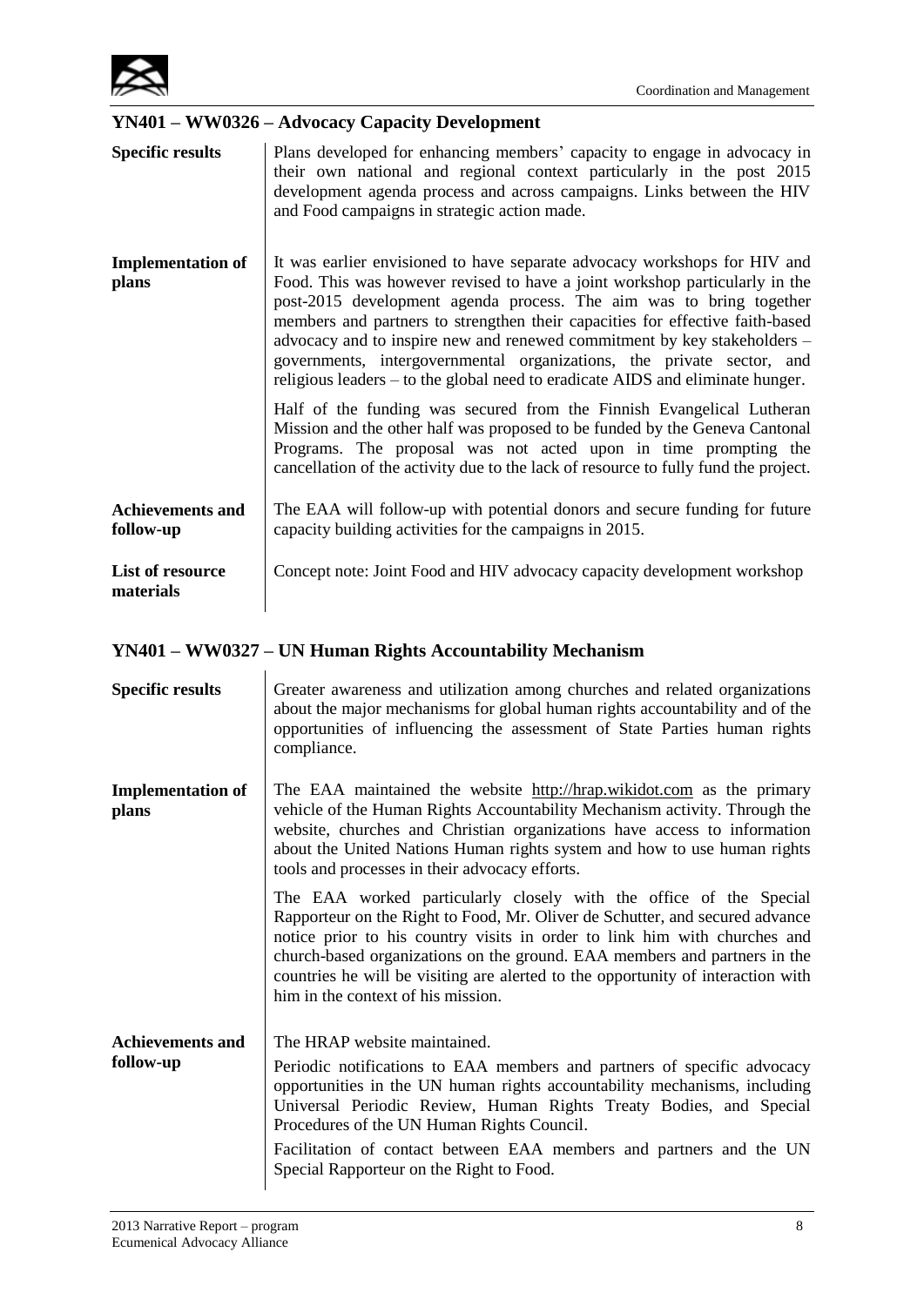## YN401 – WW0326 – Advocacy Capacity Development

**Specific results**

Plans developed for enhancing members' capacity to engage in advocacy in their own national and regional context particularly in the post 2015 development agenda process and across campaigns. Links between the HIV and Food campaigns in strategic action made.

**Implementation of plans**

It was earlier envisioned to have separate advocacy workshops for HIV and Food. This was however revised to have a joint workshop particularly in the post-2015 development agenda process. The aim was to bring together members and partners to strengthen their capacities for effective faith-based advocacy and to inspire new and renewed commitment by key stakeholders – governments, intergovernmental organizations, the private sector, and religious leaders – to the global need to eradicate AIDS and eliminate hunger.

Half of the funding was secured from the Finnish Evangelical Lutheran Mission and the other half was proposed to be funded by the Geneva Cantonal Programs. The proposal was not acted upon in time prompting the cancellation of the activity due to the lack of resource to fully fund the project.

**Achievements and follow-up**

The EAA will follow-up with potential donors and secure funding for future capacity building activities for the campaigns in 2015.

**List of resource materials**

Concept note: Joint Food and HIV advocacy capacity development workshop

## YN401 – WW0327 – UN Human Rights Accountability Mechanism

**Specific results**

Greater awareness and utilization among churches and related organizations about the major mechanisms for global human rights accountability and of the opportunities of influencing the assessment of State Parties human rights compliance.

**Implementation of plans**

The EAA maintained the website http://hrap.wikidot.com as the primary vehicle of the Human Rights Accountability Mechanism activity. Through the website, churches and Christian organizations have access to information about the United Nations Human rights system and how to use human rights tools and processes in their advocacy efforts.

The EAA worked particularly closely with the office of the Special Rapporteur on the Right to Food, Mr. Oliver de Schutter, and secured advance notice prior to his country visits in order to link him with churches and church-based organizations on the ground. EAA members and partners in the countries he will be visiting are alerted to the opportunity of interaction with him in the context of his mission.

**Achievements and follow-up**

The HRAP website maintained.

Periodic notifications to EAA members and partners of specific advocacy opportunities in the UN human rights accountability mechanisms, including Universal Periodic Review, Human Rights Treaty Bodies, and Special Procedures of the UN Human Rights Council.

Facilitation of contact between EAA members and partners and the UN Special Rapporteur on the Right to Food.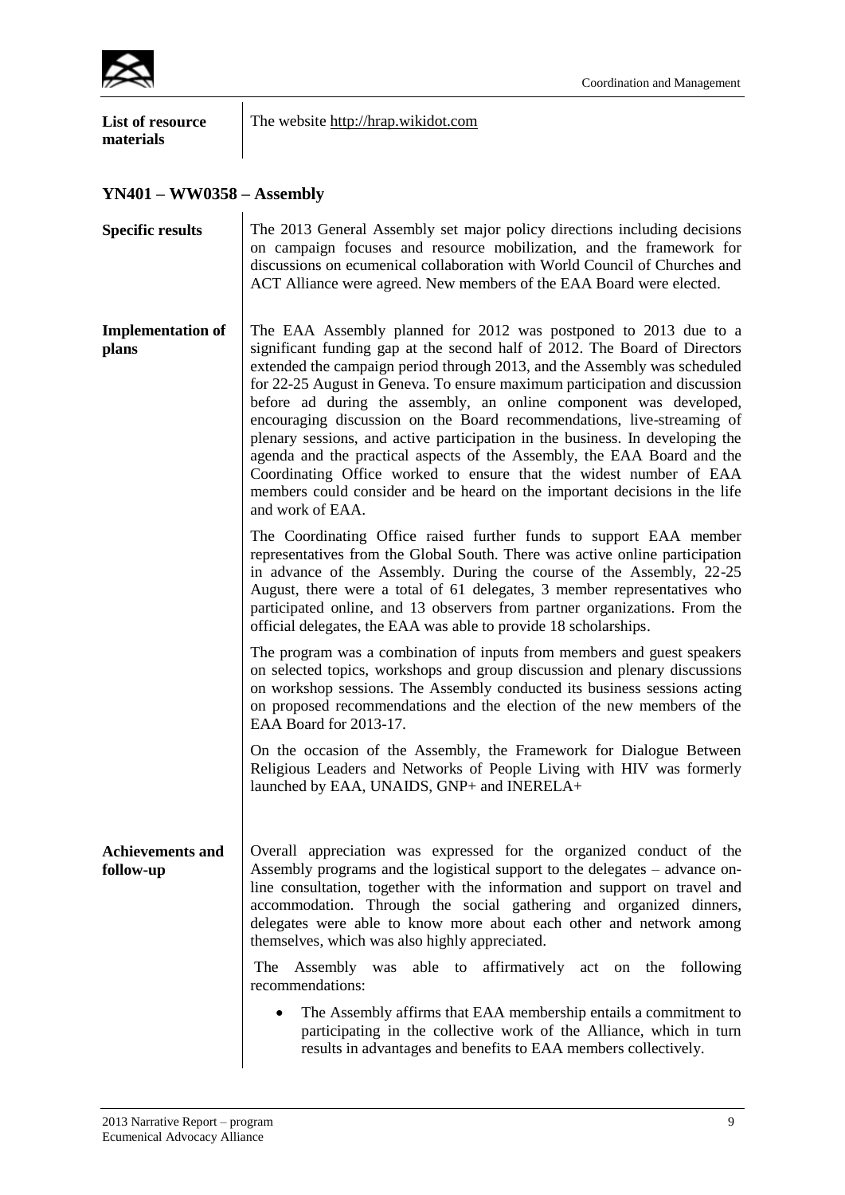| | |
|---|---|
| **List of resource materials** | The website http://hrap.wikidot.com |

## YN401 – WW0358 – Assembly

**Specific results**

The 2013 General Assembly set major policy directions including decisions on campaign focuses and resource mobilization, and the framework for discussions on ecumenical collaboration with World Council of Churches and ACT Alliance were agreed. New members of the EAA Board were elected.

**Implementation of plans**

The EAA Assembly planned for 2012 was postponed to 2013 due to a significant funding gap at the second half of 2012. The Board of Directors extended the campaign period through 2013, and the Assembly was scheduled for 22-25 August in Geneva. To ensure maximum participation and discussion before ad during the assembly, an online component was developed, encouraging discussion on the Board recommendations, live-streaming of plenary sessions, and active participation in the business. In developing the agenda and the practical aspects of the Assembly, the EAA Board and the Coordinating Office worked to ensure that the widest number of EAA members could consider and be heard on the important decisions in the life and work of EAA.

The Coordinating Office raised further funds to support EAA member representatives from the Global South. There was active online participation in advance of the Assembly. During the course of the Assembly, 22-25 August, there were a total of 61 delegates, 3 member representatives who participated online, and 13 observers from partner organizations. From the official delegates, the EAA was able to provide 18 scholarships.

The program was a combination of inputs from members and guest speakers on selected topics, workshops and group discussion and plenary discussions on workshop sessions. The Assembly conducted its business sessions acting on proposed recommendations and the election of the new members of the EAA Board for 2013-17.

On the occasion of the Assembly, the Framework for Dialogue Between Religious Leaders and Networks of People Living with HIV was formerly launched by EAA, UNAIDS, GNP+ and INERELA+

**Achievements and follow-up**

Overall appreciation was expressed for the organized conduct of the Assembly programs and the logistical support to the delegates – advance on-line consultation, together with the information and support on travel and accommodation. Through the social gathering and organized dinners, delegates were able to know more about each other and network among themselves, which was also highly appreciated.

The Assembly was able to affirmatively act on the following recommendations:

- The Assembly affirms that EAA membership entails a commitment to participating in the collective work of the Alliance, which in turn results in advantages and benefits to EAA members collectively.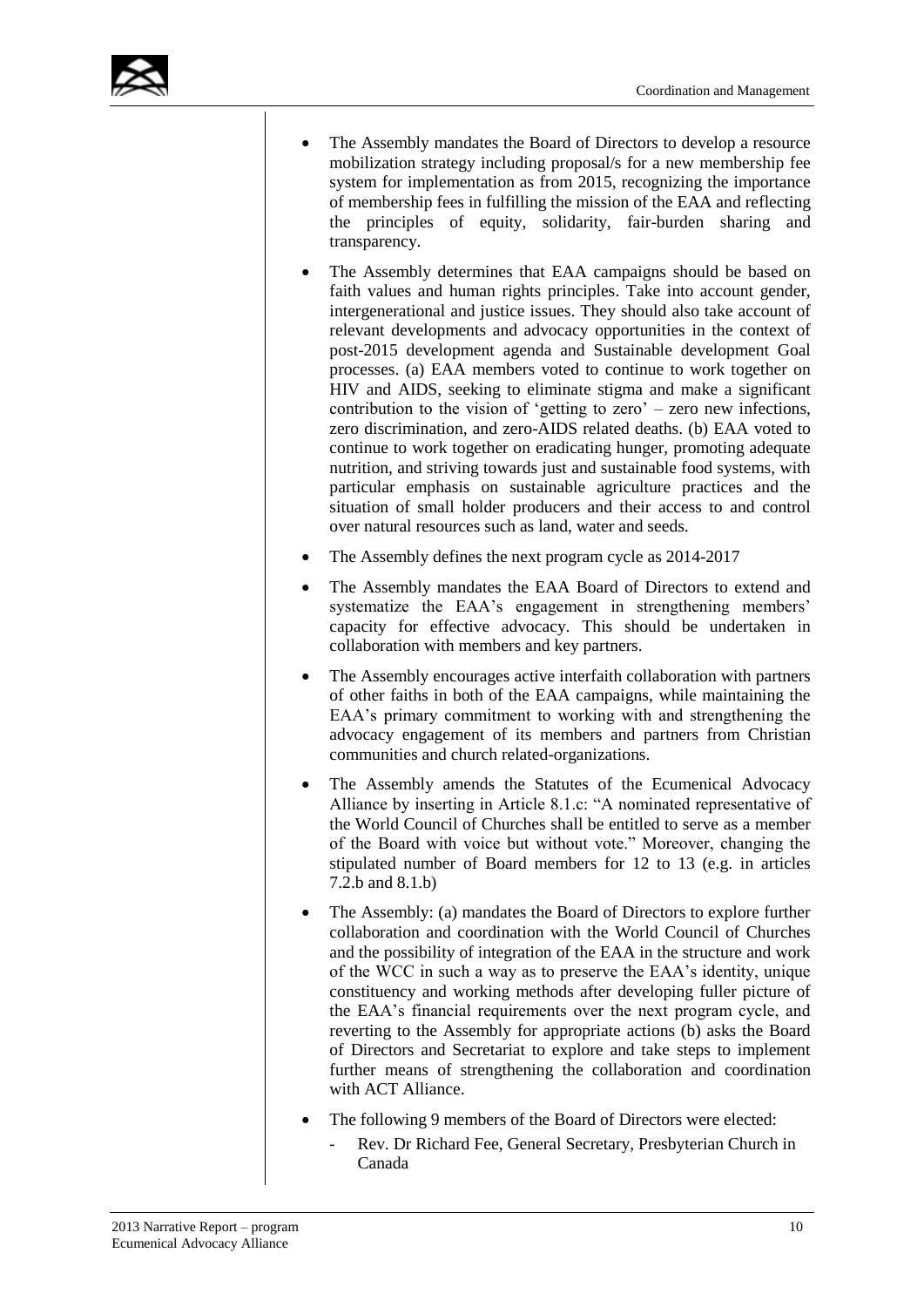- The Assembly mandates the Board of Directors to develop a resource mobilization strategy including proposal/s for a new membership fee system for implementation as from 2015, recognizing the importance of membership fees in fulfilling the mission of the EAA and reflecting the principles of equity, solidarity, fair-burden sharing and transparency.
- The Assembly determines that EAA campaigns should be based on faith values and human rights principles. Take into account gender, intergenerational and justice issues. They should also take account of relevant developments and advocacy opportunities in the context of post-2015 development agenda and Sustainable development Goal processes. (a) EAA members voted to continue to work together on HIV and AIDS, seeking to eliminate stigma and make a significant contribution to the vision of 'getting to zero' – zero new infections, zero discrimination, and zero-AIDS related deaths. (b) EAA voted to continue to work together on eradicating hunger, promoting adequate nutrition, and striving towards just and sustainable food systems, with particular emphasis on sustainable agriculture practices and the situation of small holder producers and their access to and control over natural resources such as land, water and seeds.
- The Assembly defines the next program cycle as 2014-2017
- The Assembly mandates the EAA Board of Directors to extend and systematize the EAA's engagement in strengthening members' capacity for effective advocacy. This should be undertaken in collaboration with members and key partners.
- The Assembly encourages active interfaith collaboration with partners of other faiths in both of the EAA campaigns, while maintaining the EAA's primary commitment to working with and strengthening the advocacy engagement of its members and partners from Christian communities and church related-organizations.
- The Assembly amends the Statutes of the Ecumenical Advocacy Alliance by inserting in Article 8.1.c: "A nominated representative of the World Council of Churches shall be entitled to serve as a member of the Board with voice but without vote." Moreover, changing the stipulated number of Board members for 12 to 13 (e.g. in articles 7.2.b and 8.1.b)
- The Assembly: (a) mandates the Board of Directors to explore further collaboration and coordination with the World Council of Churches and the possibility of integration of the EAA in the structure and work of the WCC in such a way as to preserve the EAA's identity, unique constituency and working methods after developing fuller picture of the EAA's financial requirements over the next program cycle, and reverting to the Assembly for appropriate actions (b) asks the Board of Directors and Secretariat to explore and take steps to implement further means of strengthening the collaboration and coordination with ACT Alliance.
- The following 9 members of the Board of Directors were elected:
  - Rev. Dr Richard Fee, General Secretary, Presbyterian Church in Canada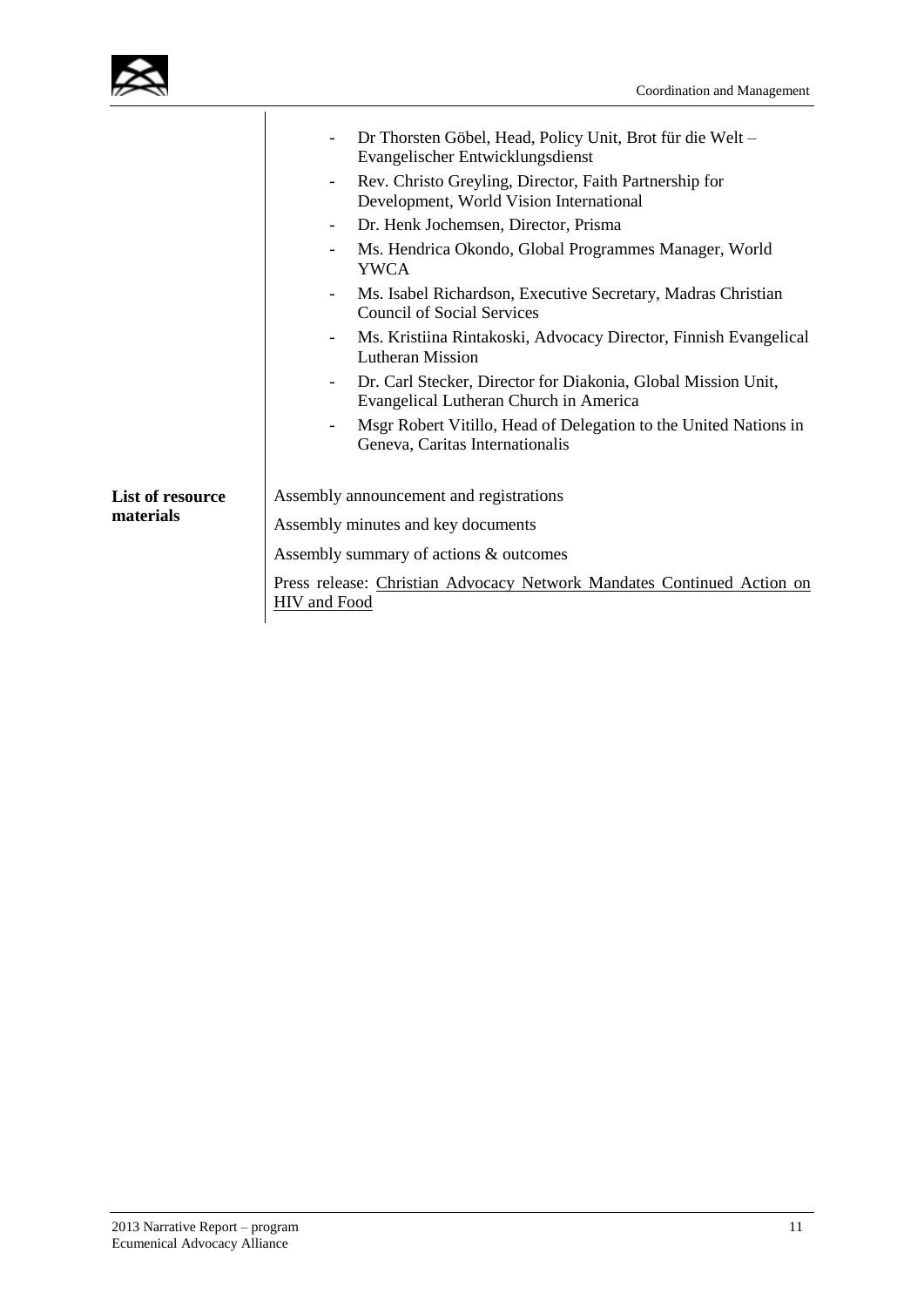| | |
|---|---|
| | - Dr Thorsten Göbel, Head, Policy Unit, Brot für die Welt – Evangelischer Entwicklungsdienst<br>- Rev. Christo Greyling, Director, Faith Partnership for Development, World Vision International<br>- Dr. Henk Jochemsen, Director, Prisma<br>- Ms. Hendrica Okondo, Global Programmes Manager, World YWCA<br>- Ms. Isabel Richardson, Executive Secretary, Madras Christian Council of Social Services<br>- Ms. Kristiina Rintakoski, Advocacy Director, Finnish Evangelical Lutheran Mission<br>- Dr. Carl Stecker, Director for Diakonia, Global Mission Unit, Evangelical Lutheran Church in America<br>- Msgr Robert Vitillo, Head of Delegation to the United Nations in Geneva, Caritas Internationalis |
| **List of resource materials** | Assembly announcement and registrations<br>Assembly minutes and key documents<br>Assembly summary of actions & outcomes<br>Press release: Christian Advocacy Network Mandates Continued Action on HIV and Food |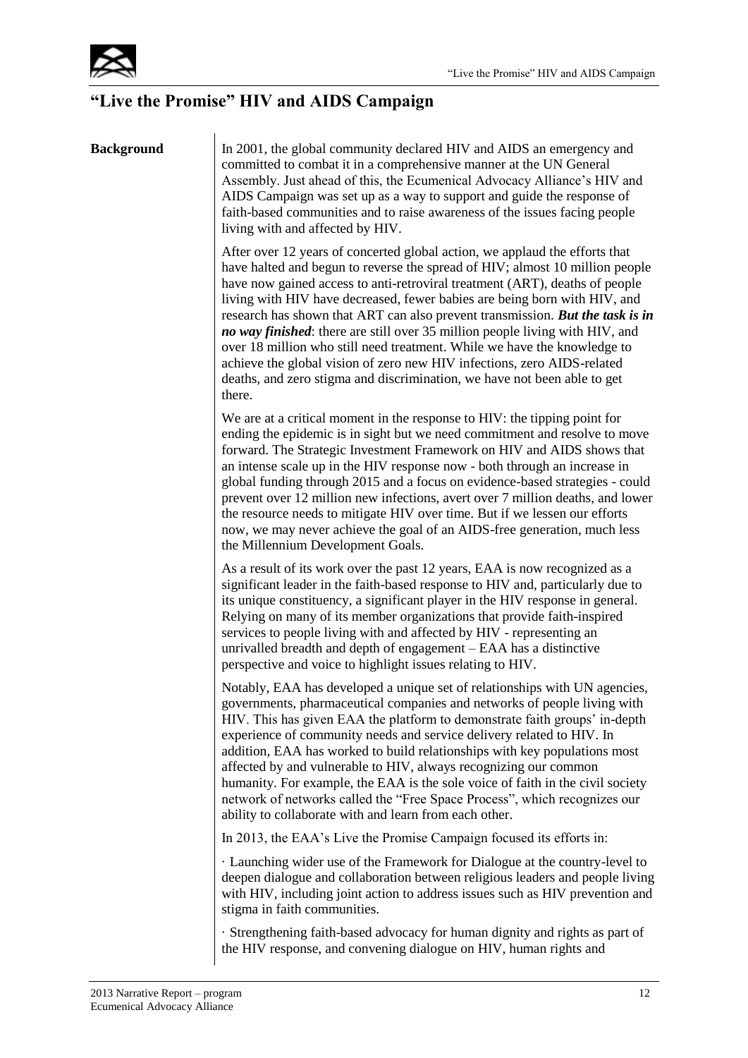# "Live the Promise" HIV and AIDS Campaign

**Background**

In 2001, the global community declared HIV and AIDS an emergency and committed to combat it in a comprehensive manner at the UN General Assembly. Just ahead of this, the Ecumenical Advocacy Alliance's HIV and AIDS Campaign was set up as a way to support and guide the response of faith-based communities and to raise awareness of the issues facing people living with and affected by HIV.

After over 12 years of concerted global action, we applaud the efforts that have halted and begun to reverse the spread of HIV; almost 10 million people have now gained access to anti-retroviral treatment (ART), deaths of people living with HIV have decreased, fewer babies are being born with HIV, and research has shown that ART can also prevent transmission. ***But the task is in no way finished***: there are still over 35 million people living with HIV, and over 18 million who still need treatment. While we have the knowledge to achieve the global vision of zero new HIV infections, zero AIDS-related deaths, and zero stigma and discrimination, we have not been able to get there.

We are at a critical moment in the response to HIV: the tipping point for ending the epidemic is in sight but we need commitment and resolve to move forward. The Strategic Investment Framework on HIV and AIDS shows that an intense scale up in the HIV response now - both through an increase in global funding through 2015 and a focus on evidence-based strategies - could prevent over 12 million new infections, avert over 7 million deaths, and lower the resource needs to mitigate HIV over time. But if we lessen our efforts now, we may never achieve the goal of an AIDS-free generation, much less the Millennium Development Goals.

As a result of its work over the past 12 years, EAA is now recognized as a significant leader in the faith-based response to HIV and, particularly due to its unique constituency, a significant player in the HIV response in general. Relying on many of its member organizations that provide faith-inspired services to people living with and affected by HIV - representing an unrivalled breadth and depth of engagement – EAA has a distinctive perspective and voice to highlight issues relating to HIV.

Notably, EAA has developed a unique set of relationships with UN agencies, governments, pharmaceutical companies and networks of people living with HIV. This has given EAA the platform to demonstrate faith groups' in-depth experience of community needs and service delivery related to HIV. In addition, EAA has worked to build relationships with key populations most affected by and vulnerable to HIV, always recognizing our common humanity. For example, the EAA is the sole voice of faith in the civil society network of networks called the "Free Space Process", which recognizes our ability to collaborate with and learn from each other.

In 2013, the EAA's Live the Promise Campaign focused its efforts in:

· Launching wider use of the Framework for Dialogue at the country-level to deepen dialogue and collaboration between religious leaders and people living with HIV, including joint action to address issues such as HIV prevention and stigma in faith communities.

· Strengthening faith-based advocacy for human dignity and rights as part of the HIV response, and convening dialogue on HIV, human rights and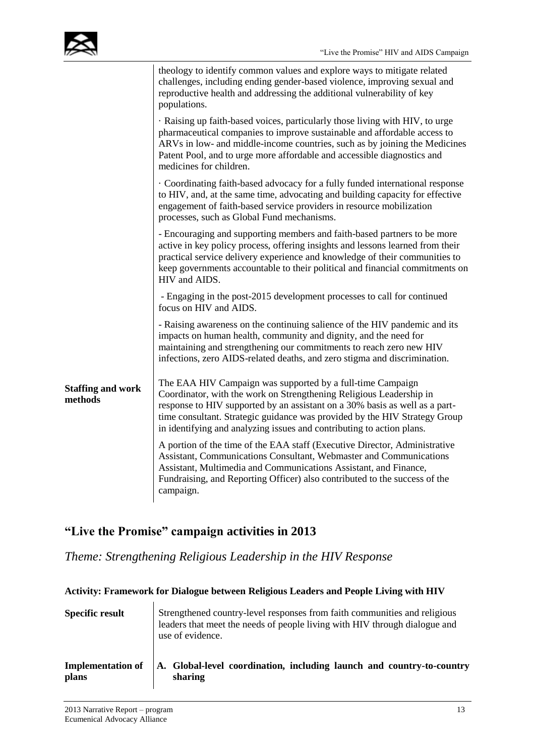| | |
|---|---|
| | theology to identify common values and explore ways to mitigate related challenges, including ending gender-based violence, improving sexual and reproductive health and addressing the additional vulnerability of key populations.<br><br>· Raising up faith-based voices, particularly those living with HIV, to urge pharmaceutical companies to improve sustainable and affordable access to ARVs in low- and middle-income countries, such as by joining the Medicines Patent Pool, and to urge more affordable and accessible diagnostics and medicines for children.<br><br>· Coordinating faith-based advocacy for a fully funded international response to HIV, and, at the same time, advocating and building capacity for effective engagement of faith-based service providers in resource mobilization processes, such as Global Fund mechanisms.<br><br>- Encouraging and supporting members and faith-based partners to be more active in key policy process, offering insights and lessons learned from their practical service delivery experience and knowledge of their communities to keep governments accountable to their political and financial commitments on HIV and AIDS.<br><br>- Engaging in the post-2015 development processes to call for continued focus on HIV and AIDS.<br><br>- Raising awareness on the continuing salience of the HIV pandemic and its impacts on human health, community and dignity, and the need for maintaining and strengthening our commitments to reach zero new HIV infections, zero AIDS-related deaths, and zero stigma and discrimination. |
| **Staffing and work methods** | The EAA HIV Campaign was supported by a full-time Campaign Coordinator, with the work on Strengthening Religious Leadership in response to HIV supported by an assistant on a 30% basis as well as a part-time consultant. Strategic guidance was provided by the HIV Strategy Group in identifying and analyzing issues and contributing to action plans.<br><br>A portion of the time of the EAA staff (Executive Director, Administrative Assistant, Communications Consultant, Webmaster and Communications Assistant, Multimedia and Communications Assistant, and Finance, Fundraising, and Reporting Officer) also contributed to the success of the campaign. |

## "Live the Promise" campaign activities in 2013

### *Theme: Strengthening Religious Leadership in the HIV Response*

#### Activity: Framework for Dialogue between Religious Leaders and People Living with HIV

| | |
|---|---|
| **Specific result** | Strengthened country-level responses from faith communities and religious leaders that meet the needs of people living with HIV through dialogue and use of evidence. |
| **Implementation of plans** | **A. Global-level coordination, including launch and country-to-country sharing** |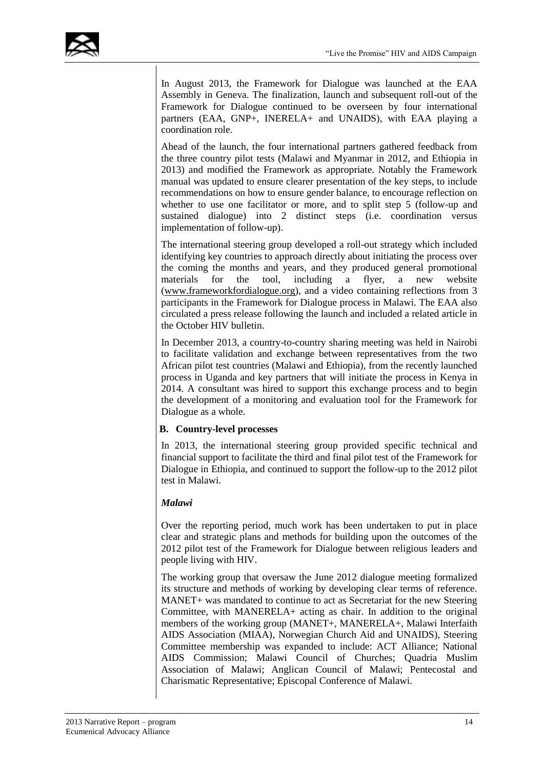In August 2013, the Framework for Dialogue was launched at the EAA Assembly in Geneva. The finalization, launch and subsequent roll-out of the Framework for Dialogue continued to be overseen by four international partners (EAA, GNP+, INERELA+ and UNAIDS), with EAA playing a coordination role.

Ahead of the launch, the four international partners gathered feedback from the three country pilot tests (Malawi and Myanmar in 2012, and Ethiopia in 2013) and modified the Framework as appropriate. Notably the Framework manual was updated to ensure clearer presentation of the key steps, to include recommendations on how to ensure gender balance, to encourage reflection on whether to use one facilitator or more, and to split step 5 (follow-up and sustained dialogue) into 2 distinct steps (i.e. coordination versus implementation of follow-up).

The international steering group developed a roll-out strategy which included identifying key countries to approach directly about initiating the process over the coming the months and years, and they produced general promotional materials for the tool, including a flyer, a new website (www.frameworkfordialogue.org), and a video containing reflections from 3 participants in the Framework for Dialogue process in Malawi. The EAA also circulated a press release following the launch and included a related article in the October HIV bulletin.

In December 2013, a country-to-country sharing meeting was held in Nairobi to facilitate validation and exchange between representatives from the two African pilot test countries (Malawi and Ethiopia), from the recently launched process in Uganda and key partners that will initiate the process in Kenya in 2014. A consultant was hired to support this exchange process and to begin the development of a monitoring and evaluation tool for the Framework for Dialogue as a whole.

### B. Country-level processes

In 2013, the international steering group provided specific technical and financial support to facilitate the third and final pilot test of the Framework for Dialogue in Ethiopia, and continued to support the follow-up to the 2012 pilot test in Malawi.

#### *Malawi*

Over the reporting period, much work has been undertaken to put in place clear and strategic plans and methods for building upon the outcomes of the 2012 pilot test of the Framework for Dialogue between religious leaders and people living with HIV.

The working group that oversaw the June 2012 dialogue meeting formalized its structure and methods of working by developing clear terms of reference. MANET+ was mandated to continue to act as Secretariat for the new Steering Committee, with MANERELA+ acting as chair. In addition to the original members of the working group (MANET+, MANERELA+, Malawi Interfaith AIDS Association (MIAA), Norwegian Church Aid and UNAIDS), Steering Committee membership was expanded to include: ACT Alliance; National AIDS Commission; Malawi Council of Churches; Quadria Muslim Association of Malawi; Anglican Council of Malawi; Pentecostal and Charismatic Representative; Episcopal Conference of Malawi.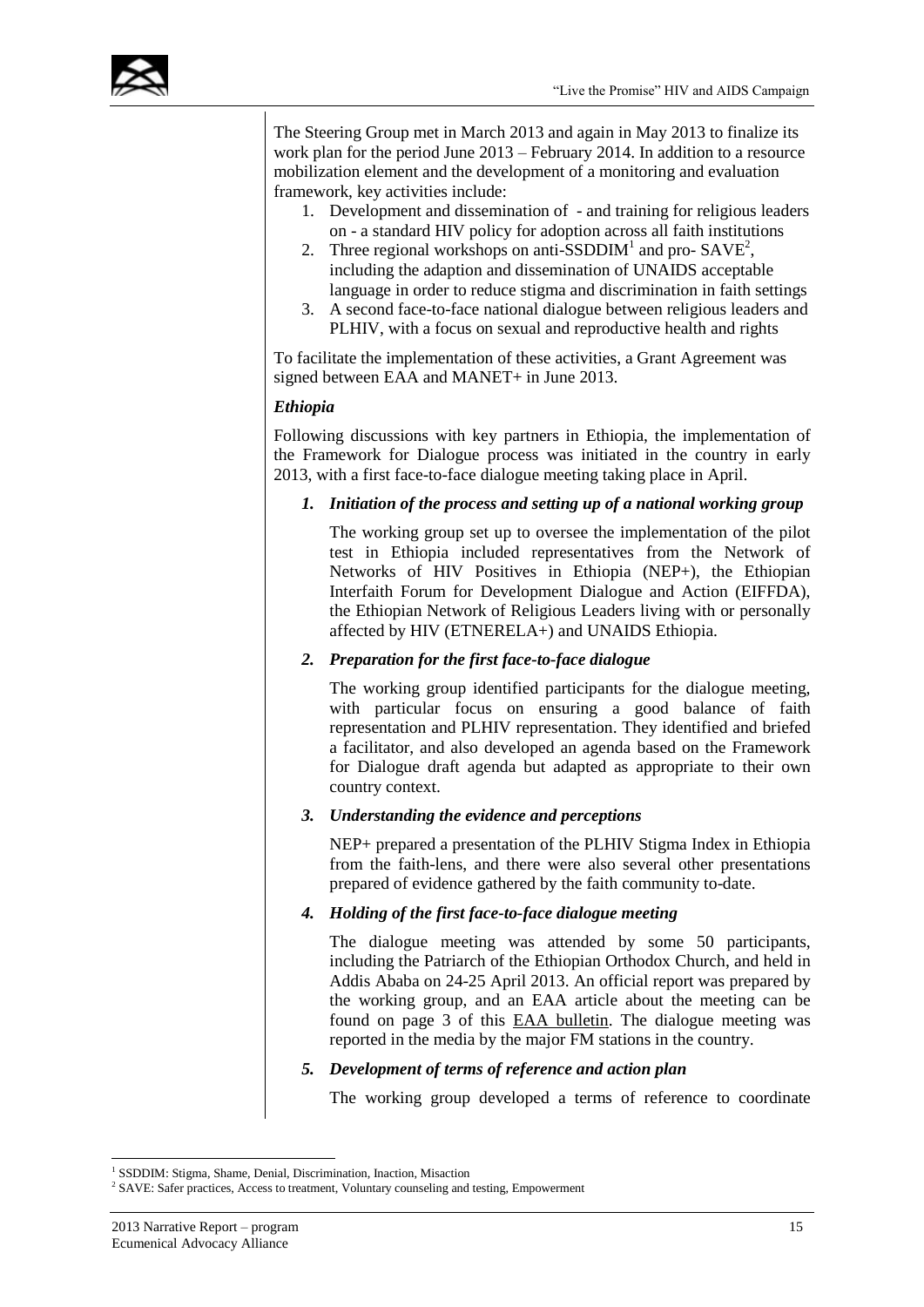The Steering Group met in March 2013 and again in May 2013 to finalize its work plan for the period June 2013 – February 2014. In addition to a resource mobilization element and the development of a monitoring and evaluation framework, key activities include:

1. Development and dissemination of - and training for religious leaders on - a standard HIV policy for adoption across all faith institutions
2. Three regional workshops on anti-SSDDIM[1] and pro- SAVE[2], including the adaption and dissemination of UNAIDS acceptable language in order to reduce stigma and discrimination in faith settings
3. A second face-to-face national dialogue between religious leaders and PLHIV, with a focus on sexual and reproductive health and rights

To facilitate the implementation of these activities, a Grant Agreement was signed between EAA and MANET+ in June 2013.

### *Ethiopia*

Following discussions with key partners in Ethiopia, the implementation of the Framework for Dialogue process was initiated in the country in early 2013, with a first face-to-face dialogue meeting taking place in April.

1. ***Initiation of the process and setting up of a national working group***

   The working group set up to oversee the implementation of the pilot test in Ethiopia included representatives from the Network of Networks of HIV Positives in Ethiopia (NEP+), the Ethiopian Interfaith Forum for Development Dialogue and Action (EIFFDA), the Ethiopian Network of Religious Leaders living with or personally affected by HIV (ETNERELA+) and UNAIDS Ethiopia.

2. ***Preparation for the first face-to-face dialogue***

   The working group identified participants for the dialogue meeting, with particular focus on ensuring a good balance of faith representation and PLHIV representation. They identified and briefed a facilitator, and also developed an agenda based on the Framework for Dialogue draft agenda but adapted as appropriate to their own country context.

3. ***Understanding the evidence and perceptions***

   NEP+ prepared a presentation of the PLHIV Stigma Index in Ethiopia from the faith-lens, and there were also several other presentations prepared of evidence gathered by the faith community to-date.

4. ***Holding of the first face-to-face dialogue meeting***

   The dialogue meeting was attended by some 50 participants, including the Patriarch of the Ethiopian Orthodox Church, and held in Addis Ababa on 24-25 April 2013. An official report was prepared by the working group, and an EAA article about the meeting can be found on page 3 of this EAA bulletin. The dialogue meeting was reported in the media by the major FM stations in the country.

5. ***Development of terms of reference and action plan***

   The working group developed a terms of reference to coordinate

---

[1] SSDDIM: Stigma, Shame, Denial, Discrimination, Inaction, Misaction

[2] SAVE: Safer practices, Access to treatment, Voluntary counseling and testing, Empowerment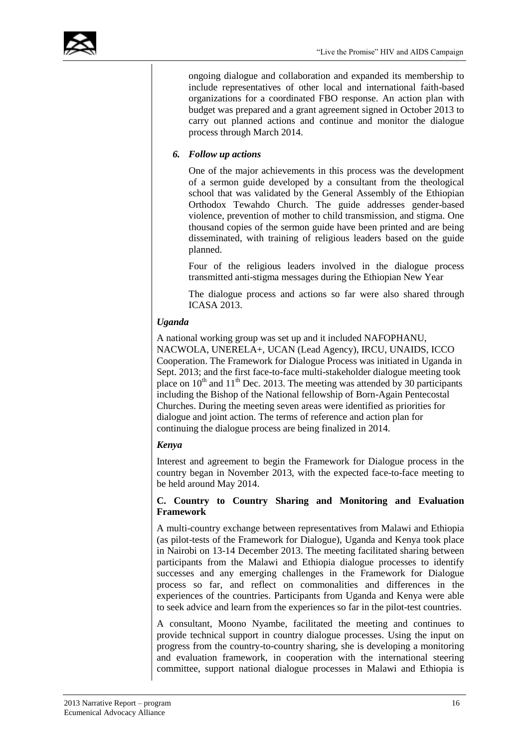ongoing dialogue and collaboration and expanded its membership to include representatives of other local and international faith-based organizations for a coordinated FBO response. An action plan with budget was prepared and a grant agreement signed in October 2013 to carry out planned actions and continue and monitor the dialogue process through March 2014.

6. ***Follow up actions***

   One of the major achievements in this process was the development of a sermon guide developed by a consultant from the theological school that was validated by the General Assembly of the Ethiopian Orthodox Tewahdo Church. The guide addresses gender-based violence, prevention of mother to child transmission, and stigma. One thousand copies of the sermon guide have been printed and are being disseminated, with training of religious leaders based on the guide planned.

   Four of the religious leaders involved in the dialogue process transmitted anti-stigma messages during the Ethiopian New Year

   The dialogue process and actions so far were also shared through ICASA 2013.

### *Uganda*

A national working group was set up and it included NAFOPHANU, NACWOLA, UNERELA+, UCAN (Lead Agency), IRCU, UNAIDS, ICCO Cooperation. The Framework for Dialogue Process was initiated in Uganda in Sept. 2013; and the first face-to-face multi-stakeholder dialogue meeting took place on 10th and 11th Dec. 2013. The meeting was attended by 30 participants including the Bishop of the National fellowship of Born-Again Pentecostal Churches. During the meeting seven areas were identified as priorities for dialogue and joint action. The terms of reference and action plan for continuing the dialogue process are being finalized in 2014.

### *Kenya*

Interest and agreement to begin the Framework for Dialogue process in the country began in November 2013, with the expected face-to-face meeting to be held around May 2014.

### C. Country to Country Sharing and Monitoring and Evaluation Framework

A multi-country exchange between representatives from Malawi and Ethiopia (as pilot-tests of the Framework for Dialogue), Uganda and Kenya took place in Nairobi on 13-14 December 2013. The meeting facilitated sharing between participants from the Malawi and Ethiopia dialogue processes to identify successes and any emerging challenges in the Framework for Dialogue process so far, and reflect on commonalities and differences in the experiences of the countries. Participants from Uganda and Kenya were able to seek advice and learn from the experiences so far in the pilot-test countries.

A consultant, Moono Nyambe, facilitated the meeting and continues to provide technical support in country dialogue processes. Using the input on progress from the country-to-country sharing, she is developing a monitoring and evaluation framework, in cooperation with the international steering committee, support national dialogue processes in Malawi and Ethiopia is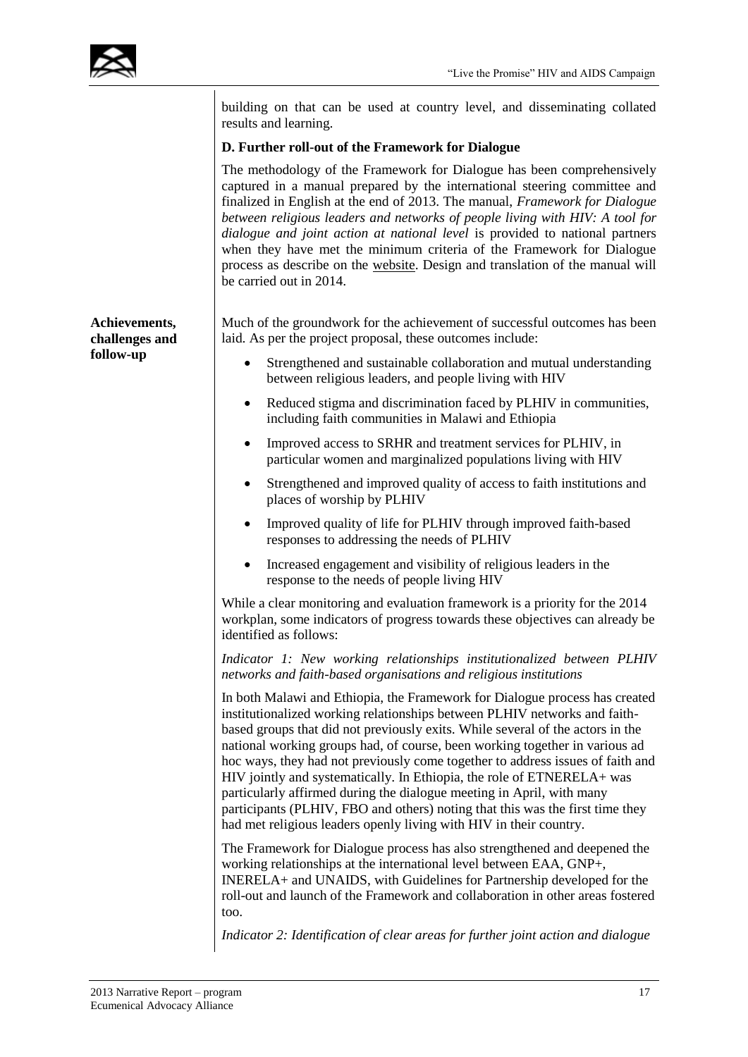building on that can be used at country level, and disseminating collated results and learning.

**D. Further roll-out of the Framework for Dialogue**

The methodology of the Framework for Dialogue has been comprehensively captured in a manual prepared by the international steering committee and finalized in English at the end of 2013. The manual, *Framework for Dialogue between religious leaders and networks of people living with HIV: A tool for dialogue and joint action at national level* is provided to national partners when they have met the minimum criteria of the Framework for Dialogue process as describe on the website. Design and translation of the manual will be carried out in 2014.

**Achievements, challenges and follow-up**

Much of the groundwork for the achievement of successful outcomes has been laid. As per the project proposal, these outcomes include:

- Strengthened and sustainable collaboration and mutual understanding between religious leaders, and people living with HIV
- Reduced stigma and discrimination faced by PLHIV in communities, including faith communities in Malawi and Ethiopia
- Improved access to SRHR and treatment services for PLHIV, in particular women and marginalized populations living with HIV
- Strengthened and improved quality of access to faith institutions and places of worship by PLHIV
- Improved quality of life for PLHIV through improved faith-based responses to addressing the needs of PLHIV
- Increased engagement and visibility of religious leaders in the response to the needs of people living HIV

While a clear monitoring and evaluation framework is a priority for the 2014 workplan, some indicators of progress towards these objectives can already be identified as follows:

*Indicator 1: New working relationships institutionalized between PLHIV networks and faith-based organisations and religious institutions*

In both Malawi and Ethiopia, the Framework for Dialogue process has created institutionalized working relationships between PLHIV networks and faith-based groups that did not previously exits. While several of the actors in the national working groups had, of course, been working together in various ad hoc ways, they had not previously come together to address issues of faith and HIV jointly and systematically. In Ethiopia, the role of ETNERELA+ was particularly affirmed during the dialogue meeting in April, with many participants (PLHIV, FBO and others) noting that this was the first time they had met religious leaders openly living with HIV in their country.

The Framework for Dialogue process has also strengthened and deepened the working relationships at the international level between EAA, GNP+, INERELA+ and UNAIDS, with Guidelines for Partnership developed for the roll-out and launch of the Framework and collaboration in other areas fostered too.

*Indicator 2: Identification of clear areas for further joint action and dialogue*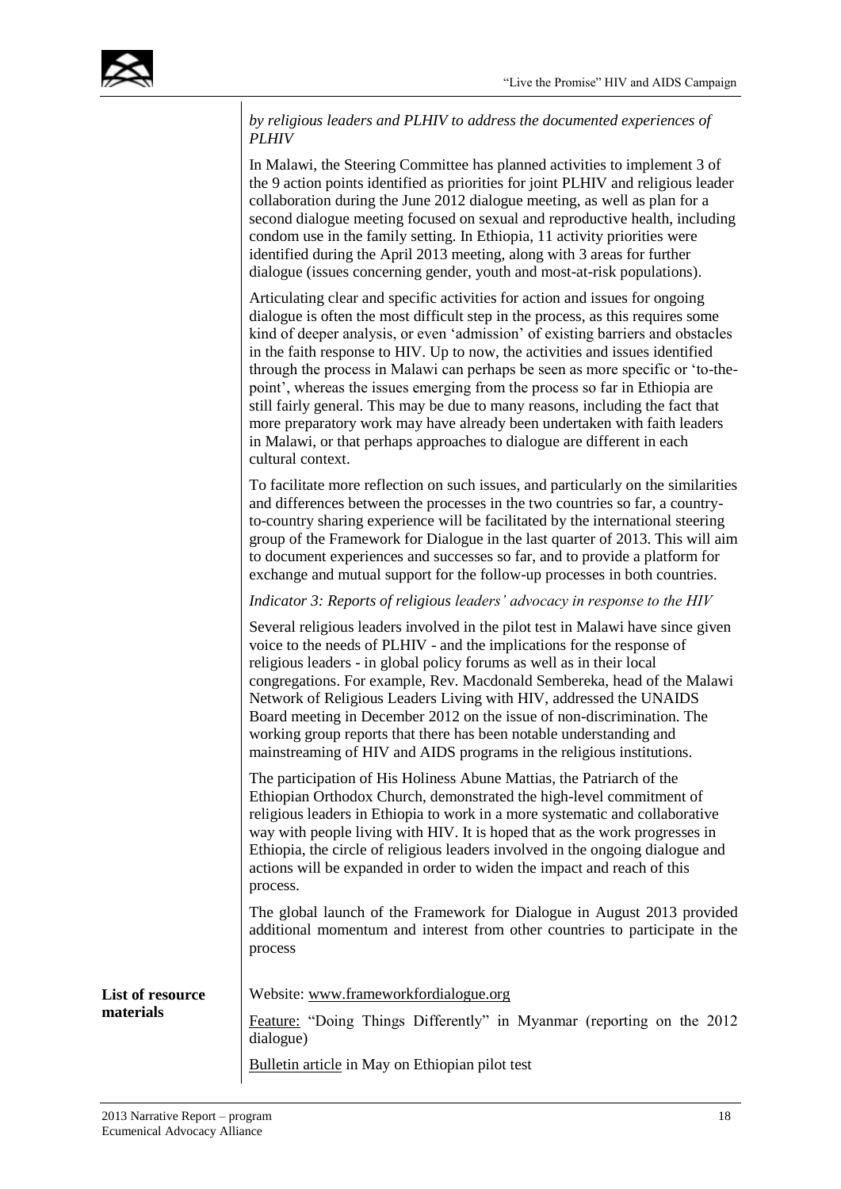*by religious leaders and PLHIV to address the documented experiences of PLHIV*

In Malawi, the Steering Committee has planned activities to implement 3 of the 9 action points identified as priorities for joint PLHIV and religious leader collaboration during the June 2012 dialogue meeting, as well as plan for a second dialogue meeting focused on sexual and reproductive health, including condom use in the family setting. In Ethiopia, 11 activity priorities were identified during the April 2013 meeting, along with 3 areas for further dialogue (issues concerning gender, youth and most-at-risk populations).

Articulating clear and specific activities for action and issues for ongoing dialogue is often the most difficult step in the process, as this requires some kind of deeper analysis, or even 'admission' of existing barriers and obstacles in the faith response to HIV. Up to now, the activities and issues identified through the process in Malawi can perhaps be seen as more specific or 'to-the-point', whereas the issues emerging from the process so far in Ethiopia are still fairly general. This may be due to many reasons, including the fact that more preparatory work may have already been undertaken with faith leaders in Malawi, or that perhaps approaches to dialogue are different in each cultural context.

To facilitate more reflection on such issues, and particularly on the similarities and differences between the processes in the two countries so far, a country-to-country sharing experience will be facilitated by the international steering group of the Framework for Dialogue in the last quarter of 2013. This will aim to document experiences and successes so far, and to provide a platform for exchange and mutual support for the follow-up processes in both countries.

*Indicator 3: Reports of religious leaders' advocacy in response to the HIV*

Several religious leaders involved in the pilot test in Malawi have since given voice to the needs of PLHIV - and the implications for the response of religious leaders - in global policy forums as well as in their local congregations. For example, Rev. Macdonald Sembereka, head of the Malawi Network of Religious Leaders Living with HIV, addressed the UNAIDS Board meeting in December 2012 on the issue of non-discrimination. The working group reports that there has been notable understanding and mainstreaming of HIV and AIDS programs in the religious institutions.

The participation of His Holiness Abune Mattias, the Patriarch of the Ethiopian Orthodox Church, demonstrated the high-level commitment of religious leaders in Ethiopia to work in a more systematic and collaborative way with people living with HIV. It is hoped that as the work progresses in Ethiopia, the circle of religious leaders involved in the ongoing dialogue and actions will be expanded in order to widen the impact and reach of this process.

The global launch of the Framework for Dialogue in August 2013 provided additional momentum and interest from other countries to participate in the process

**List of resource materials**

Website: www.frameworkfordialogue.org

Feature: "Doing Things Differently" in Myanmar (reporting on the 2012 dialogue)

Bulletin article in May on Ethiopian pilot test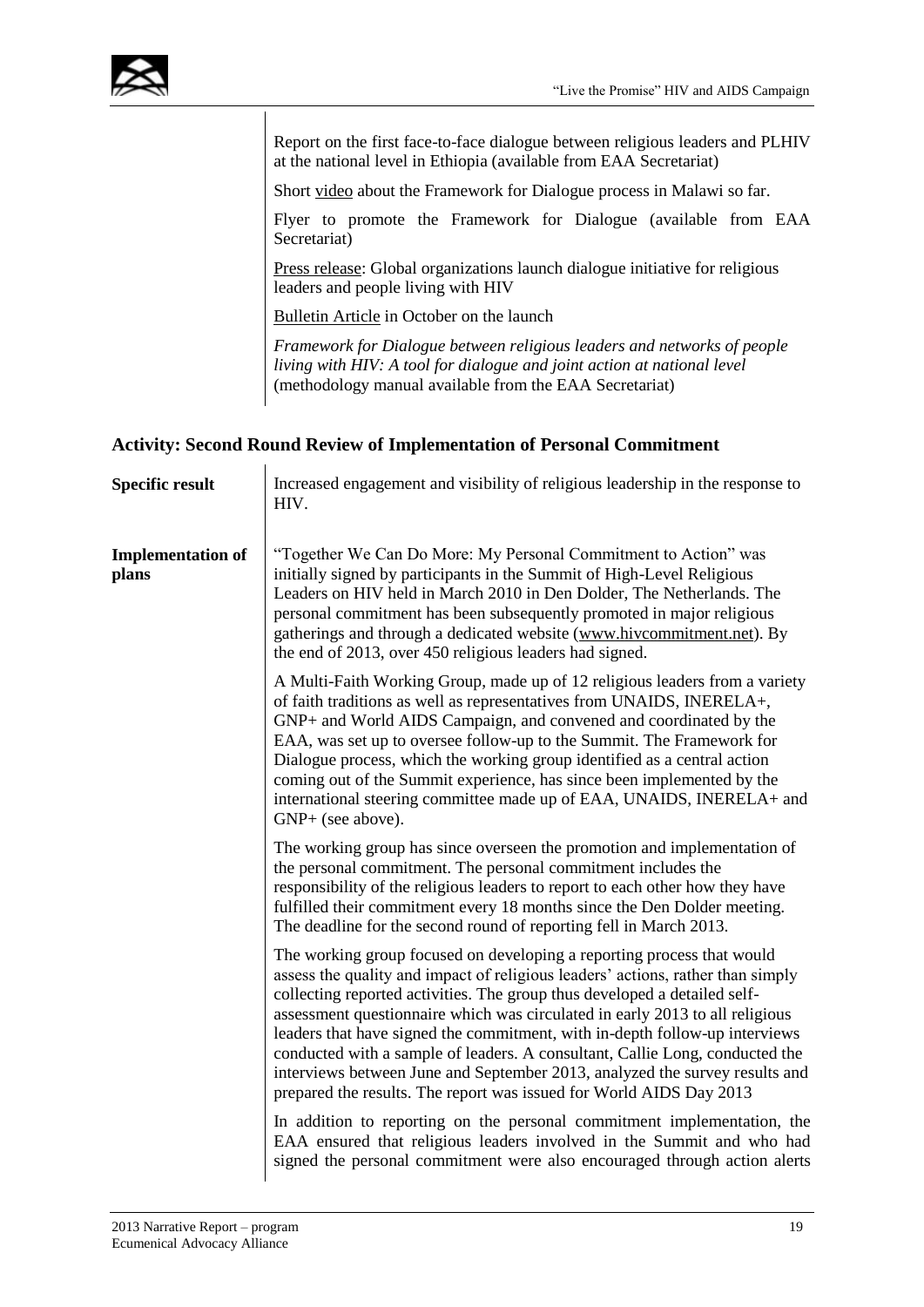Report on the first face-to-face dialogue between religious leaders and PLHIV at the national level in Ethiopia (available from EAA Secretariat)

Short video about the Framework for Dialogue process in Malawi so far.

Flyer to promote the Framework for Dialogue (available from EAA Secretariat)

Press release: Global organizations launch dialogue initiative for religious leaders and people living with HIV

Bulletin Article in October on the launch

*Framework for Dialogue between religious leaders and networks of people living with HIV: A tool for dialogue and joint action at national level* (methodology manual available from the EAA Secretariat)

### Activity: Second Round Review of Implementation of Personal Commitment

**Specific result**

Increased engagement and visibility of religious leadership in the response to HIV.

**Implementation of plans**

"Together We Can Do More: My Personal Commitment to Action" was initially signed by participants in the Summit of High-Level Religious Leaders on HIV held in March 2010 in Den Dolder, The Netherlands. The personal commitment has been subsequently promoted in major religious gatherings and through a dedicated website (www.hivcommitment.net). By the end of 2013, over 450 religious leaders had signed.

A Multi-Faith Working Group, made up of 12 religious leaders from a variety of faith traditions as well as representatives from UNAIDS, INERELA+, GNP+ and World AIDS Campaign, and convened and coordinated by the EAA, was set up to oversee follow-up to the Summit. The Framework for Dialogue process, which the working group identified as a central action coming out of the Summit experience, has since been implemented by the international steering committee made up of EAA, UNAIDS, INERELA+ and GNP+ (see above).

The working group has since overseen the promotion and implementation of the personal commitment. The personal commitment includes the responsibility of the religious leaders to report to each other how they have fulfilled their commitment every 18 months since the Den Dolder meeting. The deadline for the second round of reporting fell in March 2013.

The working group focused on developing a reporting process that would assess the quality and impact of religious leaders' actions, rather than simply collecting reported activities. The group thus developed a detailed self-assessment questionnaire which was circulated in early 2013 to all religious leaders that have signed the commitment, with in-depth follow-up interviews conducted with a sample of leaders. A consultant, Callie Long, conducted the interviews between June and September 2013, analyzed the survey results and prepared the results. The report was issued for World AIDS Day 2013

In addition to reporting on the personal commitment implementation, the EAA ensured that religious leaders involved in the Summit and who had signed the personal commitment were also encouraged through action alerts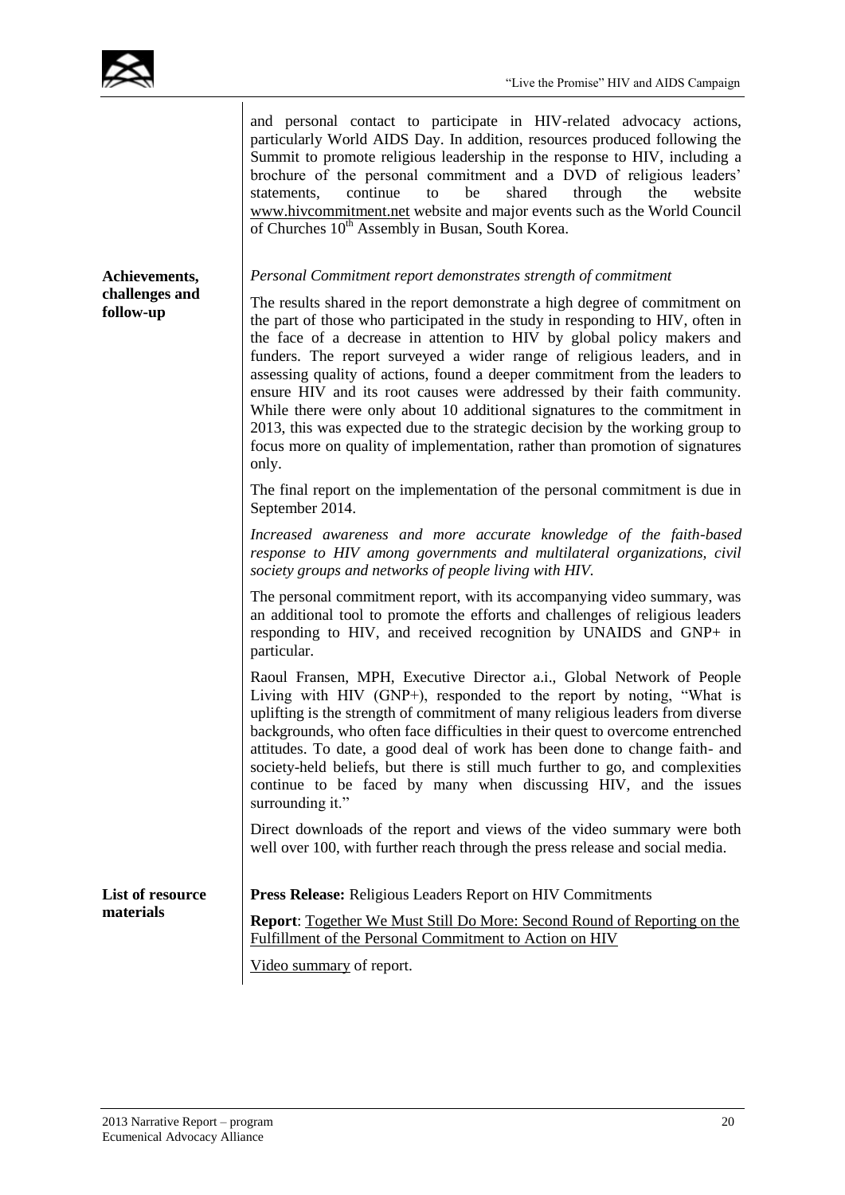and personal contact to participate in HIV-related advocacy actions, particularly World AIDS Day. In addition, resources produced following the Summit to promote religious leadership in the response to HIV, including a brochure of the personal commitment and a DVD of religious leaders' statements, continue to be shared through the website www.hivcommitment.net website and major events such as the World Council of Churches 10th Assembly in Busan, South Korea.

**Achievements, challenges and follow-up**

*Personal Commitment report demonstrates strength of commitment*

The results shared in the report demonstrate a high degree of commitment on the part of those who participated in the study in responding to HIV, often in the face of a decrease in attention to HIV by global policy makers and funders. The report surveyed a wider range of religious leaders, and in assessing quality of actions, found a deeper commitment from the leaders to ensure HIV and its root causes were addressed by their faith community. While there were only about 10 additional signatures to the commitment in 2013, this was expected due to the strategic decision by the working group to focus more on quality of implementation, rather than promotion of signatures only.

The final report on the implementation of the personal commitment is due in September 2014.

*Increased awareness and more accurate knowledge of the faith-based response to HIV among governments and multilateral organizations, civil society groups and networks of people living with HIV.*

The personal commitment report, with its accompanying video summary, was an additional tool to promote the efforts and challenges of religious leaders responding to HIV, and received recognition by UNAIDS and GNP+ in particular.

Raoul Fransen, MPH, Executive Director a.i., Global Network of People Living with HIV (GNP+), responded to the report by noting, "What is uplifting is the strength of commitment of many religious leaders from diverse backgrounds, who often face difficulties in their quest to overcome entrenched attitudes. To date, a good deal of work has been done to change faith- and society-held beliefs, but there is still much further to go, and complexities continue to be faced by many when discussing HIV, and the issues surrounding it."

Direct downloads of the report and views of the video summary were both well over 100, with further reach through the press release and social media.

**List of resource materials**

**Press Release:** Religious Leaders Report on HIV Commitments

**Report**: Together We Must Still Do More: Second Round of Reporting on the Fulfillment of the Personal Commitment to Action on HIV

Video summary of report.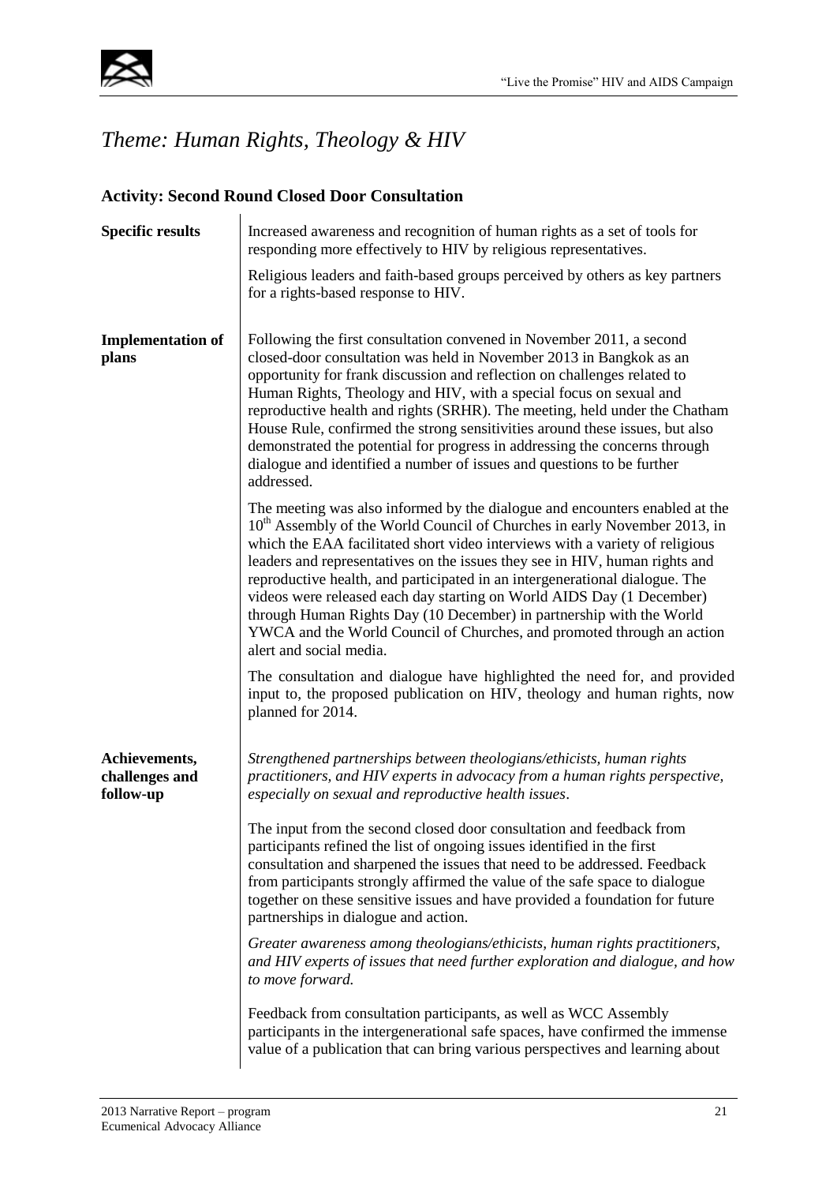# *Theme: Human Rights, Theology & HIV*

## Activity: Second Round Closed Door Consultation

**Specific results**

Increased awareness and recognition of human rights as a set of tools for responding more effectively to HIV by religious representatives.

Religious leaders and faith-based groups perceived by others as key partners for a rights-based response to HIV.

**Implementation of plans**

Following the first consultation convened in November 2011, a second closed-door consultation was held in November 2013 in Bangkok as an opportunity for frank discussion and reflection on challenges related to Human Rights, Theology and HIV, with a special focus on sexual and reproductive health and rights (SRHR). The meeting, held under the Chatham House Rule, confirmed the strong sensitivities around these issues, but also demonstrated the potential for progress in addressing the concerns through dialogue and identified a number of issues and questions to be further addressed.

The meeting was also informed by the dialogue and encounters enabled at the 10th Assembly of the World Council of Churches in early November 2013, in which the EAA facilitated short video interviews with a variety of religious leaders and representatives on the issues they see in HIV, human rights and reproductive health, and participated in an intergenerational dialogue. The videos were released each day starting on World AIDS Day (1 December) through Human Rights Day (10 December) in partnership with the World YWCA and the World Council of Churches, and promoted through an action alert and social media.

The consultation and dialogue have highlighted the need for, and provided input to, the proposed publication on HIV, theology and human rights, now planned for 2014.

**Achievements, challenges and follow-up**

*Strengthened partnerships between theologians/ethicists, human rights practitioners, and HIV experts in advocacy from a human rights perspective, especially on sexual and reproductive health issues*.

The input from the second closed door consultation and feedback from participants refined the list of ongoing issues identified in the first consultation and sharpened the issues that need to be addressed. Feedback from participants strongly affirmed the value of the safe space to dialogue together on these sensitive issues and have provided a foundation for future partnerships in dialogue and action.

*Greater awareness among theologians/ethicists, human rights practitioners, and HIV experts of issues that need further exploration and dialogue, and how to move forward.*

Feedback from consultation participants, as well as WCC Assembly participants in the intergenerational safe spaces, have confirmed the immense value of a publication that can bring various perspectives and learning about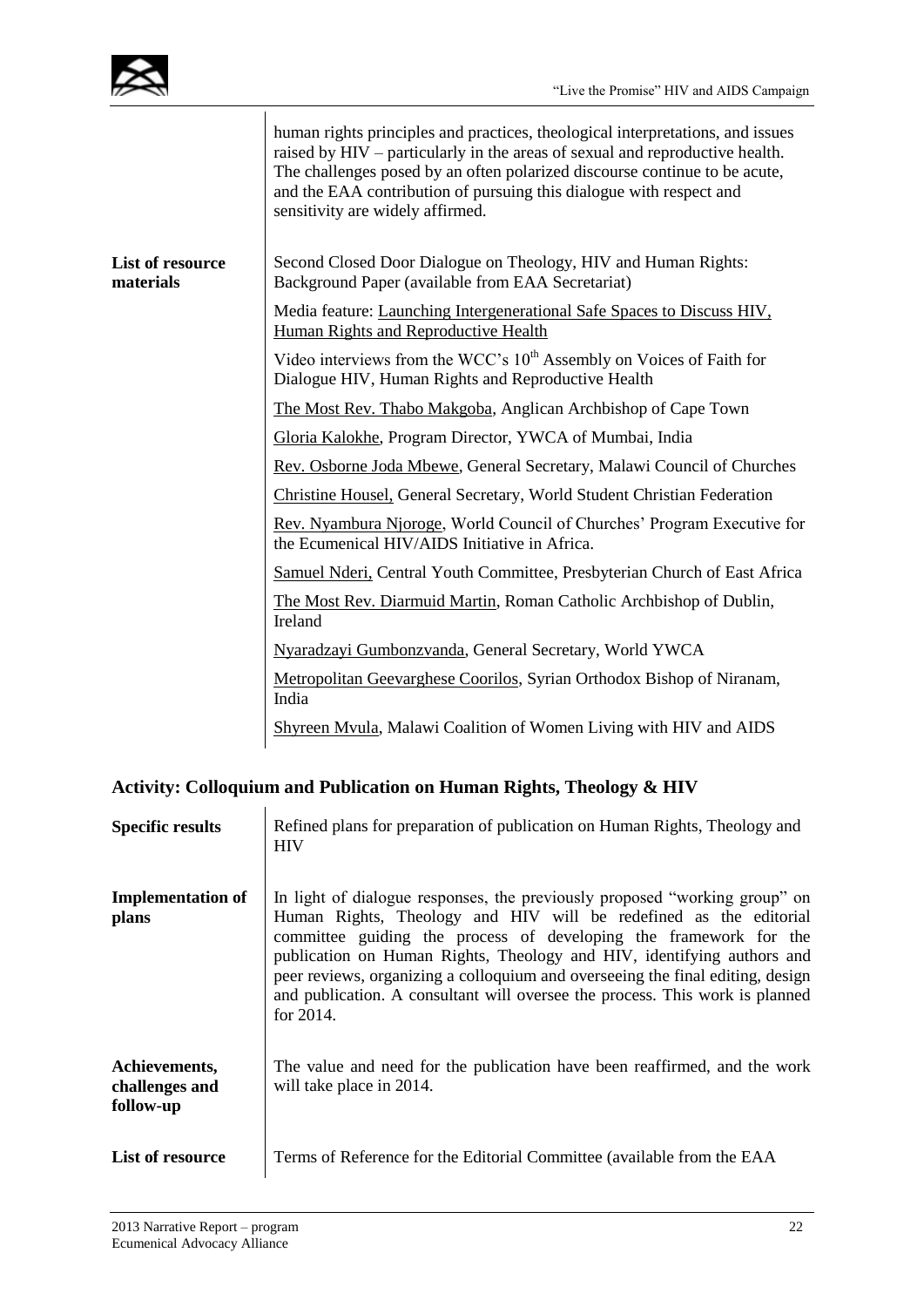| | |
|---|---|
| | human rights principles and practices, theological interpretations, and issues raised by HIV – particularly in the areas of sexual and reproductive health. The challenges posed by an often polarized discourse continue to be acute, and the EAA contribution of pursuing this dialogue with respect and sensitivity are widely affirmed. |
| **List of resource materials** | Second Closed Door Dialogue on Theology, HIV and Human Rights: Background Paper (available from EAA Secretariat)<br><br>Media feature: Launching Intergenerational Safe Spaces to Discuss HIV, Human Rights and Reproductive Health<br><br>Video interviews from the WCC's 10th Assembly on Voices of Faith for Dialogue HIV, Human Rights and Reproductive Health<br><br>The Most Rev. Thabo Makgoba, Anglican Archbishop of Cape Town<br><br>Gloria Kalokhe, Program Director, YWCA of Mumbai, India<br><br>Rev. Osborne Joda Mbewe, General Secretary, Malawi Council of Churches<br><br>Christine Housel, General Secretary, World Student Christian Federation<br><br>Rev. Nyambura Njoroge, World Council of Churches' Program Executive for the Ecumenical HIV/AIDS Initiative in Africa.<br><br>Samuel Nderi, Central Youth Committee, Presbyterian Church of East Africa<br><br>The Most Rev. Diarmuid Martin, Roman Catholic Archbishop of Dublin, Ireland<br><br>Nyaradzayi Gumbonzvanda, General Secretary, World YWCA<br><br>Metropolitan Geevarghese Coorilos, Syrian Orthodox Bishop of Niranam, India<br><br>Shyreen Mvula, Malawi Coalition of Women Living with HIV and AIDS |

### Activity: Colloquium and Publication on Human Rights, Theology & HIV

| | |
|---|---|
| **Specific results** | Refined plans for preparation of publication on Human Rights, Theology and HIV |
| **Implementation of plans** | In light of dialogue responses, the previously proposed "working group" on Human Rights, Theology and HIV will be redefined as the editorial committee guiding the process of developing the framework for the publication on Human Rights, Theology and HIV, identifying authors and peer reviews, organizing a colloquium and overseeing the final editing, design and publication. A consultant will oversee the process. This work is planned for 2014. |
| **Achievements, challenges and follow-up** | The value and need for the publication have been reaffirmed, and the work will take place in 2014. |
| **List of resource** | Terms of Reference for the Editorial Committee (available from the EAA |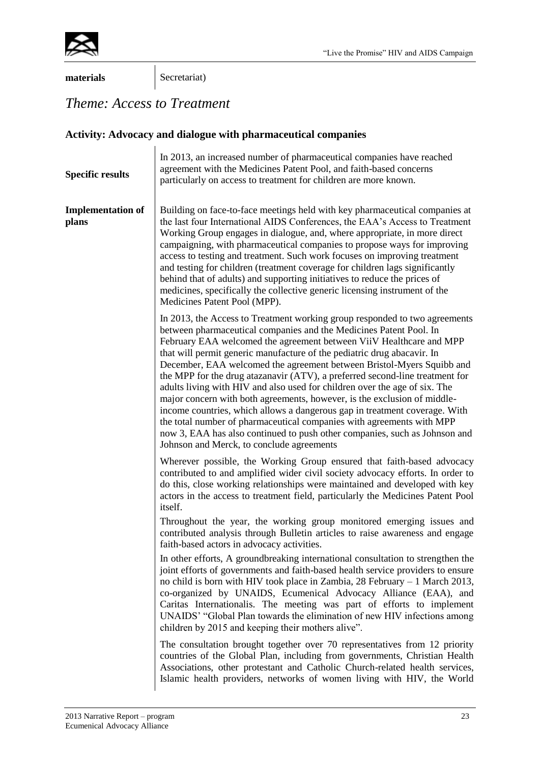| **materials** | Secretariat) |
|---|---|

# *Theme: Access to Treatment*

### Activity: Advocacy and dialogue with pharmaceutical companies

| | |
|---|---|
| **Specific results** | In 2013, an increased number of pharmaceutical companies have reached agreement with the Medicines Patent Pool, and faith-based concerns particularly on access to treatment for children are more known. |
| **Implementation of plans** | Building on face-to-face meetings held with key pharmaceutical companies at the last four International AIDS Conferences, the EAA's Access to Treatment Working Group engages in dialogue, and, where appropriate, in more direct campaigning, with pharmaceutical companies to propose ways for improving access to testing and treatment. Such work focuses on improving treatment and testing for children (treatment coverage for children lags significantly behind that of adults) and supporting initiatives to reduce the prices of medicines, specifically the collective generic licensing instrument of the Medicines Patent Pool (MPP).<br><br>In 2013, the Access to Treatment working group responded to two agreements between pharmaceutical companies and the Medicines Patent Pool. In February EAA welcomed the agreement between ViiV Healthcare and MPP that will permit generic manufacture of the pediatric drug abacavir. In December, EAA welcomed the agreement between Bristol-Myers Squibb and the MPP for the drug atazanavir (ATV), a preferred second-line treatment for adults living with HIV and also used for children over the age of six. The major concern with both agreements, however, is the exclusion of middle-income countries, which allows a dangerous gap in treatment coverage. With the total number of pharmaceutical companies with agreements with MPP now 3, EAA has also continued to push other companies, such as Johnson and Johnson and Merck, to conclude agreements<br><br>Wherever possible, the Working Group ensured that faith-based advocacy contributed to and amplified wider civil society advocacy efforts. In order to do this, close working relationships were maintained and developed with key actors in the access to treatment field, particularly the Medicines Patent Pool itself.<br><br>Throughout the year, the working group monitored emerging issues and contributed analysis through Bulletin articles to raise awareness and engage faith-based actors in advocacy activities.<br><br>In other efforts, A groundbreaking international consultation to strengthen the joint efforts of governments and faith-based health service providers to ensure no child is born with HIV took place in Zambia, 28 February – 1 March 2013, co-organized by UNAIDS, Ecumenical Advocacy Alliance (EAA), and Caritas Internationalis. The meeting was part of efforts to implement UNAIDS' "Global Plan towards the elimination of new HIV infections among children by 2015 and keeping their mothers alive".<br><br>The consultation brought together over 70 representatives from 12 priority countries of the Global Plan, including from governments, Christian Health Associations, other protestant and Catholic Church-related health services, Islamic health providers, networks of women living with HIV, the World |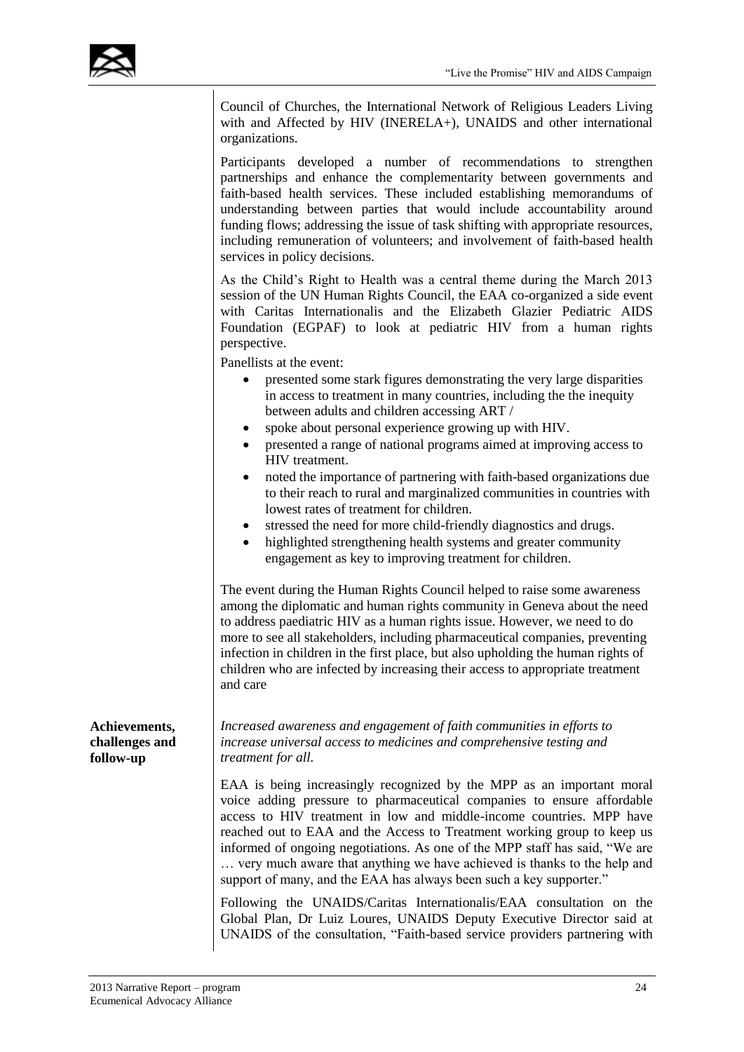Council of Churches, the International Network of Religious Leaders Living with and Affected by HIV (INERELA+), UNAIDS and other international organizations.

Participants developed a number of recommendations to strengthen partnerships and enhance the complementarity between governments and faith-based health services. These included establishing memorandums of understanding between parties that would include accountability around funding flows; addressing the issue of task shifting with appropriate resources, including remuneration of volunteers; and involvement of faith-based health services in policy decisions.

As the Child's Right to Health was a central theme during the March 2013 session of the UN Human Rights Council, the EAA co-organized a side event with Caritas Internationalis and the Elizabeth Glazier Pediatric AIDS Foundation (EGPAF) to look at pediatric HIV from a human rights perspective.

Panellists at the event:

- presented some stark figures demonstrating the very large disparities in access to treatment in many countries, including the the inequity between adults and children accessing ART /
- spoke about personal experience growing up with HIV.
- presented a range of national programs aimed at improving access to HIV treatment.
- noted the importance of partnering with faith-based organizations due to their reach to rural and marginalized communities in countries with lowest rates of treatment for children.
- stressed the need for more child-friendly diagnostics and drugs.
- highlighted strengthening health systems and greater community engagement as key to improving treatment for children.

The event during the Human Rights Council helped to raise some awareness among the diplomatic and human rights community in Geneva about the need to address paediatric HIV as a human rights issue. However, we need to do more to see all stakeholders, including pharmaceutical companies, preventing infection in children in the first place, but also upholding the human rights of children who are infected by increasing their access to appropriate treatment and care

**Achievements, challenges and follow-up**

*Increased awareness and engagement of faith communities in efforts to increase universal access to medicines and comprehensive testing and treatment for all.*

EAA is being increasingly recognized by the MPP as an important moral voice adding pressure to pharmaceutical companies to ensure affordable access to HIV treatment in low and middle-income countries. MPP have reached out to EAA and the Access to Treatment working group to keep us informed of ongoing negotiations. As one of the MPP staff has said, "We are … very much aware that anything we have achieved is thanks to the help and support of many, and the EAA has always been such a key supporter."

Following the UNAIDS/Caritas Internationalis/EAA consultation on the Global Plan, Dr Luiz Loures, UNAIDS Deputy Executive Director said at UNAIDS of the consultation, "Faith-based service providers partnering with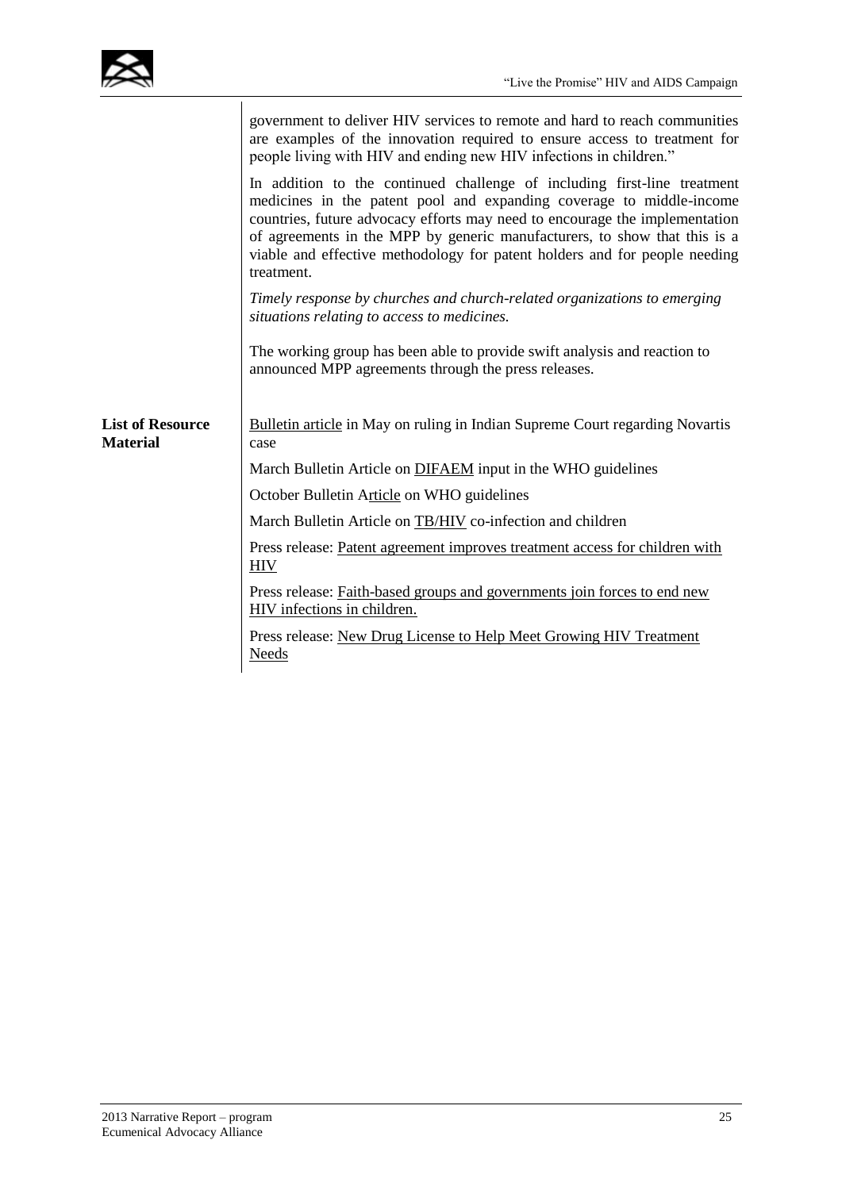| | |
|---|---|
| | government to deliver HIV services to remote and hard to reach communities are examples of the innovation required to ensure access to treatment for people living with HIV and ending new HIV infections in children."<br><br>In addition to the continued challenge of including first-line treatment medicines in the patent pool and expanding coverage to middle-income countries, future advocacy efforts may need to encourage the implementation of agreements in the MPP by generic manufacturers, to show that this is a viable and effective methodology for patent holders and for people needing treatment.<br><br>*Timely response by churches and church-related organizations to emerging situations relating to access to medicines.*<br><br>The working group has been able to provide swift analysis and reaction to announced MPP agreements through the press releases. |
| **List of Resource Material** | Bulletin article in May on ruling in Indian Supreme Court regarding Novartis case<br><br>March Bulletin Article on DIFAEM input in the WHO guidelines<br><br>October Bulletin Article on WHO guidelines<br><br>March Bulletin Article on TB/HIV co-infection and children<br><br>Press release: Patent agreement improves treatment access for children with HIV<br><br>Press release: Faith-based groups and governments join forces to end new HIV infections in children.<br><br>Press release: New Drug License to Help Meet Growing HIV Treatment Needs |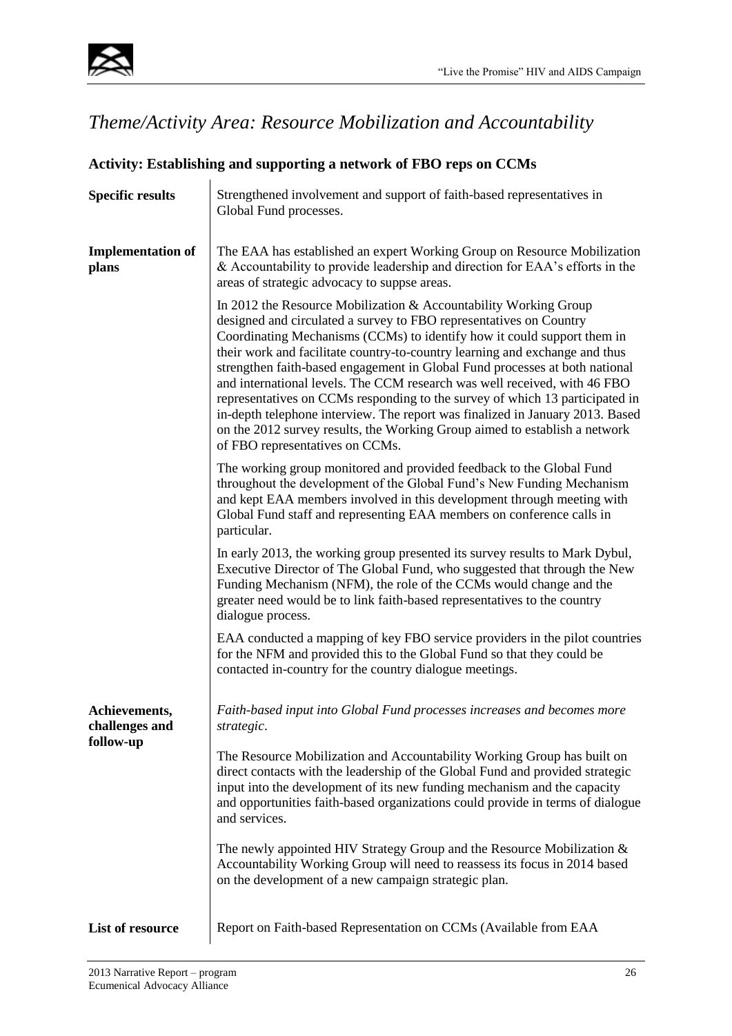# *Theme/Activity Area: Resource Mobilization and Accountability*

## Activity: Establishing and supporting a network of FBO reps on CCMs

| | |
|---|---|
| **Specific results** | Strengthened involvement and support of faith-based representatives in Global Fund processes. |
| **Implementation of plans** | The EAA has established an expert Working Group on Resource Mobilization & Accountability to provide leadership and direction for EAA's efforts in the areas of strategic advocacy to suppse areas.<br><br>In 2012 the Resource Mobilization & Accountability Working Group designed and circulated a survey to FBO representatives on Country Coordinating Mechanisms (CCMs) to identify how it could support them in their work and facilitate country-to-country learning and exchange and thus strengthen faith-based engagement in Global Fund processes at both national and international levels. The CCM research was well received, with 46 FBO representatives on CCMs responding to the survey of which 13 participated in in-depth telephone interview. The report was finalized in January 2013. Based on the 2012 survey results, the Working Group aimed to establish a network of FBO representatives on CCMs.<br><br>The working group monitored and provided feedback to the Global Fund throughout the development of the Global Fund's New Funding Mechanism and kept EAA members involved in this development through meeting with Global Fund staff and representing EAA members on conference calls in particular.<br><br>In early 2013, the working group presented its survey results to Mark Dybul, Executive Director of The Global Fund, who suggested that through the New Funding Mechanism (NFM), the role of the CCMs would change and the greater need would be to link faith-based representatives to the country dialogue process.<br><br>EAA conducted a mapping of key FBO service providers in the pilot countries for the NFM and provided this to the Global Fund so that they could be contacted in-country for the country dialogue meetings. |
| **Achievements, challenges and follow-up** | *Faith-based input into Global Fund processes increases and becomes more strategic*.<br><br>The Resource Mobilization and Accountability Working Group has built on direct contacts with the leadership of the Global Fund and provided strategic input into the development of its new funding mechanism and the capacity and opportunities faith-based organizations could provide in terms of dialogue and services.<br><br>The newly appointed HIV Strategy Group and the Resource Mobilization & Accountability Working Group will need to reassess its focus in 2014 based on the development of a new campaign strategic plan. |
| **List of resource** | Report on Faith-based Representation on CCMs (Available from EAA |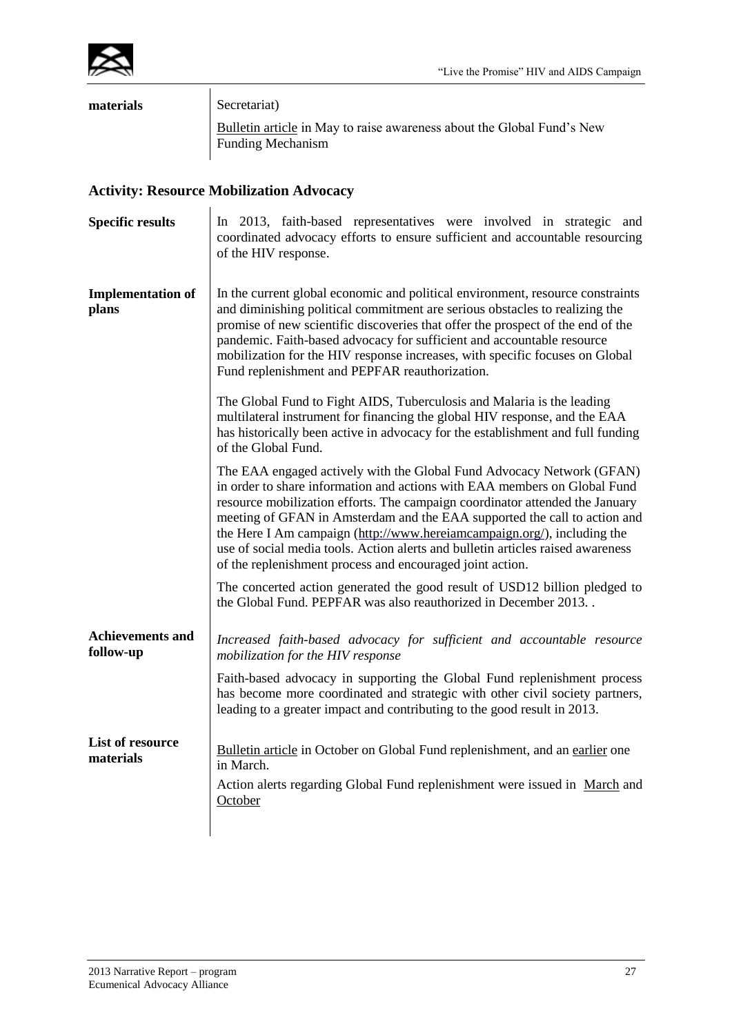| | |
|---|---|
| **materials** | Secretariat)<br><br>Bulletin article in May to raise awareness about the Global Fund's New Funding Mechanism |

### Activity: Resource Mobilization Advocacy

| | |
|---|---|
| **Specific results** | In 2013, faith-based representatives were involved in strategic and coordinated advocacy efforts to ensure sufficient and accountable resourcing of the HIV response. |
| **Implementation of plans** | In the current global economic and political environment, resource constraints and diminishing political commitment are serious obstacles to realizing the promise of new scientific discoveries that offer the prospect of the end of the pandemic. Faith-based advocacy for sufficient and accountable resource mobilization for the HIV response increases, with specific focuses on Global Fund replenishment and PEPFAR reauthorization.<br><br>The Global Fund to Fight AIDS, Tuberculosis and Malaria is the leading multilateral instrument for financing the global HIV response, and the EAA has historically been active in advocacy for the establishment and full funding of the Global Fund.<br><br>The EAA engaged actively with the Global Fund Advocacy Network (GFAN) in order to share information and actions with EAA members on Global Fund resource mobilization efforts. The campaign coordinator attended the January meeting of GFAN in Amsterdam and the EAA supported the call to action and the Here I Am campaign (http://www.hereiamcampaign.org/), including the use of social media tools. Action alerts and bulletin articles raised awareness of the replenishment process and encouraged joint action.<br><br>The concerted action generated the good result of USD12 billion pledged to the Global Fund. PEPFAR was also reauthorized in December 2013. . |
| **Achievements and follow-up** | *Increased faith-based advocacy for sufficient and accountable resource mobilization for the HIV response*<br><br>Faith-based advocacy in supporting the Global Fund replenishment process has become more coordinated and strategic with other civil society partners, leading to a greater impact and contributing to the good result in 2013. |
| **List of resource materials** | Bulletin article in October on Global Fund replenishment, and an earlier one in March.<br><br>Action alerts regarding Global Fund replenishment were issued in March and October |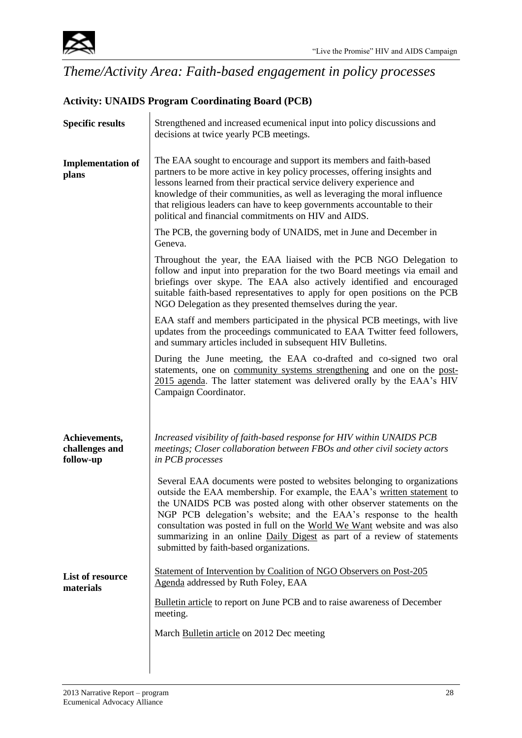# *Theme/Activity Area: Faith-based engagement in policy processes*

## Activity: UNAIDS Program Coordinating Board (PCB)

**Specific results**

Strengthened and increased ecumenical input into policy discussions and decisions at twice yearly PCB meetings.

**Implementation of plans**

The EAA sought to encourage and support its members and faith-based partners to be more active in key policy processes, offering insights and lessons learned from their practical service delivery experience and knowledge of their communities, as well as leveraging the moral influence that religious leaders can have to keep governments accountable to their political and financial commitments on HIV and AIDS.

The PCB, the governing body of UNAIDS, met in June and December in Geneva.

Throughout the year, the EAA liaised with the PCB NGO Delegation to follow and input into preparation for the two Board meetings via email and briefings over skype. The EAA also actively identified and encouraged suitable faith-based representatives to apply for open positions on the PCB NGO Delegation as they presented themselves during the year.

EAA staff and members participated in the physical PCB meetings, with live updates from the proceedings communicated to EAA Twitter feed followers, and summary articles included in subsequent HIV Bulletins.

During the June meeting, the EAA co-drafted and co-signed two oral statements, one on community systems strengthening and one on the post-2015 agenda. The latter statement was delivered orally by the EAA's HIV Campaign Coordinator.

**Achievements, challenges and follow-up**

*Increased visibility of faith-based response for HIV within UNAIDS PCB meetings; Closer collaboration between FBOs and other civil society actors in PCB processes*

Several EAA documents were posted to websites belonging to organizations outside the EAA membership. For example, the EAA's written statement to the UNAIDS PCB was posted along with other observer statements on the NGP PCB delegation's website; and the EAA's response to the health consultation was posted in full on the World We Want website and was also summarizing in an online Daily Digest as part of a review of statements submitted by faith-based organizations.

**List of resource materials**

Statement of Intervention by Coalition of NGO Observers on Post-205 Agenda addressed by Ruth Foley, EAA

Bulletin article to report on June PCB and to raise awareness of December meeting.

March Bulletin article on 2012 Dec meeting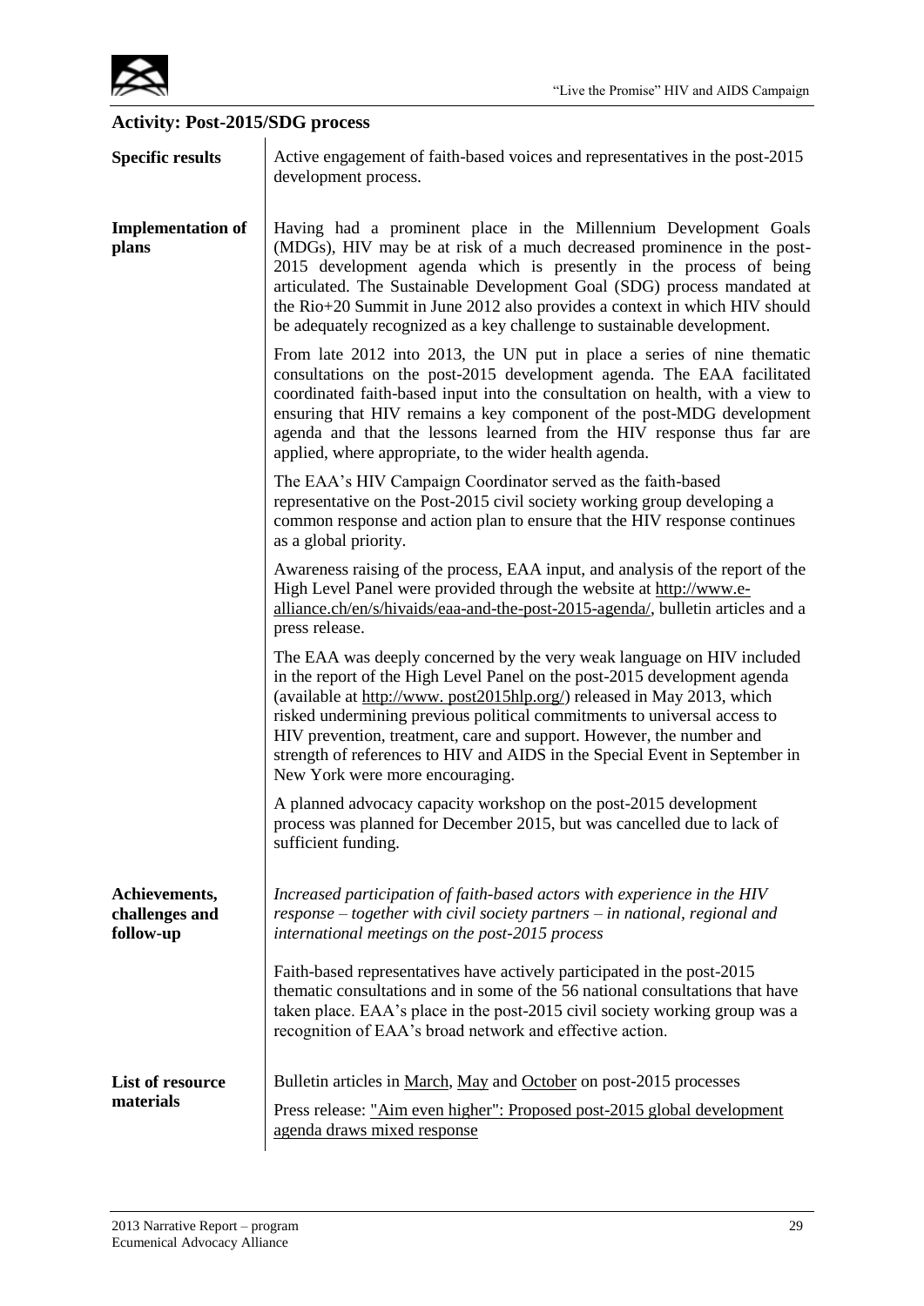## Activity: Post-2015/SDG process

**Specific results**

Active engagement of faith-based voices and representatives in the post-2015 development process.

**Implementation of plans**

Having had a prominent place in the Millennium Development Goals (MDGs), HIV may be at risk of a much decreased prominence in the post-2015 development agenda which is presently in the process of being articulated. The Sustainable Development Goal (SDG) process mandated at the Rio+20 Summit in June 2012 also provides a context in which HIV should be adequately recognized as a key challenge to sustainable development.

From late 2012 into 2013, the UN put in place a series of nine thematic consultations on the post-2015 development agenda. The EAA facilitated coordinated faith-based input into the consultation on health, with a view to ensuring that HIV remains a key component of the post-MDG development agenda and that the lessons learned from the HIV response thus far are applied, where appropriate, to the wider health agenda.

The EAA's HIV Campaign Coordinator served as the faith-based representative on the Post-2015 civil society working group developing a common response and action plan to ensure that the HIV response continues as a global priority.

Awareness raising of the process, EAA input, and analysis of the report of the High Level Panel were provided through the website at http://www.e-alliance.ch/en/s/hivaids/eaa-and-the-post-2015-agenda/, bulletin articles and a press release.

The EAA was deeply concerned by the very weak language on HIV included in the report of the High Level Panel on the post-2015 development agenda (available at http://www. post2015hlp.org/) released in May 2013, which risked undermining previous political commitments to universal access to HIV prevention, treatment, care and support. However, the number and strength of references to HIV and AIDS in the Special Event in September in New York were more encouraging.

A planned advocacy capacity workshop on the post-2015 development process was planned for December 2015, but was cancelled due to lack of sufficient funding.

**Achievements, challenges and follow-up**

*Increased participation of faith-based actors with experience in the HIV response – together with civil society partners – in national, regional and international meetings on the post-2015 process*

Faith-based representatives have actively participated in the post-2015 thematic consultations and in some of the 56 national consultations that have taken place. EAA's place in the post-2015 civil society working group was a recognition of EAA's broad network and effective action.

**List of resource materials**

Bulletin articles in March, May and October on post-2015 processes

Press release: "Aim even higher": Proposed post-2015 global development agenda draws mixed response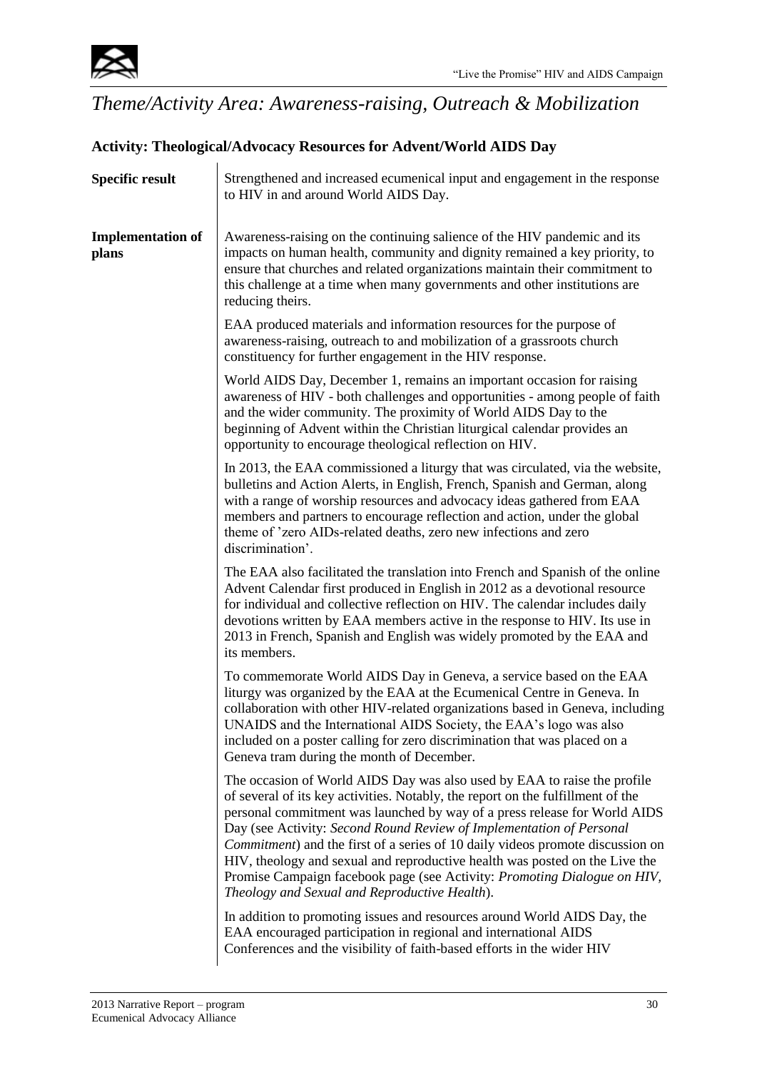# *Theme/Activity Area: Awareness-raising, Outreach & Mobilization*

## Activity: Theological/Advocacy Resources for Advent/World AIDS Day

**Specific result**

Strengthened and increased ecumenical input and engagement in the response to HIV in and around World AIDS Day.

**Implementation of plans**

Awareness-raising on the continuing salience of the HIV pandemic and its impacts on human health, community and dignity remained a key priority, to ensure that churches and related organizations maintain their commitment to this challenge at a time when many governments and other institutions are reducing theirs.

EAA produced materials and information resources for the purpose of awareness-raising, outreach to and mobilization of a grassroots church constituency for further engagement in the HIV response.

World AIDS Day, December 1, remains an important occasion for raising awareness of HIV - both challenges and opportunities - among people of faith and the wider community. The proximity of World AIDS Day to the beginning of Advent within the Christian liturgical calendar provides an opportunity to encourage theological reflection on HIV.

In 2013, the EAA commissioned a liturgy that was circulated, via the website, bulletins and Action Alerts, in English, French, Spanish and German, along with a range of worship resources and advocacy ideas gathered from EAA members and partners to encourage reflection and action, under the global theme of 'zero AIDs-related deaths, zero new infections and zero discrimination'.

The EAA also facilitated the translation into French and Spanish of the online Advent Calendar first produced in English in 2012 as a devotional resource for individual and collective reflection on HIV. The calendar includes daily devotions written by EAA members active in the response to HIV. Its use in 2013 in French, Spanish and English was widely promoted by the EAA and its members.

To commemorate World AIDS Day in Geneva, a service based on the EAA liturgy was organized by the EAA at the Ecumenical Centre in Geneva. In collaboration with other HIV-related organizations based in Geneva, including UNAIDS and the International AIDS Society, the EAA's logo was also included on a poster calling for zero discrimination that was placed on a Geneva tram during the month of December.

The occasion of World AIDS Day was also used by EAA to raise the profile of several of its key activities. Notably, the report on the fulfillment of the personal commitment was launched by way of a press release for World AIDS Day (see Activity: *Second Round Review of Implementation of Personal Commitment*) and the first of a series of 10 daily videos promote discussion on HIV, theology and sexual and reproductive health was posted on the Live the Promise Campaign facebook page (see Activity: *Promoting Dialogue on HIV, Theology and Sexual and Reproductive Health*).

In addition to promoting issues and resources around World AIDS Day, the EAA encouraged participation in regional and international AIDS Conferences and the visibility of faith-based efforts in the wider HIV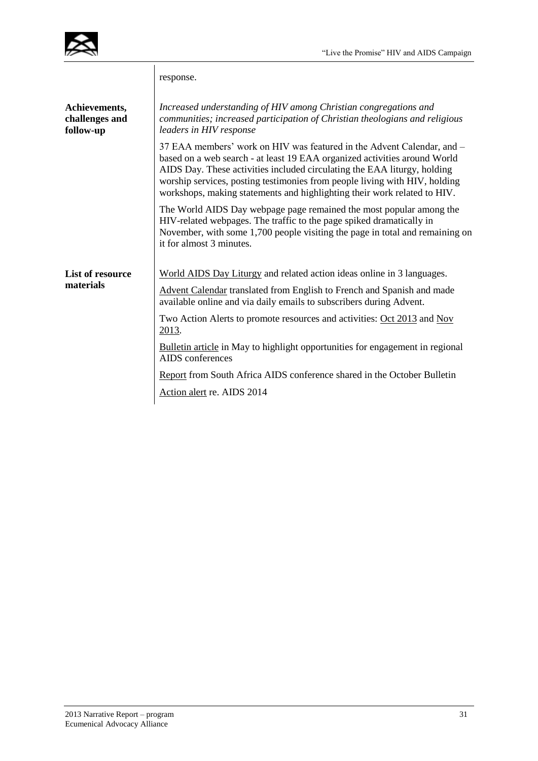response.

**Achievements, challenges and follow-up**

*Increased understanding of HIV among Christian congregations and communities; increased participation of Christian theologians and religious leaders in HIV response*

37 EAA members' work on HIV was featured in the Advent Calendar, and – based on a web search - at least 19 EAA organized activities around World AIDS Day. These activities included circulating the EAA liturgy, holding worship services, posting testimonies from people living with HIV, holding workshops, making statements and highlighting their work related to HIV.

The World AIDS Day webpage page remained the most popular among the HIV-related webpages. The traffic to the page spiked dramatically in November, with some 1,700 people visiting the page in total and remaining on it for almost 3 minutes.

**List of resource materials**

World AIDS Day Liturgy and related action ideas online in 3 languages.

Advent Calendar translated from English to French and Spanish and made available online and via daily emails to subscribers during Advent.

Two Action Alerts to promote resources and activities: Oct 2013 and Nov 2013.

Bulletin article in May to highlight opportunities for engagement in regional AIDS conferences

Report from South Africa AIDS conference shared in the October Bulletin

Action alert re. AIDS 2014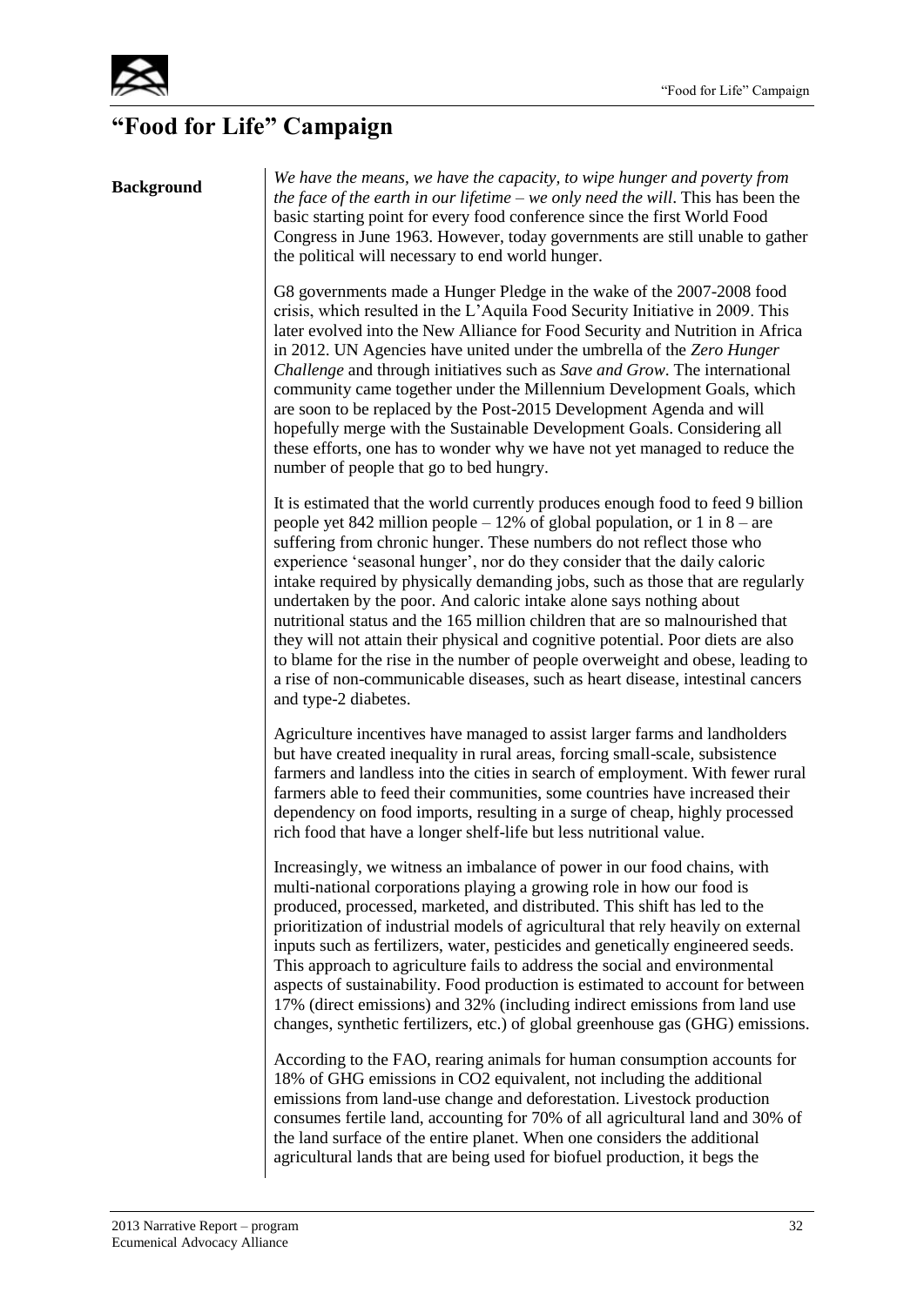# "Food for Life" Campaign

**Background**

*We have the means, we have the capacity, to wipe hunger and poverty from the face of the earth in our lifetime – we only need the will*. This has been the basic starting point for every food conference since the first World Food Congress in June 1963. However, today governments are still unable to gather the political will necessary to end world hunger.

G8 governments made a Hunger Pledge in the wake of the 2007-2008 food crisis, which resulted in the L'Aquila Food Security Initiative in 2009. This later evolved into the New Alliance for Food Security and Nutrition in Africa in 2012. UN Agencies have united under the umbrella of the *Zero Hunger Challenge* and through initiatives such as *Save and Grow*. The international community came together under the Millennium Development Goals, which are soon to be replaced by the Post-2015 Development Agenda and will hopefully merge with the Sustainable Development Goals. Considering all these efforts, one has to wonder why we have not yet managed to reduce the number of people that go to bed hungry.

It is estimated that the world currently produces enough food to feed 9 billion people yet 842 million people – 12% of global population, or 1 in 8 – are suffering from chronic hunger. These numbers do not reflect those who experience 'seasonal hunger', nor do they consider that the daily caloric intake required by physically demanding jobs, such as those that are regularly undertaken by the poor. And caloric intake alone says nothing about nutritional status and the 165 million children that are so malnourished that they will not attain their physical and cognitive potential. Poor diets are also to blame for the rise in the number of people overweight and obese, leading to a rise of non-communicable diseases, such as heart disease, intestinal cancers and type-2 diabetes.

Agriculture incentives have managed to assist larger farms and landholders but have created inequality in rural areas, forcing small-scale, subsistence farmers and landless into the cities in search of employment. With fewer rural farmers able to feed their communities, some countries have increased their dependency on food imports, resulting in a surge of cheap, highly processed rich food that have a longer shelf-life but less nutritional value.

Increasingly, we witness an imbalance of power in our food chains, with multi-national corporations playing a growing role in how our food is produced, processed, marketed, and distributed. This shift has led to the prioritization of industrial models of agricultural that rely heavily on external inputs such as fertilizers, water, pesticides and genetically engineered seeds. This approach to agriculture fails to address the social and environmental aspects of sustainability. Food production is estimated to account for between 17% (direct emissions) and 32% (including indirect emissions from land use changes, synthetic fertilizers, etc.) of global greenhouse gas (GHG) emissions.

According to the FAO, rearing animals for human consumption accounts for 18% of GHG emissions in $CO_2$ equivalent, not including the additional emissions from land-use change and deforestation. Livestock production consumes fertile land, accounting for 70% of all agricultural land and 30% of the land surface of the entire planet. When one considers the additional agricultural lands that are being used for biofuel production, it begs the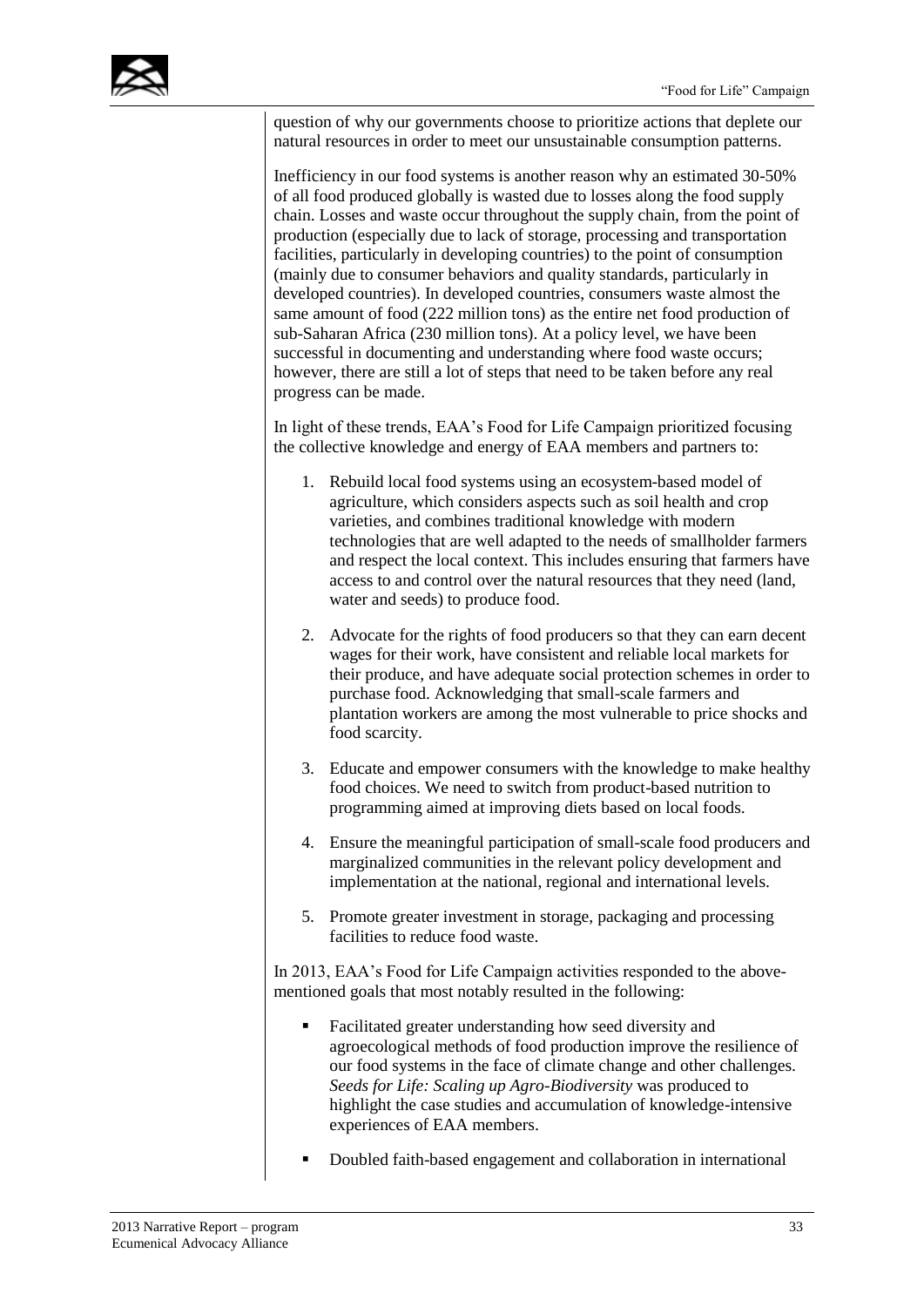question of why our governments choose to prioritize actions that deplete our natural resources in order to meet our unsustainable consumption patterns.

Inefficiency in our food systems is another reason why an estimated 30-50% of all food produced globally is wasted due to losses along the food supply chain. Losses and waste occur throughout the supply chain, from the point of production (especially due to lack of storage, processing and transportation facilities, particularly in developing countries) to the point of consumption (mainly due to consumer behaviors and quality standards, particularly in developed countries). In developed countries, consumers waste almost the same amount of food (222 million tons) as the entire net food production of sub-Saharan Africa (230 million tons). At a policy level, we have been successful in documenting and understanding where food waste occurs; however, there are still a lot of steps that need to be taken before any real progress can be made.

In light of these trends, EAA's Food for Life Campaign prioritized focusing the collective knowledge and energy of EAA members and partners to:

1. Rebuild local food systems using an ecosystem-based model of agriculture, which considers aspects such as soil health and crop varieties, and combines traditional knowledge with modern technologies that are well adapted to the needs of smallholder farmers and respect the local context. This includes ensuring that farmers have access to and control over the natural resources that they need (land, water and seeds) to produce food.

2. Advocate for the rights of food producers so that they can earn decent wages for their work, have consistent and reliable local markets for their produce, and have adequate social protection schemes in order to purchase food. Acknowledging that small-scale farmers and plantation workers are among the most vulnerable to price shocks and food scarcity.

3. Educate and empower consumers with the knowledge to make healthy food choices. We need to switch from product-based nutrition to programming aimed at improving diets based on local foods.

4. Ensure the meaningful participation of small-scale food producers and marginalized communities in the relevant policy development and implementation at the national, regional and international levels.

5. Promote greater investment in storage, packaging and processing facilities to reduce food waste.

In 2013, EAA's Food for Life Campaign activities responded to the above-mentioned goals that most notably resulted in the following:

- Facilitated greater understanding how seed diversity and agroecological methods of food production improve the resilience of our food systems in the face of climate change and other challenges. *Seeds for Life: Scaling up Agro-Biodiversity* was produced to highlight the case studies and accumulation of knowledge-intensive experiences of EAA members.

- Doubled faith-based engagement and collaboration in international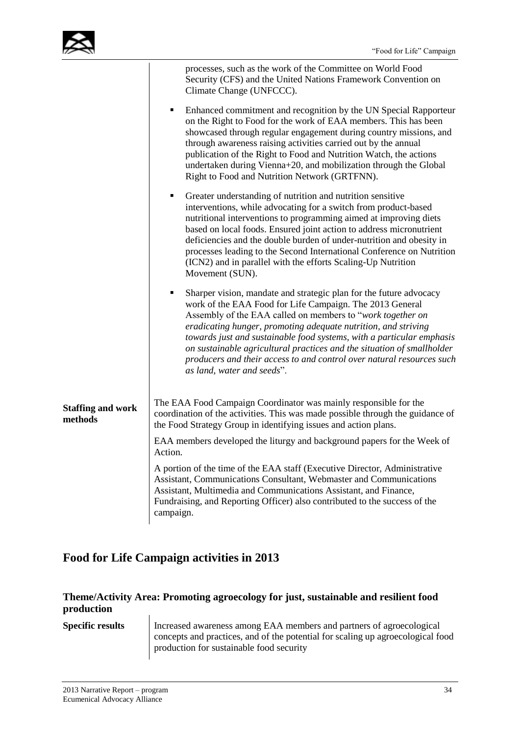processes, such as the work of the Committee on World Food Security (CFS) and the United Nations Framework Convention on Climate Change (UNFCCC).

- Enhanced commitment and recognition by the UN Special Rapporteur on the Right to Food for the work of EAA members. This has been showcased through regular engagement during country missions, and through awareness raising activities carried out by the annual publication of the Right to Food and Nutrition Watch, the actions undertaken during Vienna+20, and mobilization through the Global Right to Food and Nutrition Network (GRTFNN).
- Greater understanding of nutrition and nutrition sensitive interventions, while advocating for a switch from product-based nutritional interventions to programming aimed at improving diets based on local foods. Ensured joint action to address micronutrient deficiencies and the double burden of under-nutrition and obesity in processes leading to the Second International Conference on Nutrition (ICN2) and in parallel with the efforts Scaling-Up Nutrition Movement (SUN).
- Sharper vision, mandate and strategic plan for the future advocacy work of the EAA Food for Life Campaign. The 2013 General Assembly of the EAA called on members to "*work together on eradicating hunger, promoting adequate nutrition, and striving towards just and sustainable food systems, with a particular emphasis on sustainable agricultural practices and the situation of smallholder producers and their access to and control over natural resources such as land, water and seeds*".

**Staffing and work methods**

The EAA Food Campaign Coordinator was mainly responsible for the coordination of the activities. This was made possible through the guidance of the Food Strategy Group in identifying issues and action plans.

EAA members developed the liturgy and background papers for the Week of Action.

A portion of the time of the EAA staff (Executive Director, Administrative Assistant, Communications Consultant, Webmaster and Communications Assistant, Multimedia and Communications Assistant, and Finance, Fundraising, and Reporting Officer) also contributed to the success of the campaign.

## Food for Life Campaign activities in 2013

### Theme/Activity Area: Promoting agroecology for just, sustainable and resilient food production

**Specific results**

Increased awareness among EAA members and partners of agroecological concepts and practices, and of the potential for scaling up agroecological food production for sustainable food security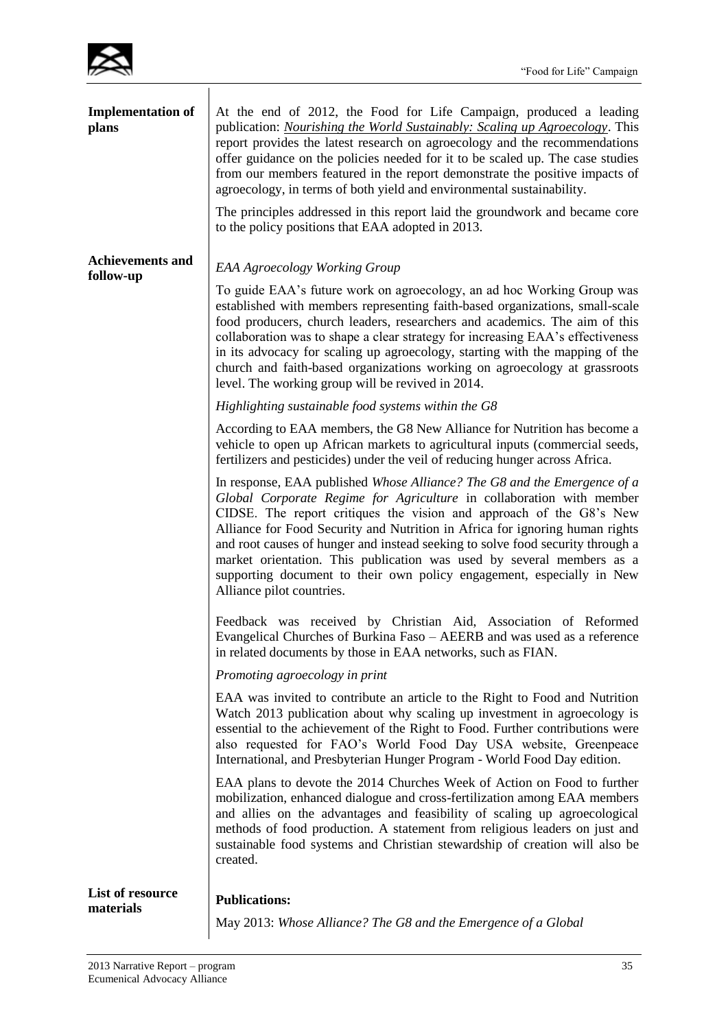| | |
|---|---|
| **Implementation of plans** | At the end of 2012, the Food for Life Campaign, produced a leading publication: *Nourishing the World Sustainably: Scaling up Agroecology*. This report provides the latest research on agroecology and the recommendations offer guidance on the policies needed for it to be scaled up. The case studies from our members featured in the report demonstrate the positive impacts of agroecology, in terms of both yield and environmental sustainability.<br><br>The principles addressed in this report laid the groundwork and became core to the policy positions that EAA adopted in 2013. |
| **Achievements and follow-up** | *EAA Agroecology Working Group*<br><br>To guide EAA's future work on agroecology, an ad hoc Working Group was established with members representing faith-based organizations, small-scale food producers, church leaders, researchers and academics. The aim of this collaboration was to shape a clear strategy for increasing EAA's effectiveness in its advocacy for scaling up agroecology, starting with the mapping of the church and faith-based organizations working on agroecology at grassroots level. The working group will be revived in 2014.<br><br>*Highlighting sustainable food systems within the G8*<br><br>According to EAA members, the G8 New Alliance for Nutrition has become a vehicle to open up African markets to agricultural inputs (commercial seeds, fertilizers and pesticides) under the veil of reducing hunger across Africa.<br><br>In response, EAA published *Whose Alliance? The G8 and the Emergence of a Global Corporate Regime for Agriculture* in collaboration with member CIDSE. The report critiques the vision and approach of the G8's New Alliance for Food Security and Nutrition in Africa for ignoring human rights and root causes of hunger and instead seeking to solve food security through a market orientation. This publication was used by several members as a supporting document to their own policy engagement, especially in New Alliance pilot countries.<br><br>Feedback was received by Christian Aid, Association of Reformed Evangelical Churches of Burkina Faso – AEERB and was used as a reference in related documents by those in EAA networks, such as FIAN.<br><br>*Promoting agroecology in print*<br><br>EAA was invited to contribute an article to the Right to Food and Nutrition Watch 2013 publication about why scaling up investment in agroecology is essential to the achievement of the Right to Food. Further contributions were also requested for FAO's World Food Day USA website, Greenpeace International, and Presbyterian Hunger Program - World Food Day edition.<br><br>EAA plans to devote the 2014 Churches Week of Action on Food to further mobilization, enhanced dialogue and cross-fertilization among EAA members and allies on the advantages and feasibility of scaling up agroecological methods of food production. A statement from religious leaders on just and sustainable food systems and Christian stewardship of creation will also be created. |
| **List of resource materials** | **Publications:**<br><br>May 2013: *Whose Alliance? The G8 and the Emergence of a Global* |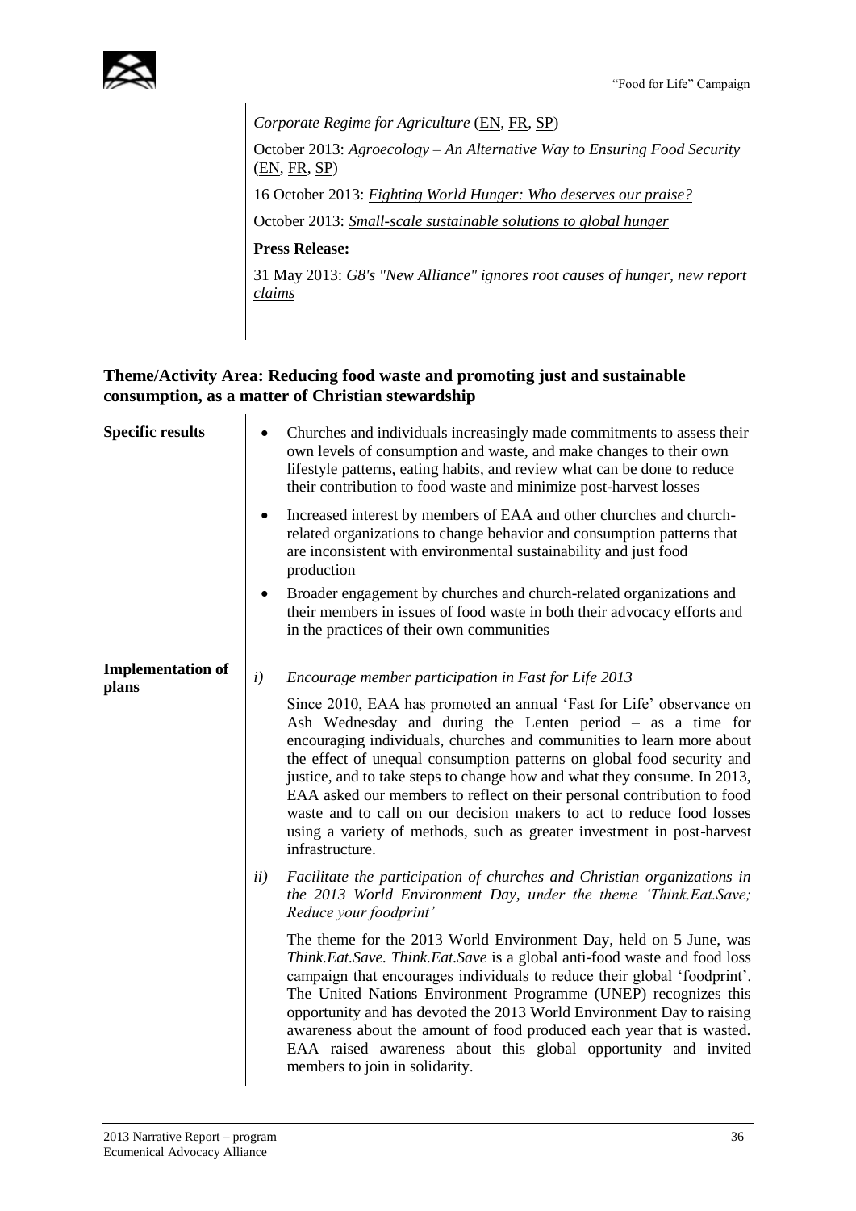*Corporate Regime for Agriculture* (EN, FR, SP)

October 2013: *Agroecology – An Alternative Way to Ensuring Food Security* (EN, FR, SP)

16 October 2013: *Fighting World Hunger: Who deserves our praise?*

October 2013: *Small-scale sustainable solutions to global hunger*

**Press Release:**

31 May 2013: *G8's "New Alliance" ignores root causes of hunger, new report claims*

### Theme/Activity Area: Reducing food waste and promoting just and sustainable consumption, as a matter of Christian stewardship

**Specific results**

- Churches and individuals increasingly made commitments to assess their own levels of consumption and waste, and make changes to their own lifestyle patterns, eating habits, and review what can be done to reduce their contribution to food waste and minimize post-harvest losses
- Increased interest by members of EAA and other churches and church-related organizations to change behavior and consumption patterns that are inconsistent with environmental sustainability and just food production
- Broader engagement by churches and church-related organizations and their members in issues of food waste in both their advocacy efforts and in the practices of their own communities

**Implementation of plans**

*i) Encourage member participation in Fast for Life 2013*

Since 2010, EAA has promoted an annual 'Fast for Life' observance on Ash Wednesday and during the Lenten period – as a time for encouraging individuals, churches and communities to learn more about the effect of unequal consumption patterns on global food security and justice, and to take steps to change how and what they consume. In 2013, EAA asked our members to reflect on their personal contribution to food waste and to call on our decision makers to act to reduce food losses using a variety of methods, such as greater investment in post-harvest infrastructure.

*ii) Facilitate the participation of churches and Christian organizations in the 2013 World Environment Day, under the theme 'Think.Eat.Save; Reduce your foodprint'*

The theme for the 2013 World Environment Day, held on 5 June, was *Think.Eat.Save. Think.Eat.Save* is a global anti-food waste and food loss campaign that encourages individuals to reduce their global 'foodprint'. The United Nations Environment Programme (UNEP) recognizes this opportunity and has devoted the 2013 World Environment Day to raising awareness about the amount of food produced each year that is wasted. EAA raised awareness about this global opportunity and invited members to join in solidarity.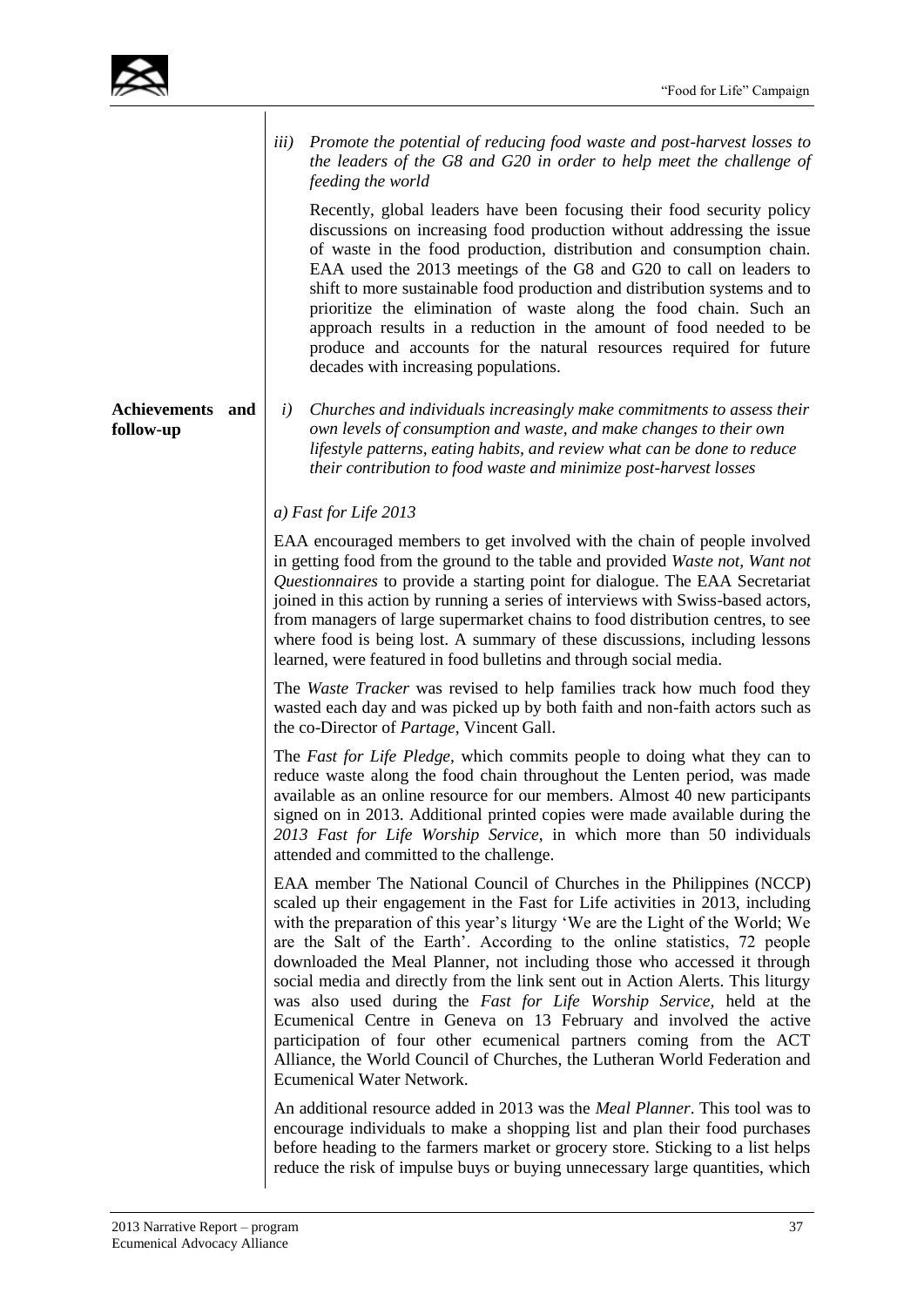*iii) Promote the potential of reducing food waste and post-harvest losses to the leaders of the G8 and G20 in order to help meet the challenge of feeding the world*

Recently, global leaders have been focusing their food security policy discussions on increasing food production without addressing the issue of waste in the food production, distribution and consumption chain. EAA used the 2013 meetings of the G8 and G20 to call on leaders to shift to more sustainable food production and distribution systems and to prioritize the elimination of waste along the food chain. Such an approach results in a reduction in the amount of food needed to be produce and accounts for the natural resources required for future decades with increasing populations.

**Achievements and follow-up**

*i) Churches and individuals increasingly make commitments to assess their own levels of consumption and waste, and make changes to their own lifestyle patterns, eating habits, and review what can be done to reduce their contribution to food waste and minimize post-harvest losses*

*a) Fast for Life 2013*

EAA encouraged members to get involved with the chain of people involved in getting food from the ground to the table and provided *Waste not, Want not Questionnaires* to provide a starting point for dialogue. The EAA Secretariat joined in this action by running a series of interviews with Swiss-based actors, from managers of large supermarket chains to food distribution centres, to see where food is being lost. A summary of these discussions, including lessons learned, were featured in food bulletins and through social media.

The *Waste Tracker* was revised to help families track how much food they wasted each day and was picked up by both faith and non-faith actors such as the co-Director of *Partage*, Vincent Gall.

The *Fast for Life Pledge,* which commits people to doing what they can to reduce waste along the food chain throughout the Lenten period, was made available as an online resource for our members. Almost 40 new participants signed on in 2013. Additional printed copies were made available during the *2013 Fast for Life Worship Service*, in which more than 50 individuals attended and committed to the challenge.

EAA member The National Council of Churches in the Philippines (NCCP) scaled up their engagement in the Fast for Life activities in 2013, including with the preparation of this year's liturgy 'We are the Light of the World; We are the Salt of the Earth'. According to the online statistics, 72 people downloaded the Meal Planner, not including those who accessed it through social media and directly from the link sent out in Action Alerts. This liturgy was also used during the *Fast for Life Worship Service,* held at the Ecumenical Centre in Geneva on 13 February and involved the active participation of four other ecumenical partners coming from the ACT Alliance, the World Council of Churches, the Lutheran World Federation and Ecumenical Water Network.

An additional resource added in 2013 was the *Meal Planner*. This tool was to encourage individuals to make a shopping list and plan their food purchases before heading to the farmers market or grocery store. Sticking to a list helps reduce the risk of impulse buys or buying unnecessary large quantities, which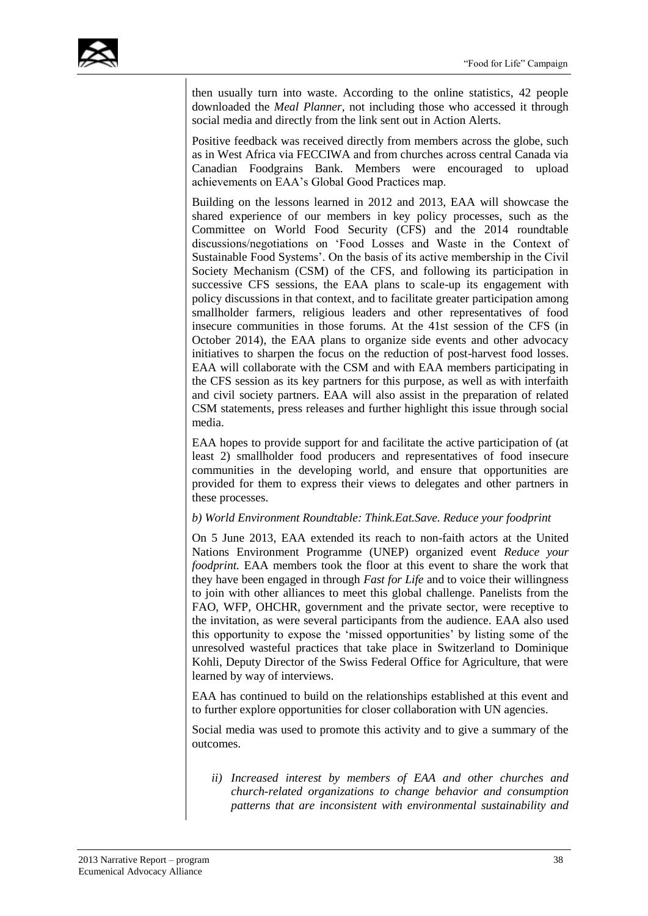then usually turn into waste. According to the online statistics, 42 people downloaded the *Meal Planner*, not including those who accessed it through social media and directly from the link sent out in Action Alerts.

Positive feedback was received directly from members across the globe, such as in West Africa via FECCIWA and from churches across central Canada via Canadian Foodgrains Bank. Members were encouraged to upload achievements on EAA's Global Good Practices map.

Building on the lessons learned in 2012 and 2013, EAA will showcase the shared experience of our members in key policy processes, such as the Committee on World Food Security (CFS) and the 2014 roundtable discussions/negotiations on 'Food Losses and Waste in the Context of Sustainable Food Systems'. On the basis of its active membership in the Civil Society Mechanism (CSM) of the CFS, and following its participation in successive CFS sessions, the EAA plans to scale-up its engagement with policy discussions in that context, and to facilitate greater participation among smallholder farmers, religious leaders and other representatives of food insecure communities in those forums. At the 41st session of the CFS (in October 2014), the EAA plans to organize side events and other advocacy initiatives to sharpen the focus on the reduction of post-harvest food losses. EAA will collaborate with the CSM and with EAA members participating in the CFS session as its key partners for this purpose, as well as with interfaith and civil society partners. EAA will also assist in the preparation of related CSM statements, press releases and further highlight this issue through social media.

EAA hopes to provide support for and facilitate the active participation of (at least 2) smallholder food producers and representatives of food insecure communities in the developing world, and ensure that opportunities are provided for them to express their views to delegates and other partners in these processes.

*b) World Environment Roundtable: Think.Eat.Save. Reduce your foodprint*

On 5 June 2013, EAA extended its reach to non-faith actors at the United Nations Environment Programme (UNEP) organized event *Reduce your foodprint.* EAA members took the floor at this event to share the work that they have been engaged in through *Fast for Life* and to voice their willingness to join with other alliances to meet this global challenge. Panelists from the FAO, WFP, OHCHR, government and the private sector, were receptive to the invitation, as were several participants from the audience. EAA also used this opportunity to expose the 'missed opportunities' by listing some of the unresolved wasteful practices that take place in Switzerland to Dominique Kohli, Deputy Director of the Swiss Federal Office for Agriculture, that were learned by way of interviews.

EAA has continued to build on the relationships established at this event and to further explore opportunities for closer collaboration with UN agencies.

Social media was used to promote this activity and to give a summary of the outcomes.

*ii) Increased interest by members of EAA and other churches and church-related organizations to change behavior and consumption patterns that are inconsistent with environmental sustainability and*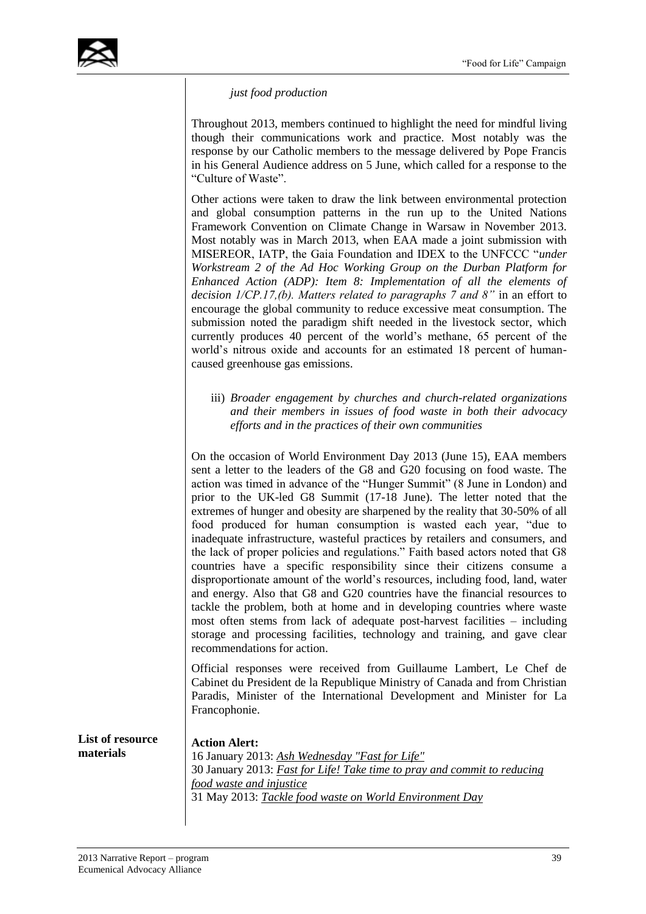*just food production*

Throughout 2013, members continued to highlight the need for mindful living though their communications work and practice. Most notably was the response by our Catholic members to the message delivered by Pope Francis in his General Audience address on 5 June, which called for a response to the "Culture of Waste".

Other actions were taken to draw the link between environmental protection and global consumption patterns in the run up to the United Nations Framework Convention on Climate Change in Warsaw in November 2013. Most notably was in March 2013, when EAA made a joint submission with MISEREOR, IATP, the Gaia Foundation and IDEX to the UNFCCC "*under Workstream 2 of the Ad Hoc Working Group on the Durban Platform for Enhanced Action (ADP): Item 8: Implementation of all the elements of decision 1/CP.17,(b). Matters related to paragraphs 7 and 8"* in an effort to encourage the global community to reduce excessive meat consumption. The submission noted the paradigm shift needed in the livestock sector, which currently produces 40 percent of the world's methane, 65 percent of the world's nitrous oxide and accounts for an estimated 18 percent of human-caused greenhouse gas emissions.

iii) *Broader engagement by churches and church-related organizations and their members in issues of food waste in both their advocacy efforts and in the practices of their own communities*

On the occasion of World Environment Day 2013 (June 15), EAA members sent a letter to the leaders of the G8 and G20 focusing on food waste. The action was timed in advance of the "Hunger Summit" (8 June in London) and prior to the UK-led G8 Summit (17-18 June). The letter noted that the extremes of hunger and obesity are sharpened by the reality that 30-50% of all food produced for human consumption is wasted each year, "due to inadequate infrastructure, wasteful practices by retailers and consumers, and the lack of proper policies and regulations." Faith based actors noted that G8 countries have a specific responsibility since their citizens consume a disproportionate amount of the world's resources, including food, land, water and energy. Also that G8 and G20 countries have the financial resources to tackle the problem, both at home and in developing countries where waste most often stems from lack of adequate post-harvest facilities – including storage and processing facilities, technology and training, and gave clear recommendations for action.

Official responses were received from Guillaume Lambert, Le Chef de Cabinet du President de la Republique Ministry of Canada and from Christian Paradis, Minister of the International Development and Minister for La Francophonie.

**List of resource materials**

**Action Alert:**

16 January 2013: *Ash Wednesday "Fast for Life"*
30 January 2013: *Fast for Life! Take time to pray and commit to reducing food waste and injustice*
31 May 2013: *Tackle food waste on World Environment Day*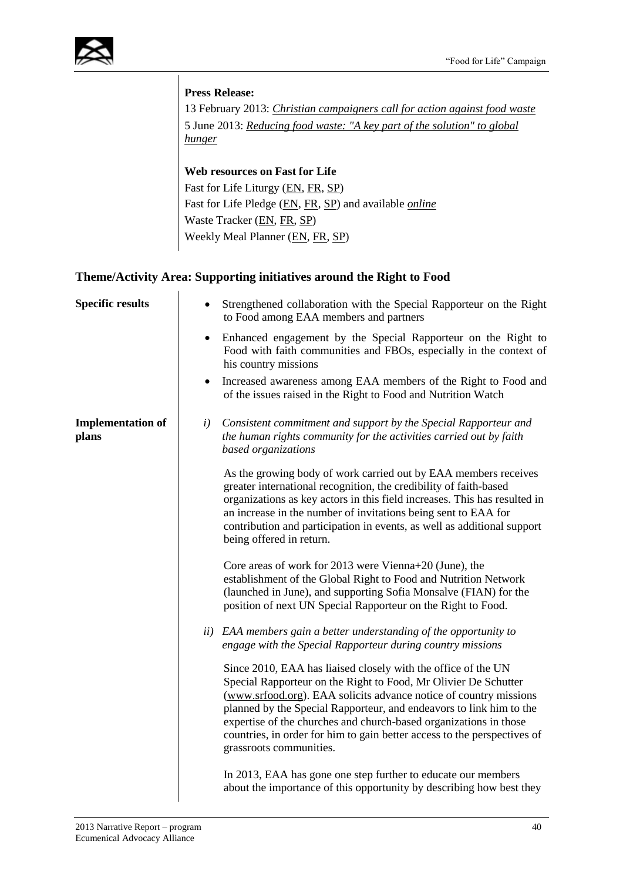**Press Release:**

13 February 2013: *Christian campaigners call for action against food waste*

5 June 2013: *Reducing food waste: "A key part of the solution" to global hunger*

**Web resources on Fast for Life**

Fast for Life Liturgy (EN, FR, SP)

Fast for Life Pledge (EN, FR, SP) and available *online*

Waste Tracker (EN, FR, SP)

Weekly Meal Planner (EN, FR, SP)

### Theme/Activity Area: Supporting initiatives around the Right to Food

**Specific results**

- Strengthened collaboration with the Special Rapporteur on the Right to Food among EAA members and partners
- Enhanced engagement by the Special Rapporteur on the Right to Food with faith communities and FBOs, especially in the context of his country missions
- Increased awareness among EAA members of the Right to Food and of the issues raised in the Right to Food and Nutrition Watch

**Implementation of plans**

*i) Consistent commitment and support by the Special Rapporteur and the human rights community for the activities carried out by faith based organizations*

As the growing body of work carried out by EAA members receives greater international recognition, the credibility of faith-based organizations as key actors in this field increases. This has resulted in an increase in the number of invitations being sent to EAA for contribution and participation in events, as well as additional support being offered in return.

Core areas of work for 2013 were Vienna+20 (June), the establishment of the Global Right to Food and Nutrition Network (launched in June), and supporting Sofia Monsalve (FIAN) for the position of next UN Special Rapporteur on the Right to Food.

*ii) EAA members gain a better understanding of the opportunity to engage with the Special Rapporteur during country missions*

Since 2010, EAA has liaised closely with the office of the UN Special Rapporteur on the Right to Food, Mr Olivier De Schutter (www.srfood.org). EAA solicits advance notice of country missions planned by the Special Rapporteur, and endeavors to link him to the expertise of the churches and church-based organizations in those countries, in order for him to gain better access to the perspectives of grassroots communities.

In 2013, EAA has gone one step further to educate our members about the importance of this opportunity by describing how best they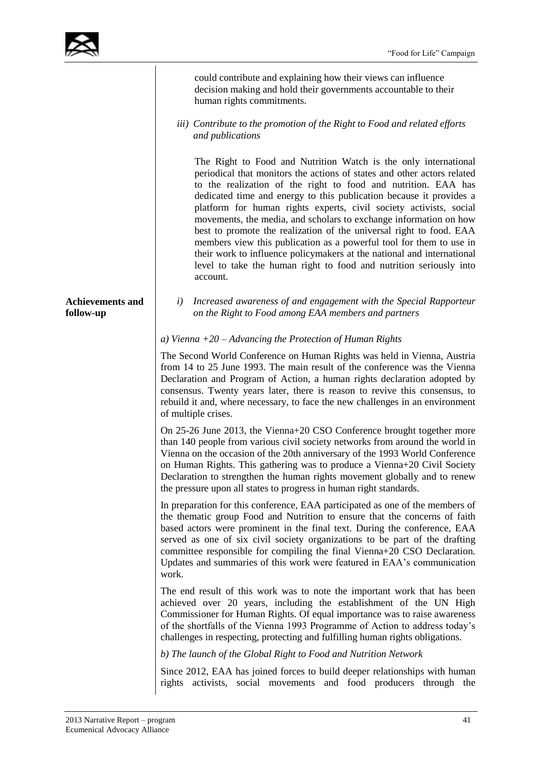could contribute and explaining how their views can influence decision making and hold their governments accountable to their human rights commitments.

*iii) Contribute to the promotion of the Right to Food and related efforts and publications*

The Right to Food and Nutrition Watch is the only international periodical that monitors the actions of states and other actors related to the realization of the right to food and nutrition. EAA has dedicated time and energy to this publication because it provides a platform for human rights experts, civil society activists, social movements, the media, and scholars to exchange information on how best to promote the realization of the universal right to food. EAA members view this publication as a powerful tool for them to use in their work to influence policymakers at the national and international level to take the human right to food and nutrition seriously into account.

**Achievements and follow-up**

*i) Increased awareness of and engagement with the Special Rapporteur on the Right to Food among EAA members and partners*

*a) Vienna +20 – Advancing the Protection of Human Rights*

The Second World Conference on Human Rights was held in Vienna, Austria from 14 to 25 June 1993. The main result of the conference was the Vienna Declaration and Program of Action, a human rights declaration adopted by consensus. Twenty years later, there is reason to revive this consensus, to rebuild it and, where necessary, to face the new challenges in an environment of multiple crises.

On 25-26 June 2013, the Vienna+20 CSO Conference brought together more than 140 people from various civil society networks from around the world in Vienna on the occasion of the 20th anniversary of the 1993 World Conference on Human Rights. This gathering was to produce a Vienna+20 Civil Society Declaration to strengthen the human rights movement globally and to renew the pressure upon all states to progress in human right standards.

In preparation for this conference, EAA participated as one of the members of the thematic group Food and Nutrition to ensure that the concerns of faith based actors were prominent in the final text. During the conference, EAA served as one of six civil society organizations to be part of the drafting committee responsible for compiling the final Vienna+20 CSO Declaration. Updates and summaries of this work were featured in EAA's communication work.

The end result of this work was to note the important work that has been achieved over 20 years, including the establishment of the UN High Commissioner for Human Rights. Of equal importance was to raise awareness of the shortfalls of the Vienna 1993 Programme of Action to address today's challenges in respecting, protecting and fulfilling human rights obligations.

*b) The launch of the Global Right to Food and Nutrition Network*

Since 2012, EAA has joined forces to build deeper relationships with human rights activists, social movements and food producers through the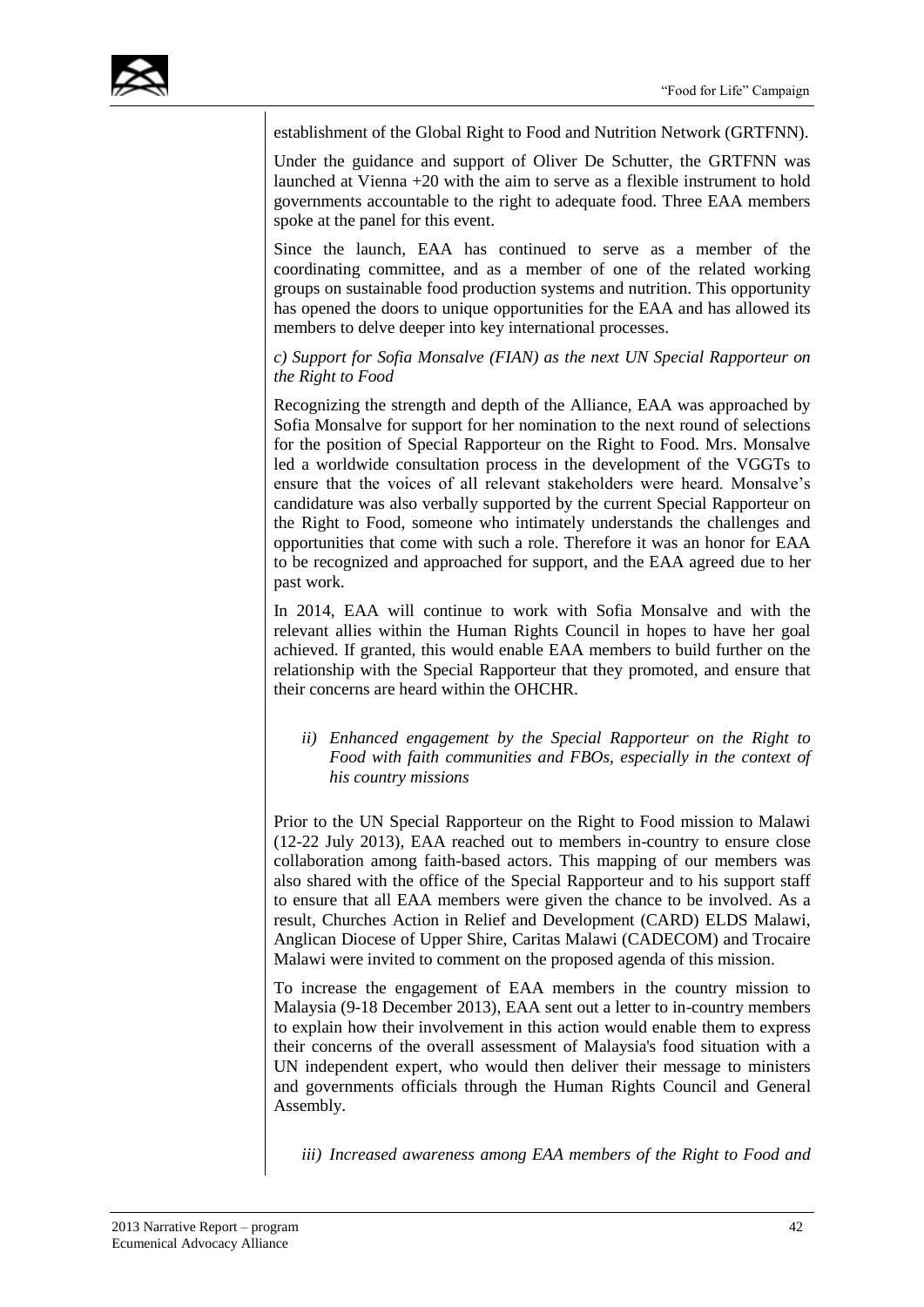establishment of the Global Right to Food and Nutrition Network (GRTFNN).

Under the guidance and support of Oliver De Schutter, the GRTFNN was launched at Vienna +20 with the aim to serve as a flexible instrument to hold governments accountable to the right to adequate food. Three EAA members spoke at the panel for this event.

Since the launch, EAA has continued to serve as a member of the coordinating committee, and as a member of one of the related working groups on sustainable food production systems and nutrition. This opportunity has opened the doors to unique opportunities for the EAA and has allowed its members to delve deeper into key international processes.

*c) Support for Sofia Monsalve (FIAN) as the next UN Special Rapporteur on the Right to Food*

Recognizing the strength and depth of the Alliance, EAA was approached by Sofia Monsalve for support for her nomination to the next round of selections for the position of Special Rapporteur on the Right to Food. Mrs. Monsalve led a worldwide consultation process in the development of the VGGTs to ensure that the voices of all relevant stakeholders were heard. Monsalve's candidature was also verbally supported by the current Special Rapporteur on the Right to Food, someone who intimately understands the challenges and opportunities that come with such a role. Therefore it was an honor for EAA to be recognized and approached for support, and the EAA agreed due to her past work.

In 2014, EAA will continue to work with Sofia Monsalve and with the relevant allies within the Human Rights Council in hopes to have her goal achieved. If granted, this would enable EAA members to build further on the relationship with the Special Rapporteur that they promoted, and ensure that their concerns are heard within the OHCHR.

*ii) Enhanced engagement by the Special Rapporteur on the Right to Food with faith communities and FBOs, especially in the context of his country missions*

Prior to the UN Special Rapporteur on the Right to Food mission to Malawi (12-22 July 2013), EAA reached out to members in-country to ensure close collaboration among faith-based actors. This mapping of our members was also shared with the office of the Special Rapporteur and to his support staff to ensure that all EAA members were given the chance to be involved. As a result, Churches Action in Relief and Development (CARD) ELDS Malawi, Anglican Diocese of Upper Shire, Caritas Malawi (CADECOM) and Trocaire Malawi were invited to comment on the proposed agenda of this mission.

To increase the engagement of EAA members in the country mission to Malaysia (9-18 December 2013), EAA sent out a letter to in-country members to explain how their involvement in this action would enable them to express their concerns of the overall assessment of Malaysia's food situation with a UN independent expert, who would then deliver their message to ministers and governments officials through the Human Rights Council and General Assembly.

*iii) Increased awareness among EAA members of the Right to Food and*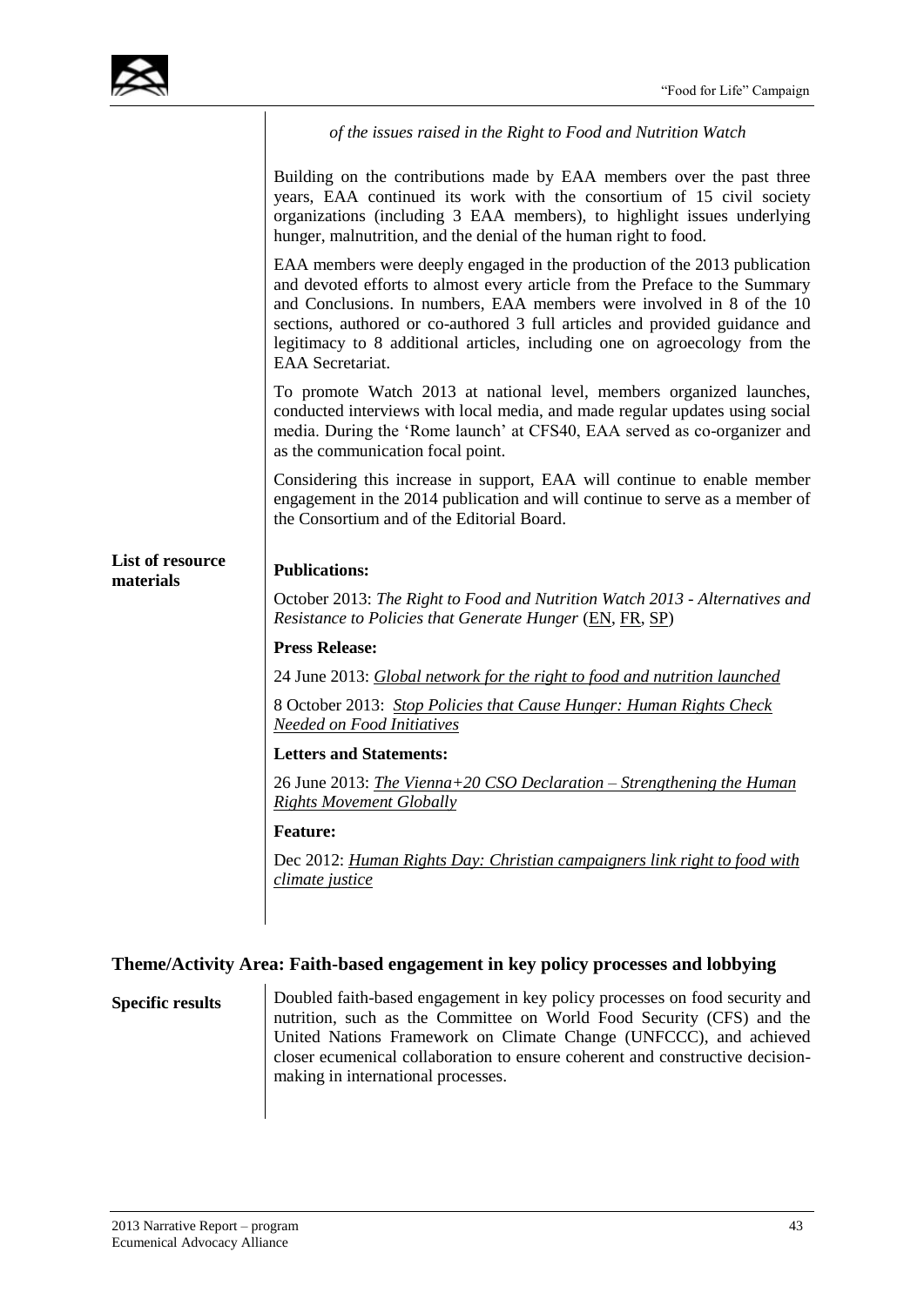*of the issues raised in the Right to Food and Nutrition Watch*

Building on the contributions made by EAA members over the past three years, EAA continued its work with the consortium of 15 civil society organizations (including 3 EAA members), to highlight issues underlying hunger, malnutrition, and the denial of the human right to food.

EAA members were deeply engaged in the production of the 2013 publication and devoted efforts to almost every article from the Preface to the Summary and Conclusions. In numbers, EAA members were involved in 8 of the 10 sections, authored or co-authored 3 full articles and provided guidance and legitimacy to 8 additional articles, including one on agroecology from the EAA Secretariat.

To promote Watch 2013 at national level, members organized launches, conducted interviews with local media, and made regular updates using social media. During the 'Rome launch' at CFS40, EAA served as co-organizer and as the communication focal point.

Considering this increase in support, EAA will continue to enable member engagement in the 2014 publication and will continue to serve as a member of the Consortium and of the Editorial Board.

**List of resource materials**

**Publications:**

October 2013: *The Right to Food and Nutrition Watch 2013 - Alternatives and Resistance to Policies that Generate Hunger* (EN, FR, SP)

**Press Release:**

24 June 2013: *Global network for the right to food and nutrition launched*

8 October 2013: *Stop Policies that Cause Hunger: Human Rights Check Needed on Food Initiatives*

**Letters and Statements:**

26 June 2013: *The Vienna+20 CSO Declaration – Strengthening the Human Rights Movement Globally*

**Feature:**

Dec 2012: *Human Rights Day: Christian campaigners link right to food with climate justice*

## Theme/Activity Area: Faith-based engagement in key policy processes and lobbying

**Specific results**

Doubled faith-based engagement in key policy processes on food security and nutrition, such as the Committee on World Food Security (CFS) and the United Nations Framework on Climate Change (UNFCCC), and achieved closer ecumenical collaboration to ensure coherent and constructive decision-making in international processes.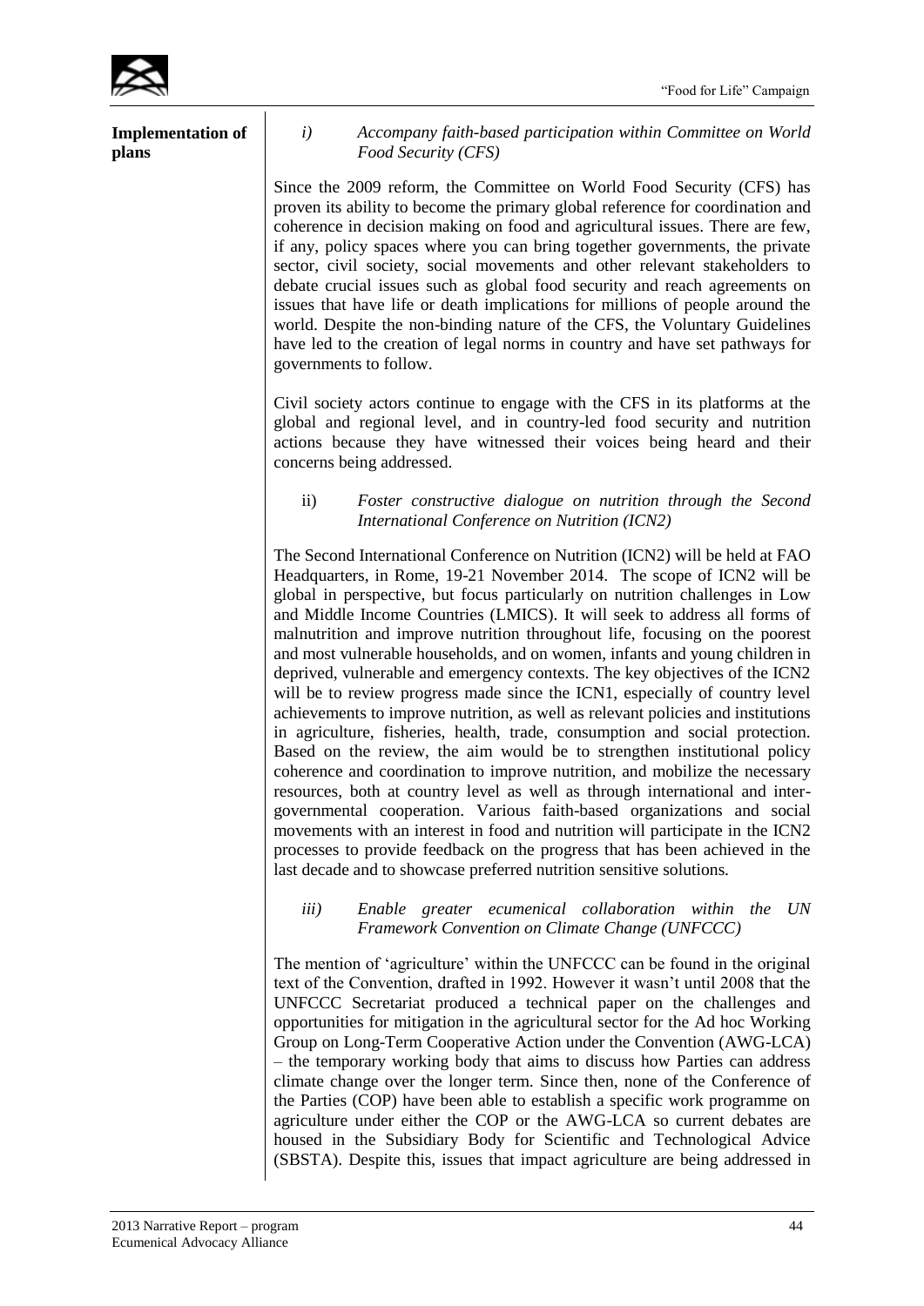**Implementation of plans**

*i) Accompany faith-based participation within Committee on World Food Security (CFS)*

Since the 2009 reform, the Committee on World Food Security (CFS) has proven its ability to become the primary global reference for coordination and coherence in decision making on food and agricultural issues. There are few, if any, policy spaces where you can bring together governments, the private sector, civil society, social movements and other relevant stakeholders to debate crucial issues such as global food security and reach agreements on issues that have life or death implications for millions of people around the world. Despite the non-binding nature of the CFS, the Voluntary Guidelines have led to the creation of legal norms in country and have set pathways for governments to follow.

Civil society actors continue to engage with the CFS in its platforms at the global and regional level, and in country-led food security and nutrition actions because they have witnessed their voices being heard and their concerns being addressed.

ii) *Foster constructive dialogue on nutrition through the Second International Conference on Nutrition (ICN2)*

The Second International Conference on Nutrition (ICN2) will be held at FAO Headquarters, in Rome, 19-21 November 2014. The scope of ICN2 will be global in perspective, but focus particularly on nutrition challenges in Low and Middle Income Countries (LMICS). It will seek to address all forms of malnutrition and improve nutrition throughout life, focusing on the poorest and most vulnerable households, and on women, infants and young children in deprived, vulnerable and emergency contexts. The key objectives of the ICN2 will be to review progress made since the ICN1, especially of country level achievements to improve nutrition, as well as relevant policies and institutions in agriculture, fisheries, health, trade, consumption and social protection. Based on the review, the aim would be to strengthen institutional policy coherence and coordination to improve nutrition, and mobilize the necessary resources, both at country level as well as through international and inter-governmental cooperation. Various faith-based organizations and social movements with an interest in food and nutrition will participate in the ICN2 processes to provide feedback on the progress that has been achieved in the last decade and to showcase preferred nutrition sensitive solutions.

*iii) Enable greater ecumenical collaboration within the UN Framework Convention on Climate Change (UNFCCC)*

The mention of 'agriculture' within the UNFCCC can be found in the original text of the Convention, drafted in 1992. However it wasn't until 2008 that the UNFCCC Secretariat produced a technical paper on the challenges and opportunities for mitigation in the agricultural sector for the Ad hoc Working Group on Long-Term Cooperative Action under the Convention (AWG-LCA) – the temporary working body that aims to discuss how Parties can address climate change over the longer term. Since then, none of the Conference of the Parties (COP) have been able to establish a specific work programme on agriculture under either the COP or the AWG-LCA so current debates are housed in the Subsidiary Body for Scientific and Technological Advice (SBSTA). Despite this, issues that impact agriculture are being addressed in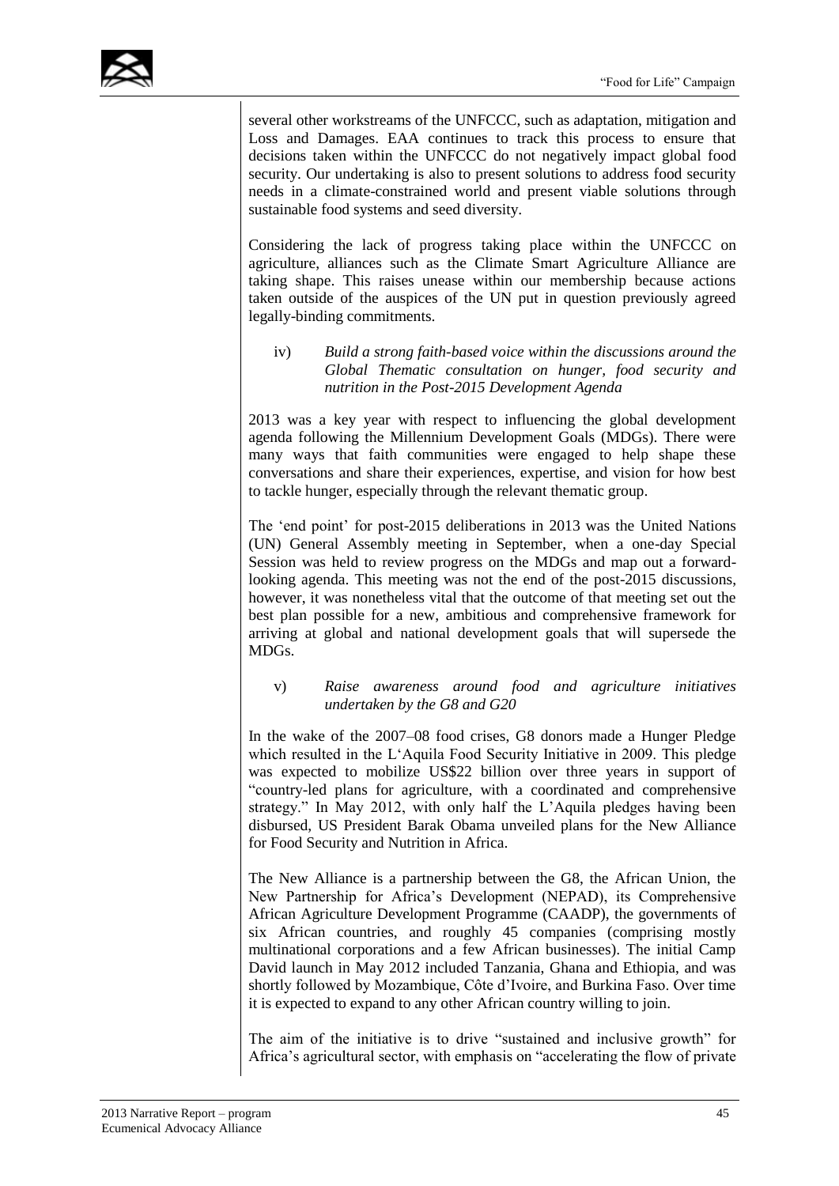several other workstreams of the UNFCCC, such as adaptation, mitigation and Loss and Damages. EAA continues to track this process to ensure that decisions taken within the UNFCCC do not negatively impact global food security. Our undertaking is also to present solutions to address food security needs in a climate-constrained world and present viable solutions through sustainable food systems and seed diversity.

Considering the lack of progress taking place within the UNFCCC on agriculture, alliances such as the Climate Smart Agriculture Alliance are taking shape. This raises unease within our membership because actions taken outside of the auspices of the UN put in question previously agreed legally-binding commitments.

iv) *Build a strong faith-based voice within the discussions around the Global Thematic consultation on hunger, food security and nutrition in the Post-2015 Development Agenda*

2013 was a key year with respect to influencing the global development agenda following the Millennium Development Goals (MDGs). There were many ways that faith communities were engaged to help shape these conversations and share their experiences, expertise, and vision for how best to tackle hunger, especially through the relevant thematic group.

The 'end point' for post-2015 deliberations in 2013 was the United Nations (UN) General Assembly meeting in September, when a one-day Special Session was held to review progress on the MDGs and map out a forward-looking agenda. This meeting was not the end of the post-2015 discussions, however, it was nonetheless vital that the outcome of that meeting set out the best plan possible for a new, ambitious and comprehensive framework for arriving at global and national development goals that will supersede the MDGs.

v) *Raise awareness around food and agriculture initiatives undertaken by the G8 and G20*

In the wake of the 2007–08 food crises, G8 donors made a Hunger Pledge which resulted in the L'Aquila Food Security Initiative in 2009. This pledge was expected to mobilize US$22 billion over three years in support of "country-led plans for agriculture, with a coordinated and comprehensive strategy." In May 2012, with only half the L'Aquila pledges having been disbursed, US President Barak Obama unveiled plans for the New Alliance for Food Security and Nutrition in Africa.

The New Alliance is a partnership between the G8, the African Union, the New Partnership for Africa's Development (NEPAD), its Comprehensive African Agriculture Development Programme (CAADP), the governments of six African countries, and roughly 45 companies (comprising mostly multinational corporations and a few African businesses). The initial Camp David launch in May 2012 included Tanzania, Ghana and Ethiopia, and was shortly followed by Mozambique, Côte d'Ivoire, and Burkina Faso. Over time it is expected to expand to any other African country willing to join.

The aim of the initiative is to drive "sustained and inclusive growth" for Africa's agricultural sector, with emphasis on "accelerating the flow of private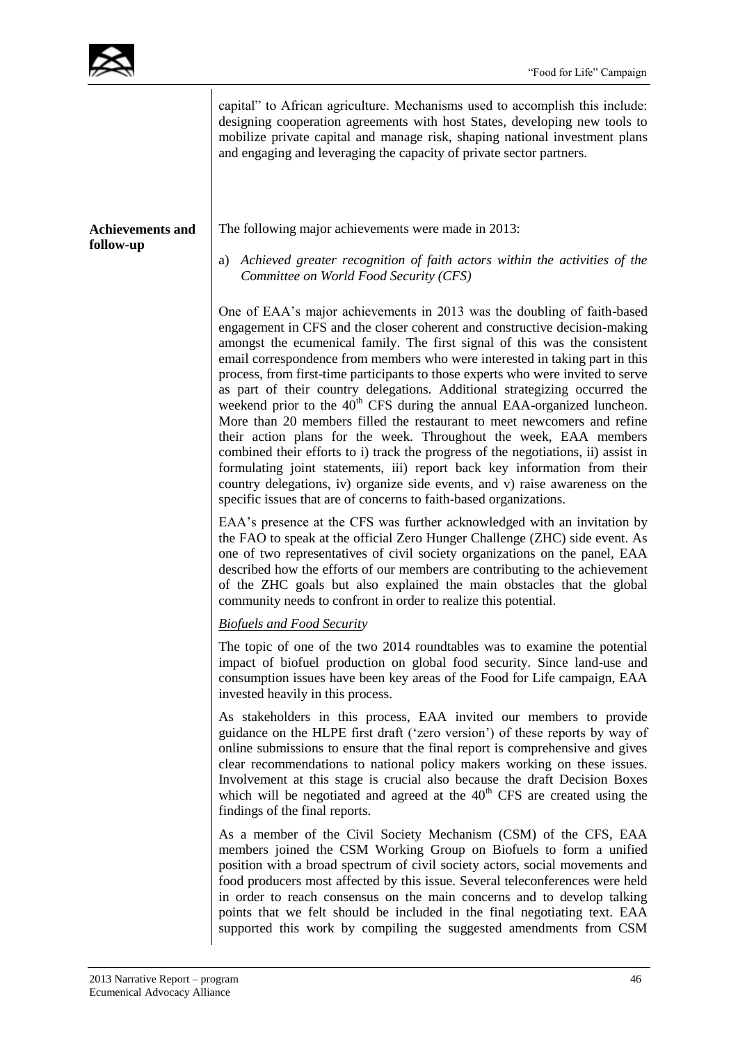capital" to African agriculture. Mechanisms used to accomplish this include: designing cooperation agreements with host States, developing new tools to mobilize private capital and manage risk, shaping national investment plans and engaging and leveraging the capacity of private sector partners.

**Achievements and follow-up**

The following major achievements were made in 2013:

a) *Achieved greater recognition of faith actors within the activities of the Committee on World Food Security (CFS)*

One of EAA's major achievements in 2013 was the doubling of faith-based engagement in CFS and the closer coherent and constructive decision-making amongst the ecumenical family. The first signal of this was the consistent email correspondence from members who were interested in taking part in this process, from first-time participants to those experts who were invited to serve as part of their country delegations. Additional strategizing occurred the weekend prior to the 40th CFS during the annual EAA-organized luncheon. More than 20 members filled the restaurant to meet newcomers and refine their action plans for the week. Throughout the week, EAA members combined their efforts to i) track the progress of the negotiations, ii) assist in formulating joint statements, iii) report back key information from their country delegations, iv) organize side events, and v) raise awareness on the specific issues that are of concerns to faith-based organizations.

EAA's presence at the CFS was further acknowledged with an invitation by the FAO to speak at the official Zero Hunger Challenge (ZHC) side event. As one of two representatives of civil society organizations on the panel, EAA described how the efforts of our members are contributing to the achievement of the ZHC goals but also explained the main obstacles that the global community needs to confront in order to realize this potential.

*Biofuels and Food Security*

The topic of one of the two 2014 roundtables was to examine the potential impact of biofuel production on global food security. Since land-use and consumption issues have been key areas of the Food for Life campaign, EAA invested heavily in this process.

As stakeholders in this process, EAA invited our members to provide guidance on the HLPE first draft ('zero version') of these reports by way of online submissions to ensure that the final report is comprehensive and gives clear recommendations to national policy makers working on these issues. Involvement at this stage is crucial also because the draft Decision Boxes which will be negotiated and agreed at the 40th CFS are created using the findings of the final reports.

As a member of the Civil Society Mechanism (CSM) of the CFS, EAA members joined the CSM Working Group on Biofuels to form a unified position with a broad spectrum of civil society actors, social movements and food producers most affected by this issue. Several teleconferences were held in order to reach consensus on the main concerns and to develop talking points that we felt should be included in the final negotiating text. EAA supported this work by compiling the suggested amendments from CSM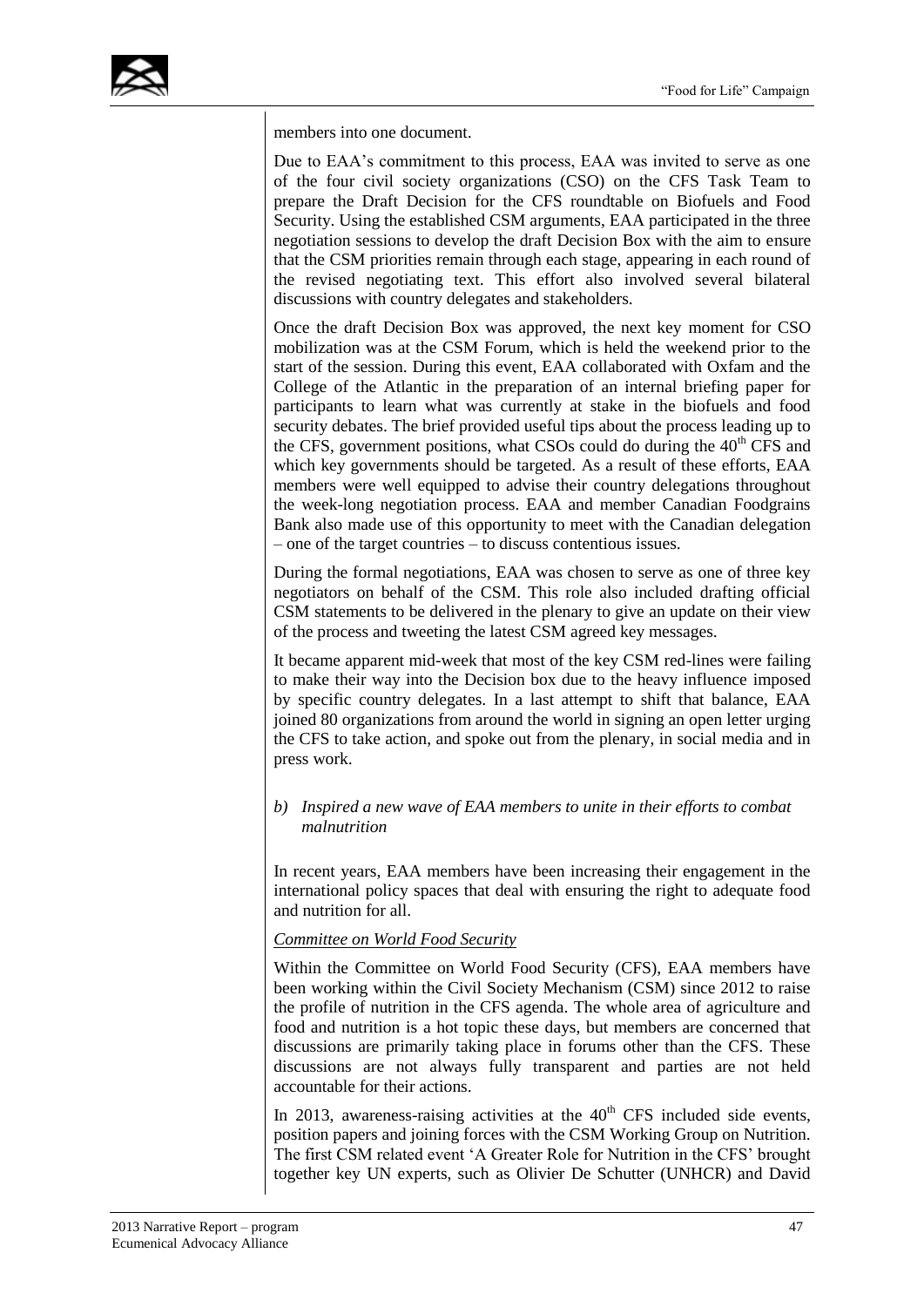members into one document.

Due to EAA's commitment to this process, EAA was invited to serve as one of the four civil society organizations (CSO) on the CFS Task Team to prepare the Draft Decision for the CFS roundtable on Biofuels and Food Security. Using the established CSM arguments, EAA participated in the three negotiation sessions to develop the draft Decision Box with the aim to ensure that the CSM priorities remain through each stage, appearing in each round of the revised negotiating text. This effort also involved several bilateral discussions with country delegates and stakeholders.

Once the draft Decision Box was approved, the next key moment for CSO mobilization was at the CSM Forum, which is held the weekend prior to the start of the session. During this event, EAA collaborated with Oxfam and the College of the Atlantic in the preparation of an internal briefing paper for participants to learn what was currently at stake in the biofuels and food security debates. The brief provided useful tips about the process leading up to the CFS, government positions, what CSOs could do during the 40th CFS and which key governments should be targeted. As a result of these efforts, EAA members were well equipped to advise their country delegations throughout the week-long negotiation process. EAA and member Canadian Foodgrains Bank also made use of this opportunity to meet with the Canadian delegation – one of the target countries – to discuss contentious issues.

During the formal negotiations, EAA was chosen to serve as one of three key negotiators on behalf of the CSM. This role also included drafting official CSM statements to be delivered in the plenary to give an update on their view of the process and tweeting the latest CSM agreed key messages.

It became apparent mid-week that most of the key CSM red-lines were failing to make their way into the Decision box due to the heavy influence imposed by specific country delegates. In a last attempt to shift that balance, EAA joined 80 organizations from around the world in signing an open letter urging the CFS to take action, and spoke out from the plenary, in social media and in press work.

*b) Inspired a new wave of EAA members to unite in their efforts to combat malnutrition*

In recent years, EAA members have been increasing their engagement in the international policy spaces that deal with ensuring the right to adequate food and nutrition for all.

*Committee on World Food Security*

Within the Committee on World Food Security (CFS), EAA members have been working within the Civil Society Mechanism (CSM) since 2012 to raise the profile of nutrition in the CFS agenda. The whole area of agriculture and food and nutrition is a hot topic these days, but members are concerned that discussions are primarily taking place in forums other than the CFS. These discussions are not always fully transparent and parties are not held accountable for their actions.

In 2013, awareness-raising activities at the 40th CFS included side events, position papers and joining forces with the CSM Working Group on Nutrition. The first CSM related event 'A Greater Role for Nutrition in the CFS' brought together key UN experts, such as Olivier De Schutter (UNHCR) and David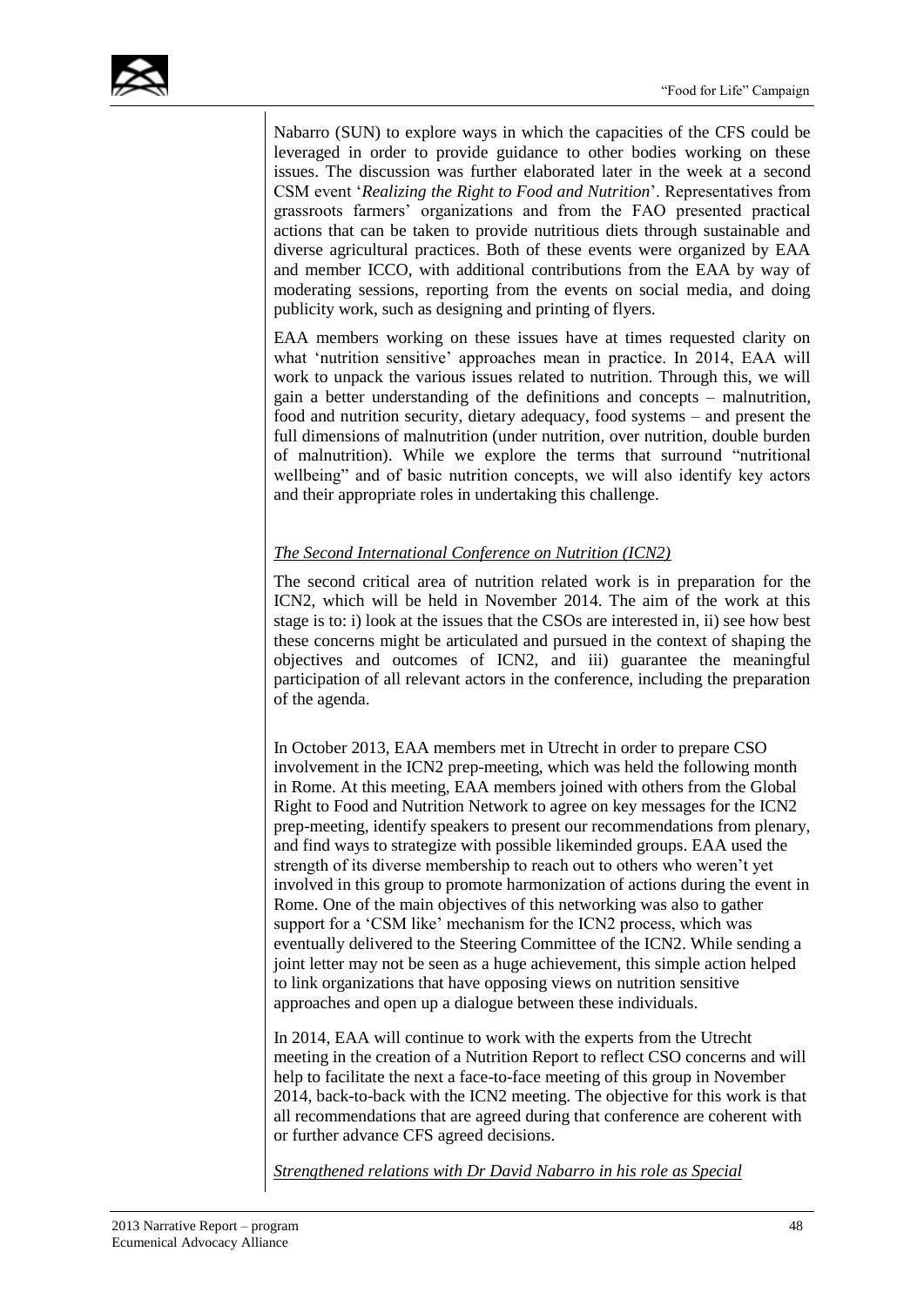Nabarro (SUN) to explore ways in which the capacities of the CFS could be leveraged in order to provide guidance to other bodies working on these issues. The discussion was further elaborated later in the week at a second CSM event '*Realizing the Right to Food and Nutrition*'. Representatives from grassroots farmers' organizations and from the FAO presented practical actions that can be taken to provide nutritious diets through sustainable and diverse agricultural practices. Both of these events were organized by EAA and member ICCO, with additional contributions from the EAA by way of moderating sessions, reporting from the events on social media, and doing publicity work, such as designing and printing of flyers.

EAA members working on these issues have at times requested clarity on what 'nutrition sensitive' approaches mean in practice. In 2014, EAA will work to unpack the various issues related to nutrition. Through this, we will gain a better understanding of the definitions and concepts – malnutrition, food and nutrition security, dietary adequacy, food systems – and present the full dimensions of malnutrition (under nutrition, over nutrition, double burden of malnutrition). While we explore the terms that surround "nutritional wellbeing" and of basic nutrition concepts, we will also identify key actors and their appropriate roles in undertaking this challenge.

*The Second International Conference on Nutrition (ICN2)*

The second critical area of nutrition related work is in preparation for the ICN2, which will be held in November 2014. The aim of the work at this stage is to: i) look at the issues that the CSOs are interested in, ii) see how best these concerns might be articulated and pursued in the context of shaping the objectives and outcomes of ICN2, and iii) guarantee the meaningful participation of all relevant actors in the conference, including the preparation of the agenda.

In October 2013, EAA members met in Utrecht in order to prepare CSO involvement in the ICN2 prep-meeting, which was held the following month in Rome. At this meeting, EAA members joined with others from the Global Right to Food and Nutrition Network to agree on key messages for the ICN2 prep-meeting, identify speakers to present our recommendations from plenary, and find ways to strategize with possible likeminded groups. EAA used the strength of its diverse membership to reach out to others who weren't yet involved in this group to promote harmonization of actions during the event in Rome. One of the main objectives of this networking was also to gather support for a 'CSM like' mechanism for the ICN2 process, which was eventually delivered to the Steering Committee of the ICN2. While sending a joint letter may not be seen as a huge achievement, this simple action helped to link organizations that have opposing views on nutrition sensitive approaches and open up a dialogue between these individuals.

In 2014, EAA will continue to work with the experts from the Utrecht meeting in the creation of a Nutrition Report to reflect CSO concerns and will help to facilitate the next a face-to-face meeting of this group in November 2014, back-to-back with the ICN2 meeting. The objective for this work is that all recommendations that are agreed during that conference are coherent with or further advance CFS agreed decisions.

*Strengthened relations with Dr David Nabarro in his role as Special*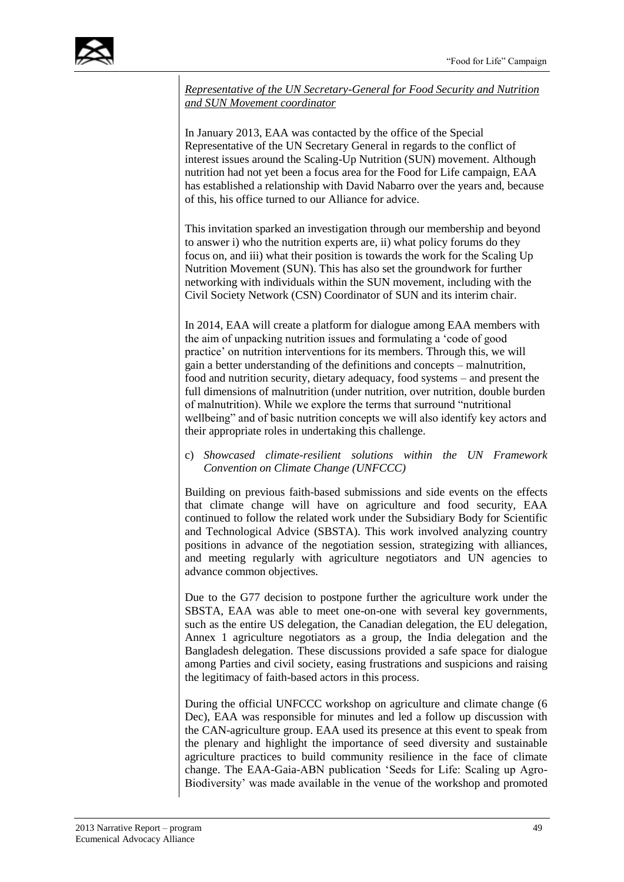*Representative of the UN Secretary-General for Food Security and Nutrition and SUN Movement coordinator*

In January 2013, EAA was contacted by the office of the Special Representative of the UN Secretary General in regards to the conflict of interest issues around the Scaling-Up Nutrition (SUN) movement. Although nutrition had not yet been a focus area for the Food for Life campaign, EAA has established a relationship with David Nabarro over the years and, because of this, his office turned to our Alliance for advice.

This invitation sparked an investigation through our membership and beyond to answer i) who the nutrition experts are, ii) what policy forums do they focus on, and iii) what their position is towards the work for the Scaling Up Nutrition Movement (SUN). This has also set the groundwork for further networking with individuals within the SUN movement, including with the Civil Society Network (CSN) Coordinator of SUN and its interim chair.

In 2014, EAA will create a platform for dialogue among EAA members with the aim of unpacking nutrition issues and formulating a 'code of good practice' on nutrition interventions for its members. Through this, we will gain a better understanding of the definitions and concepts – malnutrition, food and nutrition security, dietary adequacy, food systems – and present the full dimensions of malnutrition (under nutrition, over nutrition, double burden of malnutrition). While we explore the terms that surround "nutritional wellbeing" and of basic nutrition concepts we will also identify key actors and their appropriate roles in undertaking this challenge.

c) *Showcased climate-resilient solutions within the UN Framework Convention on Climate Change (UNFCCC)*

Building on previous faith-based submissions and side events on the effects that climate change will have on agriculture and food security, EAA continued to follow the related work under the Subsidiary Body for Scientific and Technological Advice (SBSTA). This work involved analyzing country positions in advance of the negotiation session, strategizing with alliances, and meeting regularly with agriculture negotiators and UN agencies to advance common objectives.

Due to the G77 decision to postpone further the agriculture work under the SBSTA, EAA was able to meet one-on-one with several key governments, such as the entire US delegation, the Canadian delegation, the EU delegation, Annex 1 agriculture negotiators as a group, the India delegation and the Bangladesh delegation. These discussions provided a safe space for dialogue among Parties and civil society, easing frustrations and suspicions and raising the legitimacy of faith-based actors in this process.

During the official UNFCCC workshop on agriculture and climate change (6 Dec), EAA was responsible for minutes and led a follow up discussion with the CAN-agriculture group. EAA used its presence at this event to speak from the plenary and highlight the importance of seed diversity and sustainable agriculture practices to build community resilience in the face of climate change. The EAA-Gaia-ABN publication 'Seeds for Life: Scaling up Agro-Biodiversity' was made available in the venue of the workshop and promoted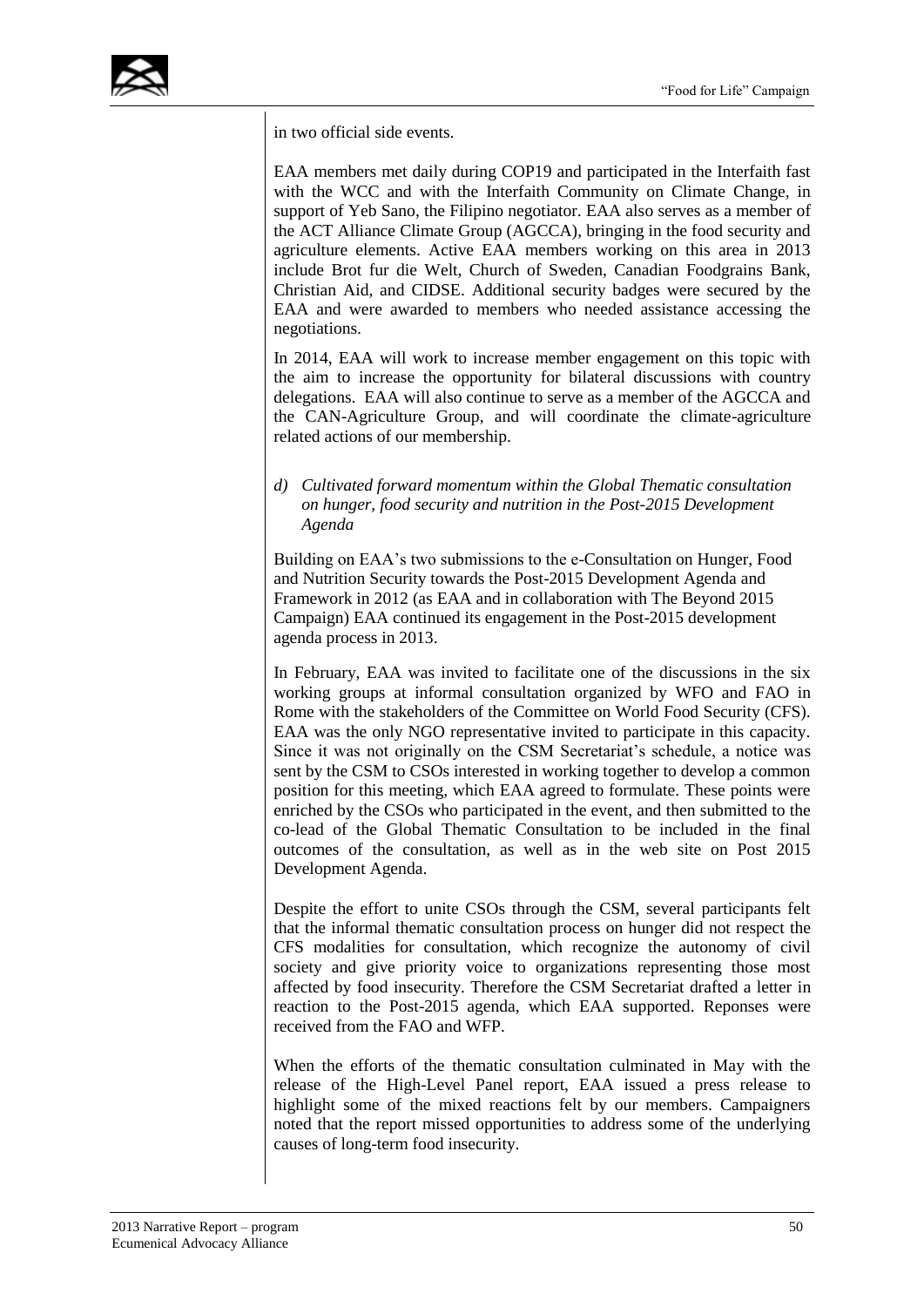in two official side events.

EAA members met daily during COP19 and participated in the Interfaith fast with the WCC and with the Interfaith Community on Climate Change, in support of Yeb Sano, the Filipino negotiator. EAA also serves as a member of the ACT Alliance Climate Group (AGCCA), bringing in the food security and agriculture elements. Active EAA members working on this area in 2013 include Brot fur die Welt, Church of Sweden, Canadian Foodgrains Bank, Christian Aid, and CIDSE. Additional security badges were secured by the EAA and were awarded to members who needed assistance accessing the negotiations.

In 2014, EAA will work to increase member engagement on this topic with the aim to increase the opportunity for bilateral discussions with country delegations. EAA will also continue to serve as a member of the AGCCA and the CAN-Agriculture Group, and will coordinate the climate-agriculture related actions of our membership.

*d) Cultivated forward momentum within the Global Thematic consultation on hunger, food security and nutrition in the Post-2015 Development Agenda*

Building on EAA's two submissions to the e-Consultation on Hunger, Food and Nutrition Security towards the Post-2015 Development Agenda and Framework in 2012 (as EAA and in collaboration with The Beyond 2015 Campaign) EAA continued its engagement in the Post-2015 development agenda process in 2013.

In February, EAA was invited to facilitate one of the discussions in the six working groups at informal consultation organized by WFO and FAO in Rome with the stakeholders of the Committee on World Food Security (CFS). EAA was the only NGO representative invited to participate in this capacity. Since it was not originally on the CSM Secretariat's schedule, a notice was sent by the CSM to CSOs interested in working together to develop a common position for this meeting, which EAA agreed to formulate. These points were enriched by the CSOs who participated in the event, and then submitted to the co-lead of the Global Thematic Consultation to be included in the final outcomes of the consultation, as well as in the web site on Post 2015 Development Agenda.

Despite the effort to unite CSOs through the CSM, several participants felt that the informal thematic consultation process on hunger did not respect the CFS modalities for consultation, which recognize the autonomy of civil society and give priority voice to organizations representing those most affected by food insecurity. Therefore the CSM Secretariat drafted a letter in reaction to the Post-2015 agenda, which EAA supported. Reponses were received from the FAO and WFP.

When the efforts of the thematic consultation culminated in May with the release of the High-Level Panel report, EAA issued a press release to highlight some of the mixed reactions felt by our members. Campaigners noted that the report missed opportunities to address some of the underlying causes of long-term food insecurity.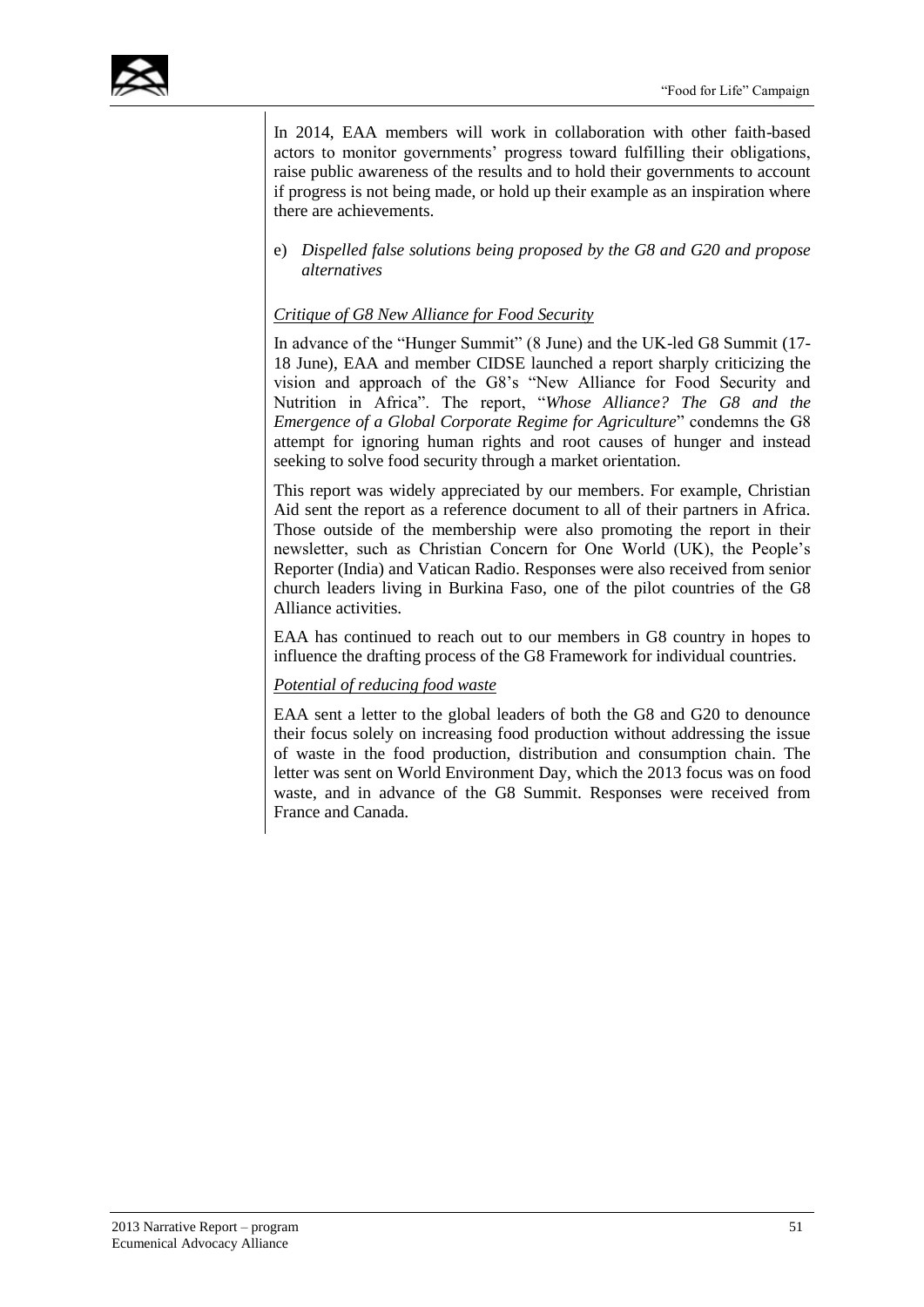In 2014, EAA members will work in collaboration with other faith-based actors to monitor governments' progress toward fulfilling their obligations, raise public awareness of the results and to hold their governments to account if progress is not being made, or hold up their example as an inspiration where there are achievements.

e) *Dispelled false solutions being proposed by the G8 and G20 and propose alternatives*

*Critique of G8 New Alliance for Food Security*

In advance of the "Hunger Summit" (8 June) and the UK-led G8 Summit (17-18 June), EAA and member CIDSE launched a report sharply criticizing the vision and approach of the G8's "New Alliance for Food Security and Nutrition in Africa". The report, "*Whose Alliance? The G8 and the Emergence of a Global Corporate Regime for Agriculture*" condemns the G8 attempt for ignoring human rights and root causes of hunger and instead seeking to solve food security through a market orientation.

This report was widely appreciated by our members. For example, Christian Aid sent the report as a reference document to all of their partners in Africa. Those outside of the membership were also promoting the report in their newsletter, such as Christian Concern for One World (UK), the People's Reporter (India) and Vatican Radio. Responses were also received from senior church leaders living in Burkina Faso, one of the pilot countries of the G8 Alliance activities.

EAA has continued to reach out to our members in G8 country in hopes to influence the drafting process of the G8 Framework for individual countries.

*Potential of reducing food waste*

EAA sent a letter to the global leaders of both the G8 and G20 to denounce their focus solely on increasing food production without addressing the issue of waste in the food production, distribution and consumption chain. The letter was sent on World Environment Day, which the 2013 focus was on food waste, and in advance of the G8 Summit. Responses were received from France and Canada.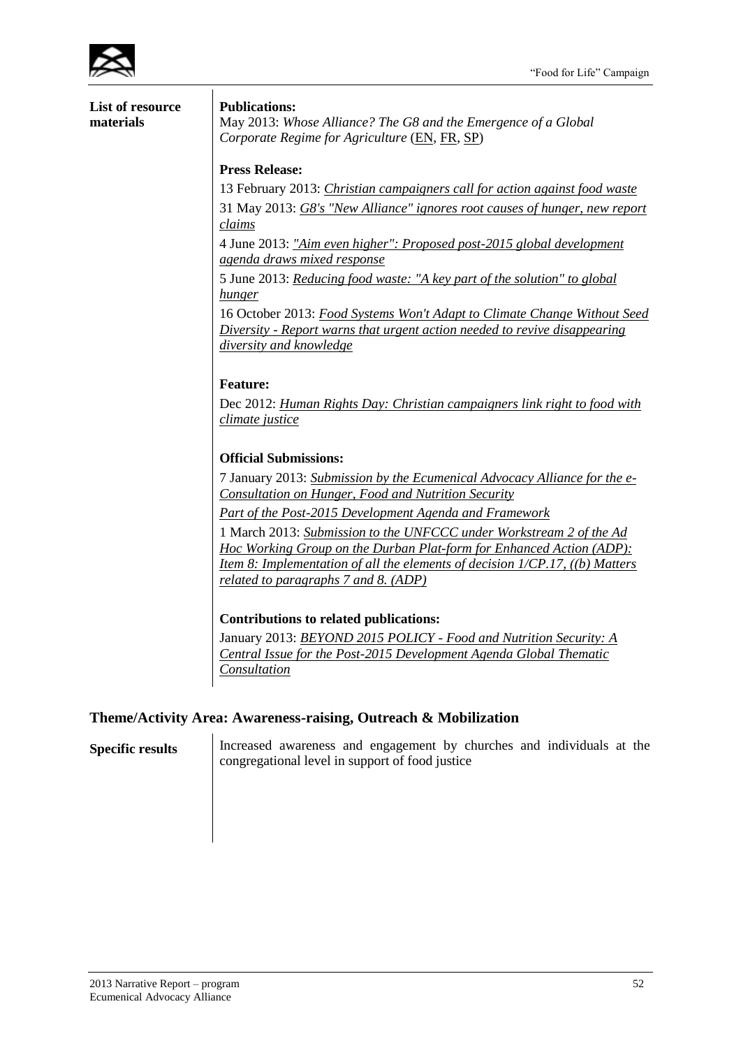| | |
|---|---|
| **List of resource materials** | **Publications:**<br>May 2013: *Whose Alliance? The G8 and the Emergence of a Global Corporate Regime for Agriculture* (EN, FR, SP)<br><br>**Press Release:**<br>13 February 2013: *Christian campaigners call for action against food waste*<br>31 May 2013: *G8's "New Alliance" ignores root causes of hunger, new report claims*<br>4 June 2013: *"Aim even higher": Proposed post-2015 global development agenda draws mixed response*<br>5 June 2013: *Reducing food waste: "A key part of the solution" to global hunger*<br>16 October 2013: *Food Systems Won't Adapt to Climate Change Without Seed Diversity - Report warns that urgent action needed to revive disappearing diversity and knowledge*<br><br>**Feature:**<br>Dec 2012: *Human Rights Day: Christian campaigners link right to food with climate justice*<br><br>**Official Submissions:**<br>7 January 2013: *Submission by the Ecumenical Advocacy Alliance for the e-Consultation on Hunger, Food and Nutrition Security*<br>*Part of the Post-2015 Development Agenda and Framework*<br>1 March 2013: *Submission to the UNFCCC under Workstream 2 of the Ad Hoc Working Group on the Durban Plat-form for Enhanced Action (ADP): Item 8: Implementation of all the elements of decision 1/CP.17, ((b) Matters related to paragraphs 7 and 8. (ADP)*<br><br>**Contributions to related publications:**<br>January 2013: *BEYOND 2015 POLICY - Food and Nutrition Security: A Central Issue for the Post-2015 Development Agenda Global Thematic Consultation* |

## Theme/Activity Area: Awareness-raising, Outreach & Mobilization

| | |
|---|---|
| **Specific results** | Increased awareness and engagement by churches and individuals at the congregational level in support of food justice |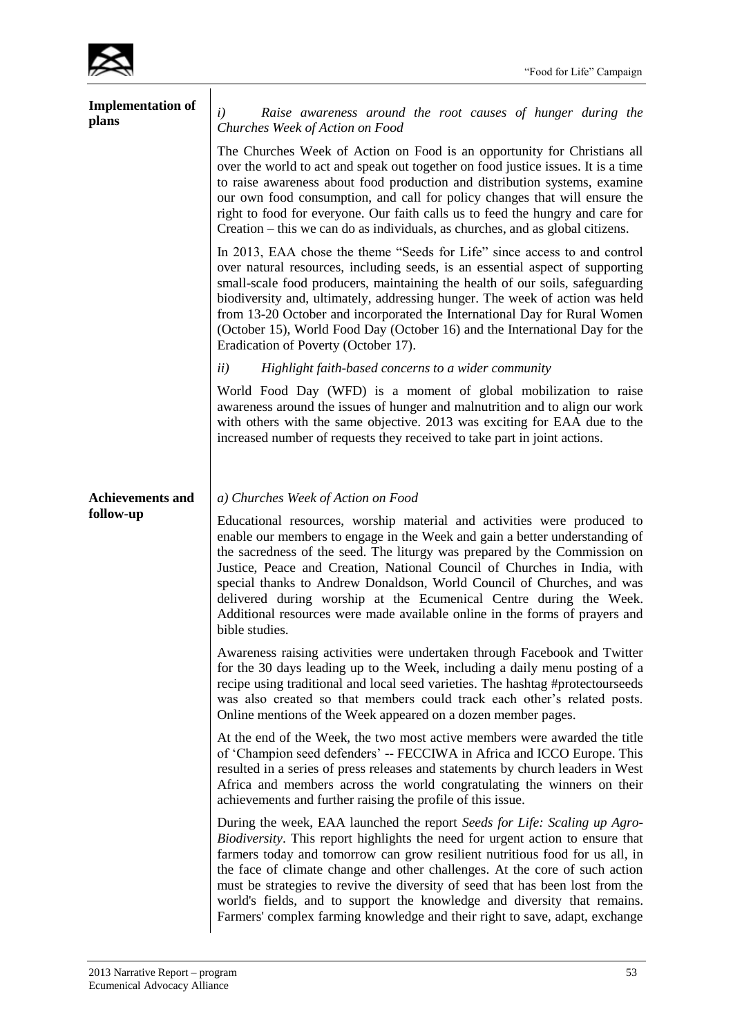**Implementation of plans**

*i) Raise awareness around the root causes of hunger during the Churches Week of Action on Food*

The Churches Week of Action on Food is an opportunity for Christians all over the world to act and speak out together on food justice issues. It is a time to raise awareness about food production and distribution systems, examine our own food consumption, and call for policy changes that will ensure the right to food for everyone. Our faith calls us to feed the hungry and care for Creation – this we can do as individuals, as churches, and as global citizens.

In 2013, EAA chose the theme "Seeds for Life" since access to and control over natural resources, including seeds, is an essential aspect of supporting small-scale food producers, maintaining the health of our soils, safeguarding biodiversity and, ultimately, addressing hunger. The week of action was held from 13-20 October and incorporated the International Day for Rural Women (October 15), World Food Day (October 16) and the International Day for the Eradication of Poverty (October 17).

*ii) Highlight faith-based concerns to a wider community*

World Food Day (WFD) is a moment of global mobilization to raise awareness around the issues of hunger and malnutrition and to align our work with others with the same objective. 2013 was exciting for EAA due to the increased number of requests they received to take part in joint actions.

**Achievements and follow-up**

*a) Churches Week of Action on Food*

Educational resources, worship material and activities were produced to enable our members to engage in the Week and gain a better understanding of the sacredness of the seed. The liturgy was prepared by the Commission on Justice, Peace and Creation, National Council of Churches in India, with special thanks to Andrew Donaldson, World Council of Churches, and was delivered during worship at the Ecumenical Centre during the Week. Additional resources were made available online in the forms of prayers and bible studies.

Awareness raising activities were undertaken through Facebook and Twitter for the 30 days leading up to the Week, including a daily menu posting of a recipe using traditional and local seed varieties. The hashtag #protectourseeds was also created so that members could track each other's related posts. Online mentions of the Week appeared on a dozen member pages.

At the end of the Week, the two most active members were awarded the title of 'Champion seed defenders' -- FECCIWA in Africa and ICCO Europe. This resulted in a series of press releases and statements by church leaders in West Africa and members across the world congratulating the winners on their achievements and further raising the profile of this issue.

During the week, EAA launched the report *Seeds for Life: Scaling up Agro-Biodiversity*. This report highlights the need for urgent action to ensure that farmers today and tomorrow can grow resilient nutritious food for us all, in the face of climate change and other challenges. At the core of such action must be strategies to revive the diversity of seed that has been lost from the world's fields, and to support the knowledge and diversity that remains. Farmers' complex farming knowledge and their right to save, adapt, exchange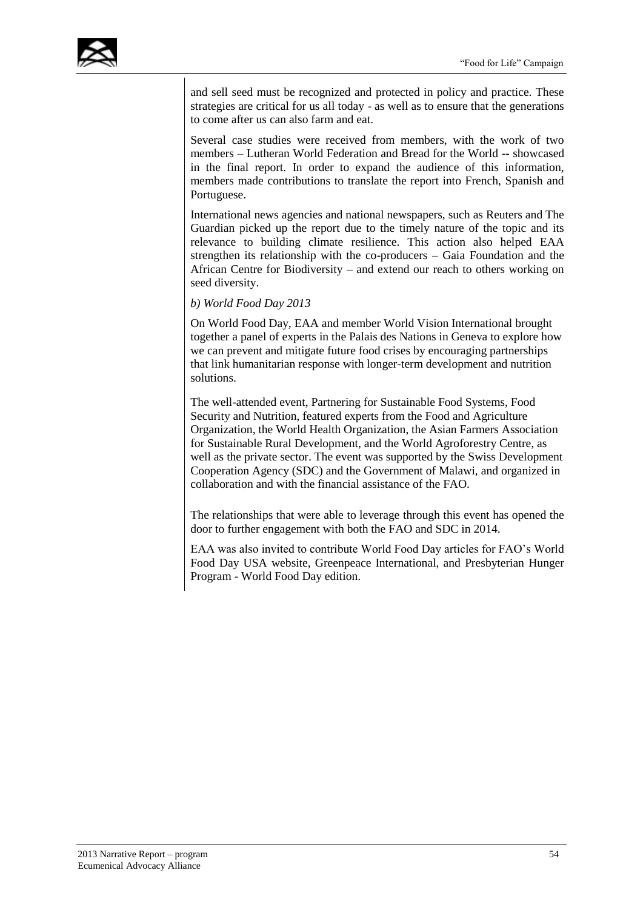and sell seed must be recognized and protected in policy and practice. These strategies are critical for us all today - as well as to ensure that the generations to come after us can also farm and eat.

Several case studies were received from members, with the work of two members – Lutheran World Federation and Bread for the World -- showcased in the final report. In order to expand the audience of this information, members made contributions to translate the report into French, Spanish and Portuguese.

International news agencies and national newspapers, such as Reuters and The Guardian picked up the report due to the timely nature of the topic and its relevance to building climate resilience. This action also helped EAA strengthen its relationship with the co-producers – Gaia Foundation and the African Centre for Biodiversity – and extend our reach to others working on seed diversity.

*b) World Food Day 2013*

On World Food Day, EAA and member World Vision International brought together a panel of experts in the Palais des Nations in Geneva to explore how we can prevent and mitigate future food crises by encouraging partnerships that link humanitarian response with longer-term development and nutrition solutions.

The well-attended event, Partnering for Sustainable Food Systems, Food Security and Nutrition, featured experts from the Food and Agriculture Organization, the World Health Organization, the Asian Farmers Association for Sustainable Rural Development, and the World Agroforestry Centre, as well as the private sector. The event was supported by the Swiss Development Cooperation Agency (SDC) and the Government of Malawi, and organized in collaboration and with the financial assistance of the FAO.

The relationships that were able to leverage through this event has opened the door to further engagement with both the FAO and SDC in 2014.

EAA was also invited to contribute World Food Day articles for FAO's World Food Day USA website, Greenpeace International, and Presbyterian Hunger Program - World Food Day edition.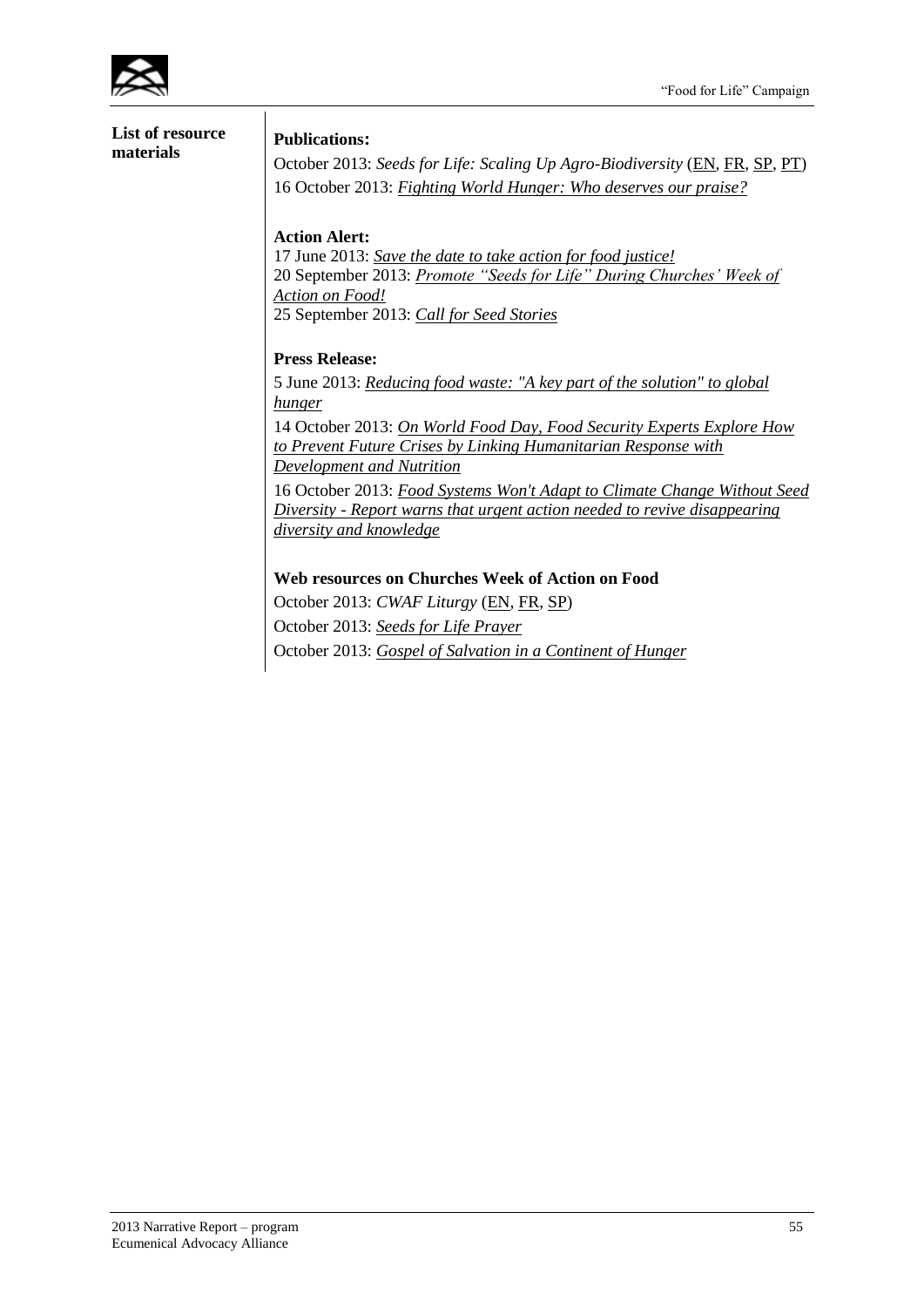| | |
|---|---|
| **List of resource materials** | **Publications:**<br>October 2013: *Seeds for Life: Scaling Up Agro-Biodiversity* (EN, FR, SP, PT)<br>16 October 2013: *Fighting World Hunger: Who deserves our praise?*<br><br>**Action Alert:**<br>17 June 2013: *Save the date to take action for food justice!*<br>20 September 2013: *Promote "Seeds for Life" During Churches' Week of Action on Food!*<br>25 September 2013: *Call for Seed Stories*<br><br>**Press Release:**<br>5 June 2013: *Reducing food waste: "A key part of the solution" to global hunger*<br>14 October 2013: *On World Food Day, Food Security Experts Explore How to Prevent Future Crises by Linking Humanitarian Response with Development and Nutrition*<br>16 October 2013: *Food Systems Won't Adapt to Climate Change Without Seed Diversity - Report warns that urgent action needed to revive disappearing diversity and knowledge*<br><br>**Web resources on Churches Week of Action on Food**<br>October 2013: *CWAF Liturgy* (EN, FR, SP)<br>October 2013: *Seeds for Life Prayer*<br>October 2013: *Gospel of Salvation in a Continent of Hunger* |